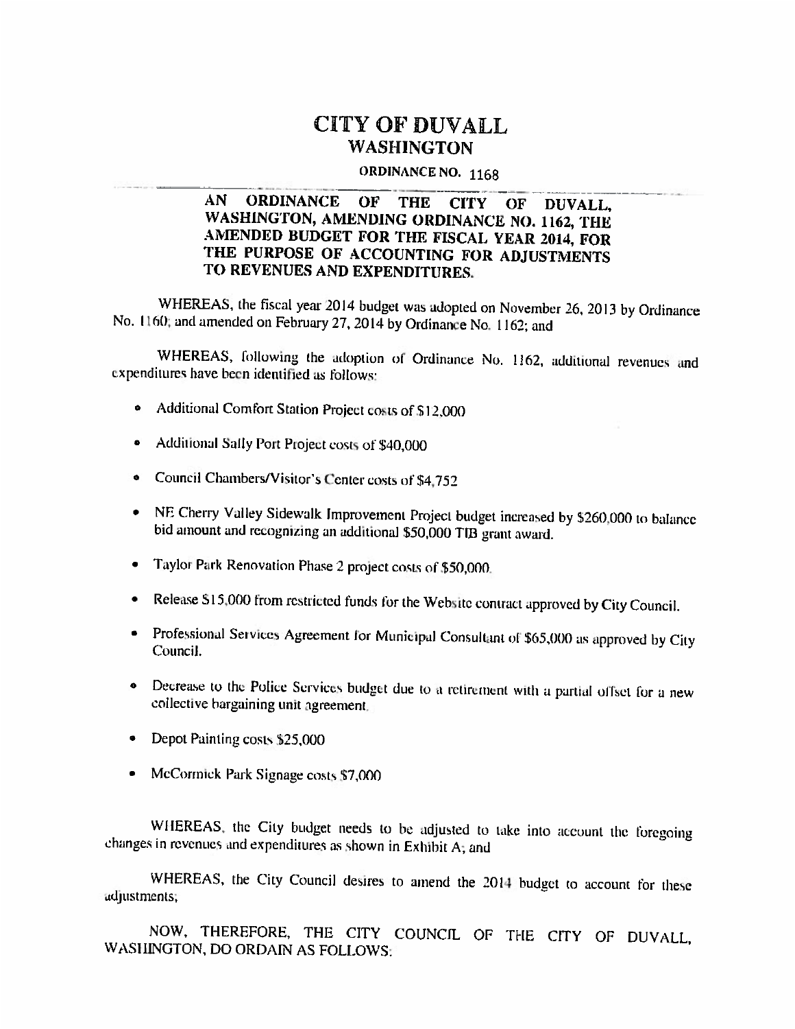# CITY OF DUVALL
## WASHINGTON

**ORDINANCE NO. 1168**

**AN ORDINANCE OF THE CITY OF DUVALL, WASHINGTON, AMENDING ORDINANCE NO. 1162, THE AMENDED BUDGET FOR THE FISCAL YEAR 2014, FOR THE PURPOSE OF ACCOUNTING FOR ADJUSTMENTS TO REVENUES AND EXPENDITURES.**

WHEREAS, the fiscal year 2014 budget was adopted on November 26, 2013 by Ordinance No. 1160; and amended on February 27, 2014 by Ordinance No. 1162; and

WHEREAS, following the adoption of Ordinance No. 1162, additional revenues and expenditures have been identified as follows:

- Additional Comfort Station Project costs of $12,000
- Additional Sally Port Project costs of $40,000
- Council Chambers/Visitor's Center costs of $4,752
- NE Cherry Valley Sidewalk Improvement Project budget increased by $260,000 to balance bid amount and recognizing an additional $50,000 TIB grant award.
- Taylor Park Renovation Phase 2 project costs of $50,000.
- Release $15,000 from restricted funds for the Website contract approved by City Council.
- Professional Services Agreement for Municipal Consultant of $65,000 as approved by City Council.
- Decrease to the Police Services budget due to a retirement with a partial offset for a new collective bargaining unit agreement.
- Depot Painting costs $25,000
- McCormick Park Signage costs $7,000

WHEREAS, the City budget needs to be adjusted to take into account the foregoing changes in revenues and expenditures as shown in Exhibit A; and

WHEREAS, the City Council desires to amend the 2014 budget to account for these adjustments;

NOW, THEREFORE, THE CITY COUNCIL OF THE CITY OF DUVALL, WASHINGTON, DO ORDAIN AS FOLLOWS: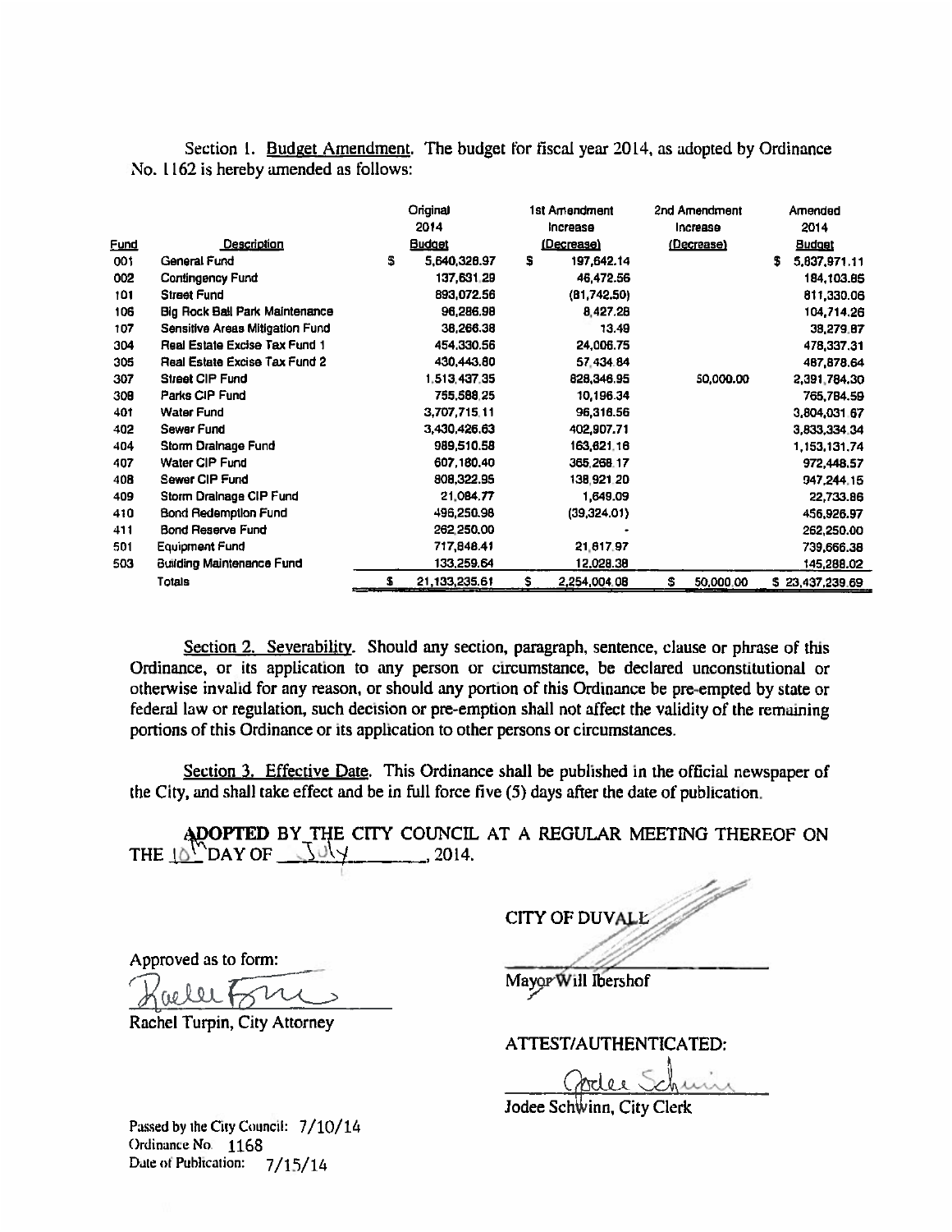Section 1. Budget Amendment. The budget for fiscal year 2014, as adopted by Ordinance No. 1162 is hereby amended as follows:

| Fund | Description | Original 2014 Budget | 1st Amendment Increase (Decrease) | 2nd Amendment Increase (Decrease) | Amended 2014 Budget |
|---|---|---|---|---|---|
| 001 | General Fund | $ 5,640,328.97 | $ 197,642.14 | | $ 5,837,971.11 |
| 002 | Contingency Fund | 137,631.29 | 46,472.56 | | 184,103.85 |
| 101 | Street Fund | 893,072.56 | (81,742.50) | | 811,330.06 |
| 106 | Big Rock Ball Park Maintenance | 96,286.98 | 8,427.28 | | 104,714.26 |
| 107 | Sensitive Areas Mitigation Fund | 38,266.38 | 13.49 | | 38,279.87 |
| 304 | Real Estate Excise Tax Fund 1 | 454,330.56 | 24,006.75 | | 478,337.31 |
| 305 | Real Estate Excise Tax Fund 2 | 430,443.80 | 57,434.84 | | 487,878.64 |
| 307 | Street CIP Fund | 1,513,437.35 | 828,346.95 | 50,000.00 | 2,391,784.30 |
| 308 | Parks CIP Fund | 755,588.25 | 10,196.34 | | 765,784.59 |
| 401 | Water Fund | 3,707,715.11 | 96,316.56 | | 3,804,031.67 |
| 402 | Sewer Fund | 3,430,426.63 | 402,907.71 | | 3,833,334.34 |
| 404 | Storm Drainage Fund | 989,510.58 | 163,621.16 | | 1,153,131.74 |
| 407 | Water CIP Fund | 607,180.40 | 365,268.17 | | 972,448.57 |
| 408 | Sewer CIP Fund | 808,322.95 | 138,921.20 | | 947,244.15 |
| 409 | Storm Drainage CIP Fund | 21,084.77 | 1,649.09 | | 22,733.86 |
| 410 | Bond Redemption Fund | 496,250.98 | (39,324.01) | | 456,926.97 |
| 411 | Bond Reserve Fund | 262,250.00 | - | | 262,250.00 |
| 501 | Equipment Fund | 717,848.41 | 21,817.97 | | 739,666.38 |
| 503 | Building Maintenance Fund | 133,259.64 | 12,028.38 | | 145,288.02 |
| | Totals | $ 21,133,235.61 | $ 2,254,004.08 | $ 50,000.00 | $ 23,437,239.69 |

Section 2. Severability. Should any section, paragraph, sentence, clause or phrase of this Ordinance, or its application to any person or circumstance, be declared unconstitutional or otherwise invalid for any reason, or should any portion of this Ordinance be pre-empted by state or federal law or regulation, such decision or pre-emption shall not affect the validity of the remaining portions of this Ordinance or its application to other persons or circumstances.

Section 3. Effective Date. This Ordinance shall be published in the official newspaper of the City, and shall take effect and be in full force five (5) days after the date of publication.

**ADOPTED** BY THE CITY COUNCIL AT A REGULAR MEETING THEREOF ON THE 10th DAY OF July, 2014.

CITY OF DUVALL

Mayor Will Ibershof

Approved as to form:

Rachel Turpin, City Attorney

ATTEST/AUTHENTICATED:

Jodee Schwinn, City Clerk

Passed by the City Council: 7/10/14
Ordinance No. 1168
Date of Publication: 7/15/14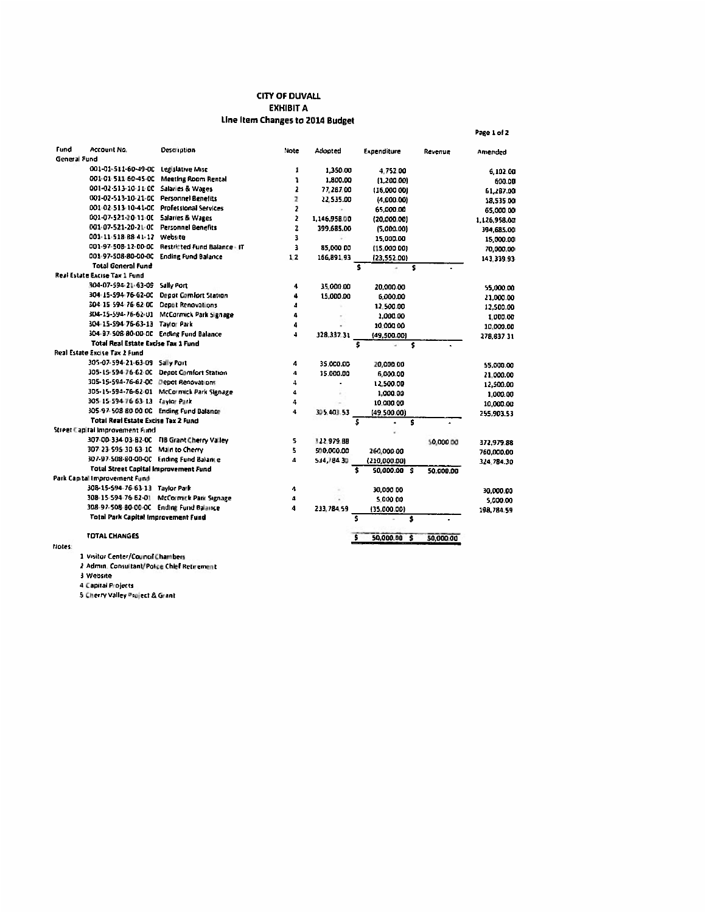# CITY OF DUVALL
## EXHIBIT A
### Line Item Changes to 2014 Budget

Page 1 of 2

| Fund | Account No. | Description | Note | Adopted | Expenditure | Revenue | Amended |
|---|---|---|---|---|---|---|---|
| General Fund | | | | | | | |
| | 001-01-511-60-49-00 | Legislative Misc | 1 | 1,350.00 | 4,752.00 | | 6,102.00 |
| | 001-01-511-60-45-00 | Meeting Room Rental | 1 | 1,800.00 | (1,200.00) | | 600.00 |
| | 001-02-513-10-11-00 | Salaries & Wages | 2 | 77,287.00 | (16,000.00) | | 61,287.00 |
| | 001-02-513-10-21-00 | Personnel Benefits | 2 | 22,535.00 | (4,000.00) | | 18,535.00 |
| | 001-02-513-10-41-00 | Professional Services | 2 | - | 65,000.00 | | 65,000.00 |
| | 001-07-521-20-11-00 | Salaries & Wages | 2 | 1,146,958.00 | (20,000.00) | | 1,126,958.00 |
| | 001-07-521-20-21-00 | Personnel Benefits | 2 | 399,685.00 | (5,000.00) | | 394,685.00 |
| | 001-11-518-88-41-12 | Website | 3 | - | 15,000.00 | | 15,000.00 |
| | 001-97-508-12-00-00 | Restricted Fund Balance - IT | 3 | 85,000.00 | (15,000.00) | | 70,000.00 |
| | 001-97-508-80-00-00 | Ending Fund Balance | 1 2 | 166,891.93 | (23,552.00) | | 143,339.93 |
| | Total General Fund | | | | $ - | $ - | |
| Real Estate Excise Tax 1 Fund | | | | | | | |
| | 304-07-594-21-63-09 | Sally Port | 4 | 35,000.00 | 20,000.00 | | 55,000.00 |
| | 304-15-594-76-62-00 | Depot Comfort Station | 4 | 15,000.00 | 6,000.00 | | 21,000.00 |
| | 304-15-594-76-62-00 | Depot Renovations | 4 | | 12,500.00 | | 12,500.00 |
| | 304-15-594-76-62-01 | McCormick Park Signage | 4 | - | 1,000.00 | | 1,000.00 |
| | 304-15-594-76-63-13 | Taylor Park | 4 | - | 10,000.00 | | 10,000.00 |
| | 304-97-508-80-00-00 | Ending Fund Balance | 4 | 328,337.31 | (49,500.00) | | 278,837.31 |
| | Total Real Estate Excise Tax 1 Fund | | | | $ - | $ - | |
| Real Estate Excise Tax 2 Fund | | | | | | | |
| | 305-07-594-21-63-09 | Sally Port | 4 | 35,000.00 | 20,000.00 | | 55,000.00 |
| | 305-15-594-76-62-00 | Depot Comfort Station | 4 | 15,000.00 | 6,000.00 | | 21,000.00 |
| | 305-15-594-76-62-00 | Depot Renovations | 4 | - | 12,500.00 | | 12,500.00 |
| | 305-15-594-76-62-01 | McCormick Park Signage | 4 | - | 1,000.00 | | 1,000.00 |
| | 305-15-594-76-63-13 | Taylor Park | 4 | - | 10,000.00 | | 10,000.00 |
| | 305-97-508-80-00-00 | Ending Fund Balance | 4 | 305,403.53 | (49,500.00) | | 255,903.53 |
| | Total Real Estate Excise Tax 2 Fund | | | | $ - | $ - | |
| Street Capital Improvement Fund | | | | | | | |
| | 307-00-334-03-82-00 | TIB Grant Cherry Valley | 5 | 322,979.88 | | 50,000.00 | 372,979.88 |
| | 307-23-595-30-63-10 | Main to Cherry | 5 | 500,000.00 | 260,000.00 | | 760,000.00 |
| | 307-97-508-80-00-00 | Ending Fund Balance | 4 | 534,784.30 | (210,000.00) | | 324,784.30 |
| | Total Street Capital Improvement Fund | | | | $ 50,000.00 | $ 50,000.00 | |
| Park Capital Improvement Fund | | | | | | | |
| | 308-15-594-76-63-13 | Taylor Park | 4 | - | 30,000.00 | | 30,000.00 |
| | 308-15-594-76-62-01 | McCormick Park Signage | 4 | - | 5,000.00 | | 5,000.00 |
| | 308-97-508-80-00-00 | Ending Fund Balance | 4 | 233,784.59 | (35,000.00) | | 198,784.59 |
| | Total Park Capital Improvement Fund | | | | $ - | $ - | |
| | TOTAL CHANGES | | | | $ 50,000.00 | $ 50,000.00 | |

Notes:

1 Visitor Center/Council Chambers
2 Admin. Consultant/Police Chief Retirement
3 Website
4 Capital Projects
5 Cherry Valley Project & Grant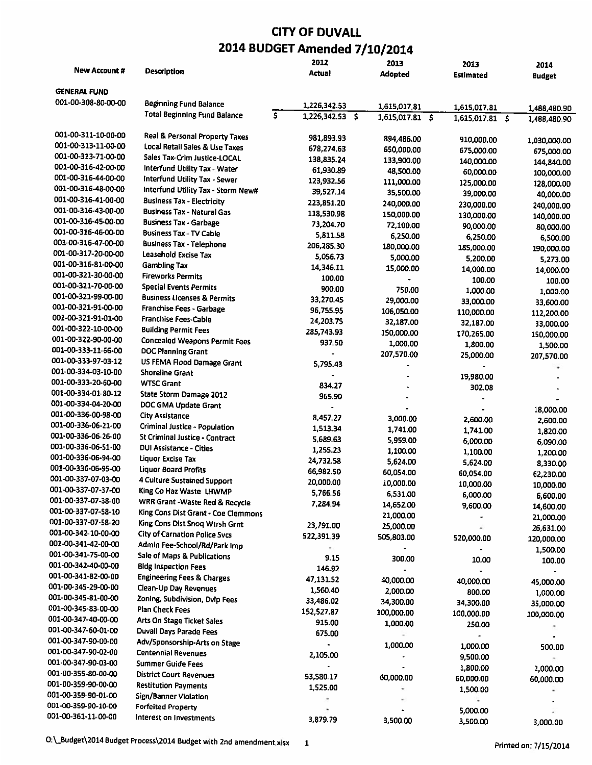# CITY OF DUVALL

## 2014 BUDGET Amended 7/10/2014

| New Account # | Description | 2012 Actual | 2013 Adopted | 2013 Estimated | 2014 Budget |
|---|---|---|---|---|---|
| **GENERAL FUND** | | | | | |
| 001-00-308-80-00-00 | Beginning Fund Balance | 1,226,342.53 | 1,615,017.81 | 1,615,017.81 | 1,488,480.90 |
| | Total Beginning Fund Balance | $ 1,226,342.53 | $ 1,615,017.81 | $ 1,615,017.81 | $ 1,488,480.90 |
| 001-00-311-10-00-00 | Real & Personal Property Taxes | 981,893.93 | 894,486.00 | 910,000.00 | 1,030,000.00 |
| 001-00-313-11-00-00 | Local Retail Sales & Use Taxes | 678,274.63 | 650,000.00 | 675,000.00 | 675,000.00 |
| 001-00-313-71-00-00 | Sales Tax-Crim Justice-LOCAL | 138,835.24 | 133,900.00 | 140,000.00 | 144,840.00 |
| 001-00-316-42-00-00 | Interfund Utility Tax - Water | 61,930.89 | 48,500.00 | 60,000.00 | 100,000.00 |
| 001-00-316-44-00-00 | Interfund Utility Tax - Sewer | 123,932.56 | 111,000.00 | 125,000.00 | 128,000.00 |
| 001-00-316-48-00-00 | Interfund Utility Tax - Storm New# | 39,527.14 | 35,500.00 | 39,000.00 | 40,000.00 |
| 001-00-316-41-00-00 | Business Tax - Electricity | 223,851.20 | 240,000.00 | 230,000.00 | 240,000.00 |
| 001-00-316-43-00-00 | Business Tax - Natural Gas | 118,530.98 | 150,000.00 | 130,000.00 | 140,000.00 |
| 001-00-316-45-00-00 | Business Tax - Garbage | 73,204.70 | 72,100.00 | 90,000.00 | 80,000.00 |
| 001-00-316-46-00-00 | Business Tax - TV Cable | 5,811.58 | 6,250.00 | 6,250.00 | 6,500.00 |
| 001-00-316-47-00-00 | Business Tax - Telephone | 206,285.30 | 180,000.00 | 185,000.00 | 190,000.00 |
| 001-00-317-20-00-00 | Leasehold Excise Tax | 5,056.73 | 5,000.00 | 5,200.00 | 5,273.00 |
| 001-00-316-81-00-00 | Gambling Tax | 14,346.11 | 15,000.00 | 14,000.00 | 14,000.00 |
| 001-00-321-30-00-00 | Fireworks Permits | 100.00 | - | 100.00 | 100.00 |
| 001-00-321-70-00-00 | Special Events Permits | 900.00 | 750.00 | 1,000.00 | 1,000.00 |
| 001-00-321-99-00-00 | Business Licenses & Permits | 33,270.45 | 29,000.00 | 33,000.00 | 33,600.00 |
| 001-00-321-91-00-00 | Franchise Fees - Garbage | 96,755.95 | 106,050.00 | 110,000.00 | 112,200.00 |
| 001-00-321-91-01-00 | Franchise Fees-Cable | 24,203.75 | 32,187.00 | 32,187.00 | 33,000.00 |
| 001-00-322-10-00-00 | Building Permit Fees | 285,743.93 | 150,000.00 | 170,265.00 | 150,000.00 |
| 001-00-322-90-00-00 | Concealed Weapons Permit Fees | 937.50 | 1,000.00 | 1,800.00 | 1,500.00 |
| 001-00-333-11-66-00 | DOC Planning Grant | - | 207,570.00 | 25,000.00 | 207,570.00 |
| 001-00-333-97-03-12 | US FEMA Flood Damage Grant | 5,795.43 | - | - | - |
| 001-00-334-03-10-00 | Shoreline Grant | - | - | 19,980.00 | - |
| 001-00-333-20-60-00 | WTSC Grant | 834.27 | - | 302.08 | - |
| 001-00-334-01-80-12 | State Storm Damage 2012 | 965.90 | - | - | - |
| 001-00-334-04-20-00 | DOC GMA Update Grant | - | - | - | 18,000.00 |
| 001-00-336-00-98-00 | City Assistance | 8,457.27 | 3,000.00 | 2,600.00 | 2,600.00 |
| 001-00-336-06-21-00 | Criminal Justice - Population | 1,513.34 | 1,741.00 | 1,741.00 | 1,820.00 |
| 001-00-336-06-26-00 | St Criminal Justice - Contract | 5,689.63 | 5,959.00 | 6,000.00 | 6,090.00 |
| 001-00-336-06-51-00 | DUI Assistance - Cities | 1,255.23 | 1,100.00 | 1,100.00 | 1,200.00 |
| 001-00-336-06-94-00 | Liquor Excise Tax | 24,732.58 | 5,624.00 | 5,624.00 | 8,330.00 |
| 001-00-336-06-95-00 | Liquor Board Profits | 66,982.50 | 60,054.00 | 60,054.00 | 62,230.00 |
| 001-00-337-07-03-00 | 4 Culture Sustained Support | 20,000.00 | 10,000.00 | 10,000.00 | 10,000.00 |
| 001-00-337-07-37-00 | King Co Haz Waste LHWMP | 5,766.56 | 6,531.00 | 6,000.00 | 6,600.00 |
| 001-00-337-07-38-00 | WRR Grant -Waste Red & Recycle | 7,284.94 | 14,652.00 | 9,600.00 | 14,600.00 |
| 001-00-337-07-58-10 | King Cons Dist Grant - Coe Clemmons | | 21,000.00 | - | 21,000.00 |
| 001-00-337-07-58-20 | King Cons Dist Snoq Wtrsh Grnt | 23,791.00 | 25,000.00 | - | 26,631.00 |
| 001-00-342-10-00-00 | City of Carnation Police Svcs | 522,391.39 | 505,803.00 | 520,000.00 | 120,000.00 |
| 001-00-341-42-00-00 | Admin Fee-School/Rd/Park Imp | - | - | - | 1,500.00 |
| 001-00-341-75-00-00 | Sale of Maps & Publications | 9.15 | 300.00 | 10.00 | 100.00 |
| 001-00-342-40-00-00 | Bldg Inspection Fees | 146.92 | - | - | |
| 001-00-341-82-00-00 | Engineering Fees & Charges | 47,131.52 | 40,000.00 | 40,000.00 | 45,000.00 |
| 001-00-345-29-00-00 | Clean-Up Day Revenues | 1,560.40 | 2,000.00 | 800.00 | 1,000.00 |
| 001-00-345-81-00-00 | Zoning, Subdivision, Dvlp Fees | 33,486.02 | 34,300.00 | 34,300.00 | 35,000.00 |
| 001-00-345-83-00-00 | Plan Check Fees | 152,527.87 | 100,000.00 | 100,000.00 | 100,000.00 |
| 001-00-347-40-00-00 | Arts On Stage Ticket Sales | 915.00 | 1,000.00 | 250.00 | - |
| 001-00-347-60-01-00 | Duvall Days Parade Fees | 675.00 | - | - | - |
| 001-00-347-90-00-00 | Adv/Sponsorship-Arts on Stage | - | 1,000.00 | 1,000.00 | 500.00 |
| 001-00-347-90-02-00 | Centennial Revenues | 2,105.00 | - | 9,500.00 | - |
| 001-00-347-90-03-00 | Summer Guide Fees | - | - | 1,800.00 | 2,000.00 |
| 001-00-355-80-00-00 | District Court Revenues | 53,580.17 | 60,000.00 | 60,000.00 | 60,000.00 |
| 001-00-359-90-00-00 | Restitution Payments | 1,525.00 | - | 1,500.00 | - |
| 001-00-359-90-01-00 | Sign/Banner Violation | - | - | - | - |
| 001-00-359-90-10-00 | Forfeited Property | - | - | 5,000.00 | - |
| 001-00-361-11-00-00 | Interest on Investments | 3,879.79 | 3,500.00 | 3,500.00 | 3,000.00 |

O:\_Budget\2014 Budget Process\2014 Budget with 2nd amendment.xlsx

Printed on: 7/15/2014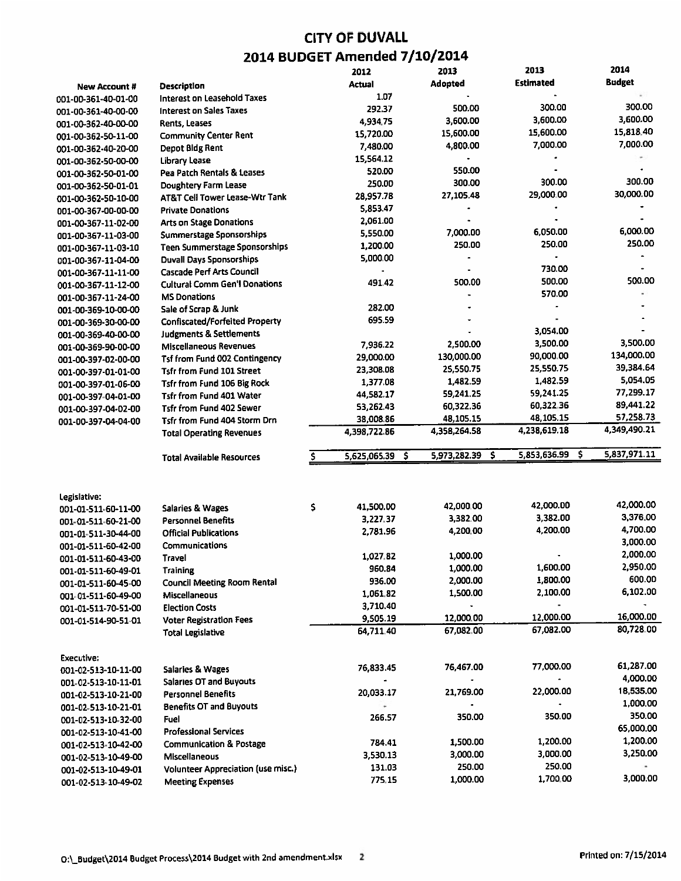# CITY OF DUVALL

## 2014 BUDGET Amended 7/10/2014

| New Account # | Description | 2012 Actual | 2013 Adopted | 2013 Estimated | 2014 Budget |
|---|---|---|---|---|---|
| 001-00-361-40-01-00 | Interest on Leasehold Taxes | 1.07 | - | - | - |
| 001-00-361-40-00-00 | Interest on Sales Taxes | 292.37 | 500.00 | 300.00 | 300.00 |
| 001-00-362-40-00-00 | Rents, Leases | 4,934.75 | 3,600.00 | 3,600.00 | 3,600.00 |
| 001-00-362-50-11-00 | Community Center Rent | 15,720.00 | 15,600.00 | 15,600.00 | 15,818.40 |
| 001-00-362-40-20-00 | Depot Bldg Rent | 7,480.00 | 4,800.00 | 7,000.00 | 7,000.00 |
| 001-00-362-50-00-00 | Library Lease | 15,564.12 | - | - | - |
| 001-00-362-50-01-00 | Pea Patch Rentals & Leases | 520.00 | 550.00 | - | - |
| 001-00-362-50-01-01 | Doughtery Farm Lease | 250.00 | 300.00 | 300.00 | 300.00 |
| 001-00-362-50-10-00 | AT&T Cell Tower Lease-Wtr Tank | 28,957.78 | 27,105.48 | 29,000.00 | 30,000.00 |
| 001-00-367-00-00-00 | Private Donations | 5,853.47 | - | - | - |
| 001-00-367-11-02-00 | Arts on Stage Donations | 2,061.00 | - | - | - |
| 001-00-367-11-03-00 | Summerstage Sponsorships | 5,550.00 | 7,000.00 | 6,050.00 | 6,000.00 |
| 001-00-367-11-03-10 | Teen Summerstage Sponsorships | 1,200.00 | 250.00 | 250.00 | 250.00 |
| 001-00-367-11-04-00 | Duvall Days Sponsorships | 5,000.00 | - | - | - |
| 001-00-367-11-11-00 | Cascade Perf Arts Council | - | - | 730.00 | - |
| 001-00-367-11-12-00 | Cultural Comm Gen'l Donations | 491.42 | 500.00 | 500.00 | 500.00 |
| 001-00-367-11-24-00 | MS Donations | | - | 570.00 | - |
| 001-00-369-10-00-00 | Sale of Scrap & Junk | 282.00 | - | - | - |
| 001-00-369-30-00-00 | Confiscated/Forfeited Property | 695.59 | - | - | - |
| 001-00-369-40-00-00 | Judgments & Settlements | | - | 3,054.00 | - |
| 001-00-369-90-00-00 | Miscellaneous Revenues | 7,936.22 | 2,500.00 | 3,500.00 | 3,500.00 |
| 001-00-397-02-00-00 | Tsf from Fund 002 Contingency | 29,000.00 | 130,000.00 | 90,000.00 | 134,000.00 |
| 001-00-397-01-01-00 | Tsfr from Fund 101 Street | 23,308.08 | 25,550.75 | 25,550.75 | 39,384.64 |
| 001-00-397-01-06-00 | Tsfr from Fund 106 Big Rock | 1,377.08 | 1,482.59 | 1,482.59 | 5,054.05 |
| 001-00-397-04-01-00 | Tsfr from Fund 401 Water | 44,582.17 | 59,241.25 | 59,241.25 | 77,299.17 |
| 001-00-397-04-02-00 | Tsfr from Fund 402 Sewer | 53,262.43 | 60,322.36 | 60,322.36 | 89,441.22 |
| 001-00-397-04-04-00 | Tsfr from Fund 404 Storm Drn | 38,008.86 | 48,105.15 | 48,105.15 | 57,258.73 |
| | Total Operating Revenues | 4,398,722.86 | 4,358,264.58 | 4,238,619.18 | 4,349,490.21 |
| | | | | | |
| | Total Available Resources | $ 5,625,065.39 | $ 5,973,282.39 | $ 5,853,636.99 | $ 5,837,971.11 |
| | | | | | |
| **Legislative:** | | | | | |
| 001-01-511-60-11-00 | Salaries & Wages | $ 41,500.00 | 42,000.00 | 42,000.00 | 42,000.00 |
| 001-01-511-60-21-00 | Personnel Benefits | 3,227.37 | 3,382.00 | 3,382.00 | 3,376.00 |
| 001-01-511-30-44-00 | Official Publications | 2,781.96 | 4,200.00 | 4,200.00 | 4,700.00 |
| 001-01-511-60-42-00 | Communications | | | | 3,000.00 |
| 001-01-511-60-43-00 | Travel | 1,027.82 | 1,000.00 | - | 2,000.00 |
| 001-01-511-60-49-01 | Training | 960.84 | 1,000.00 | 1,600.00 | 2,950.00 |
| 001-01-511-60-45-00 | Council Meeting Room Rental | 936.00 | 2,000.00 | 1,800.00 | 600.00 |
| 001-01-511-60-49-00 | Miscellaneous | 1,061.82 | 1,500.00 | 2,100.00 | 6,102.00 |
| 001-01-511-70-51-00 | Election Costs | 3,710.40 | - | - | - |
| 001-01-514-90-51-01 | Voter Registration Fees | 9,505.19 | 12,000.00 | 12,000.00 | 16,000.00 |
| | Total Legislative | 64,711.40 | 67,082.00 | 67,082.00 | 80,728.00 |
| | | | | | |
| **Executive:** | | | | | |
| 001-02-513-10-11-00 | Salaries & Wages | 76,833.45 | 76,467.00 | 77,000.00 | 61,287.00 |
| 001-02-513-10-11-01 | Salaries OT and Buyouts | - | - | - | 4,000.00 |
| 001-02-513-10-21-00 | Personnel Benefits | 20,033.17 | 21,769.00 | 22,000.00 | 18,535.00 |
| 001-02-513-10-21-01 | Benefits OT and Buyouts | - | - | - | 1,000.00 |
| 001-02-513-10-32-00 | Fuel | 266.57 | 350.00 | 350.00 | 350.00 |
| 001-02-513-10-41-00 | Professional Services | | | | 65,000.00 |
| 001-02-513-10-42-00 | Communication & Postage | 784.41 | 1,500.00 | 1,200.00 | 1,200.00 |
| 001-02-513-10-49-00 | Miscellaneous | 3,530.13 | 3,000.00 | 3,000.00 | 3,250.00 |
| 001-02-513-10-49-01 | Volunteer Appreciation (use misc.) | 131.03 | 250.00 | 250.00 | - |
| 001-02-513-10-49-02 | Meeting Expenses | 775.15 | 1,000.00 | 1,700.00 | 3,000.00 |

O:\_Budget\2014 Budget Process\2014 Budget with 2nd amendment.xlsx — Printed on: 7/15/2014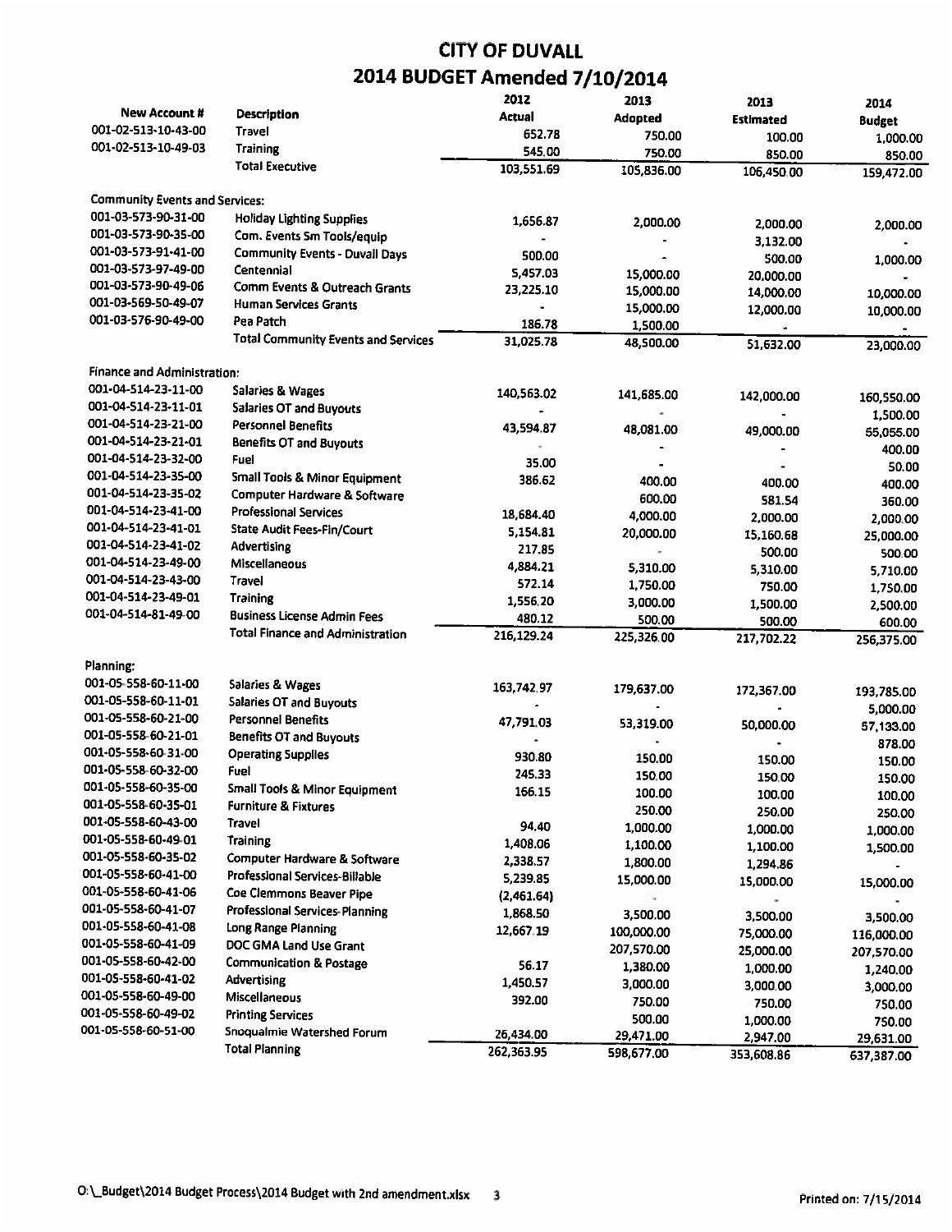# CITY OF DUVALL

## 2014 BUDGET Amended 7/10/2014

| New Account # | Description | 2012 Actual | 2013 Adopted | 2013 Estimated | 2014 Budget |
|---|---|---|---|---|---|
| 001-02-513-10-43-00 | Travel | 652.78 | 750.00 | 100.00 | 1,000.00 |
| 001-02-513-10-49-03 | Training | 545.00 | 750.00 | 850.00 | 850.00 |
| | Total Executive | 103,551.69 | 105,836.00 | 106,450.00 | 159,472.00 |
| **Community Events and Services:** | | | | | |
| 001-03-573-90-31-00 | Holiday Lighting Supplies | 1,656.87 | 2,000.00 | 2,000.00 | 2,000.00 |
| 001-03-573-90-35-00 | Com. Events Sm Tools/equip | - | - | 3,132.00 | - |
| 001-03-573-91-41-00 | Community Events - Duvall Days | 500.00 | - | 500.00 | 1,000.00 |
| 001-03-573-97-49-00 | Centennial | 5,457.03 | 15,000.00 | 20,000.00 | - |
| 001-03-573-90-49-06 | Comm Events & Outreach Grants | 23,225.10 | 15,000.00 | 14,000.00 | 10,000.00 |
| 001-03-569-50-49-07 | Human Services Grants | - | 15,000.00 | 12,000.00 | 10,000.00 |
| 001-03-576-90-49-00 | Pea Patch | 186.78 | 1,500.00 | - | - |
| | Total Community Events and Services | 31,025.78 | 48,500.00 | 51,632.00 | 23,000.00 |
| **Finance and Administration:** | | | | | |
| 001-04-514-23-11-00 | Salaries & Wages | 140,563.02 | 141,685.00 | 142,000.00 | 160,550.00 |
| 001-04-514-23-11-01 | Salaries OT and Buyouts | - | - | - | 1,500.00 |
| 001-04-514-23-21-00 | Personnel Benefits | 43,594.87 | 48,081.00 | 49,000.00 | 55,055.00 |
| 001-04-514-23-21-01 | Benefits OT and Buyouts | - | - | - | 400.00 |
| 001-04-514-23-32-00 | Fuel | 35.00 | - | - | 50.00 |
| 001-04-514-23-35-00 | Small Tools & Minor Equipment | 386.62 | 400.00 | 400.00 | 400.00 |
| 001-04-514-23-35-02 | Computer Hardware & Software | | 600.00 | 581.54 | 360.00 |
| 001-04-514-23-41-00 | Professional Services | 18,684.40 | 4,000.00 | 2,000.00 | 2,000.00 |
| 001-04-514-23-41-01 | State Audit Fees-Fin/Court | 5,154.81 | 20,000.00 | 15,160.68 | 25,000.00 |
| 001-04-514-23-41-02 | Advertising | 217.85 | - | 500.00 | 500.00 |
| 001-04-514-23-49-00 | Miscellaneous | 4,884.21 | 5,310.00 | 5,310.00 | 5,710.00 |
| 001-04-514-23-43-00 | Travel | 572.14 | 1,750.00 | 750.00 | 1,750.00 |
| 001-04-514-23-49-01 | Training | 1,556.20 | 3,000.00 | 1,500.00 | 2,500.00 |
| 001-04-514-81-49-00 | Business License Admin Fees | 480.12 | 500.00 | 500.00 | 600.00 |
| | Total Finance and Administration | 216,129.24 | 225,326.00 | 217,702.22 | 256,375.00 |
| **Planning:** | | | | | |
| 001-05-558-60-11-00 | Salaries & Wages | 163,742.97 | 179,637.00 | 172,367.00 | 193,785.00 |
| 001-05-558-60-11-01 | Salaries OT and Buyouts | - | - | - | 5,000.00 |
| 001-05-558-60-21-00 | Personnel Benefits | 47,791.03 | 53,319.00 | 50,000.00 | 57,133.00 |
| 001-05-558-60-21-01 | Benefits OT and Buyouts | - | - | - | 878.00 |
| 001-05-558-60-31-00 | Operating Supplies | 930.80 | 150.00 | 150.00 | 150.00 |
| 001-05-558-60-32-00 | Fuel | 245.33 | 150.00 | 150.00 | 150.00 |
| 001-05-558-60-35-00 | Small Tools & Minor Equipment | 166.15 | 100.00 | 100.00 | 100.00 |
| 001-05-558-60-35-01 | Furniture & Fixtures | | 250.00 | 250.00 | 250.00 |
| 001-05-558-60-43-00 | Travel | 94.40 | 1,000.00 | 1,000.00 | 1,000.00 |
| 001-05-558-60-49-01 | Training | 1,408.06 | 1,100.00 | 1,100.00 | 1,500.00 |
| 001-05-558-60-35-02 | Computer Hardware & Software | 2,338.57 | 1,800.00 | 1,294.86 | - |
| 001-05-558-60-41-00 | Professional Services-Billable | 5,239.85 | 15,000.00 | 15,000.00 | 15,000.00 |
| 001-05-558-60-41-06 | Coe Clemmons Beaver Pipe | (2,461.64) | - | - | - |
| 001-05-558-60-41-07 | Professional Services-Planning | 1,868.50 | 3,500.00 | 3,500.00 | 3,500.00 |
| 001-05-558-60-41-08 | Long Range Planning | 12,667.19 | 100,000.00 | 75,000.00 | 116,000.00 |
| 001-05-558-60-41-09 | DOC GMA Land Use Grant | | 207,570.00 | 25,000.00 | 207,570.00 |
| 001-05-558-60-42-00 | Communication & Postage | 56.17 | 1,380.00 | 1,000.00 | 1,240.00 |
| 001-05-558-60-41-02 | Advertising | 1,450.57 | 3,000.00 | 3,000.00 | 3,000.00 |
| 001-05-558-60-49-00 | Miscellaneous | 392.00 | 750.00 | 750.00 | 750.00 |
| 001-05-558-60-49-02 | Printing Services | | 500.00 | 1,000.00 | 750.00 |
| 001-05-558-60-51-00 | Snoqualmie Watershed Forum | 26,434.00 | 29,471.00 | 2,947.00 | 29,631.00 |
| | Total Planning | 262,363.95 | 598,677.00 | 353,608.86 | 637,387.00 |

O:\_Budget\2014 Budget Process\2014 Budget with 2nd amendment.xlsx

Printed on: 7/15/2014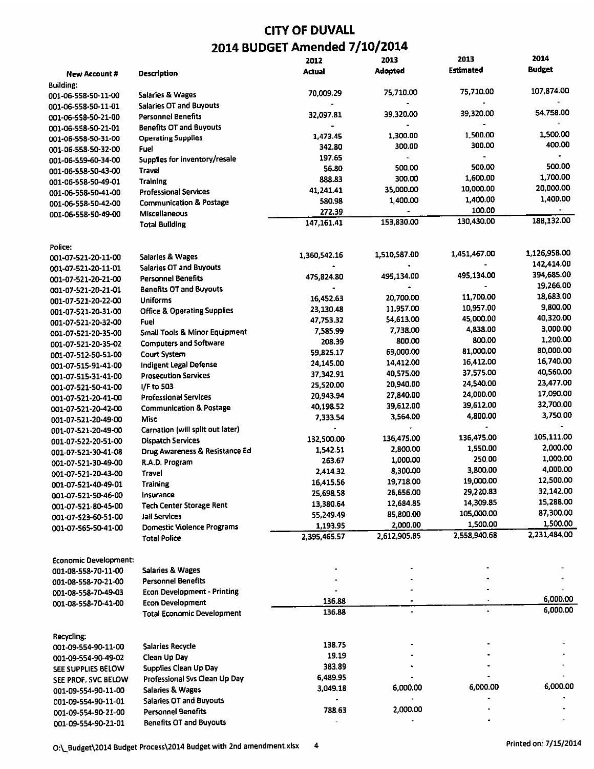# CITY OF DUVALL

## 2014 BUDGET Amended 7/10/2014

| New Account # | Description | 2012 Actual | 2013 Adopted | 2013 Estimated | 2014 Budget |
|---|---|---|---|---|---|
| Building: | | | | | |
| 001-06-558-50-11-00 | Salaries & Wages | 70,009.29 | 75,710.00 | 75,710.00 | 107,874.00 |
| 001-06-558-50-11-01 | Salaries OT and Buyouts | - | - | - | - |
| 001-06-558-50-21-00 | Personnel Benefits | 32,097.81 | 39,320.00 | 39,320.00 | 54,758.00 |
| 001-06-558-50-21-01 | Benefits OT and Buyouts | - | - | - | - |
| 001-06-558-50-31-00 | Operating Supplies | 1,473.45 | 1,300.00 | 1,500.00 | 1,500.00 |
| 001-06-558-50-32-00 | Fuel | 342.80 | 300.00 | 300.00 | 400.00 |
| 001-06-559-60-34-00 | Supplies for inventory/resale | 197.65 | - | - | - |
| 001-06-558-50-43-00 | Travel | 56.80 | 500.00 | 500.00 | 500.00 |
| 001-06-558-50-49-01 | Training | 888.83 | 300.00 | 1,600.00 | 1,700.00 |
| 001-06-558-50-41-00 | Professional Services | 41,241.41 | 35,000.00 | 10,000.00 | 20,000.00 |
| 001-06-558-50-42-00 | Communication & Postage | 580.98 | 1,400.00 | 1,400.00 | 1,400.00 |
| 001-06-558-50-49-00 | Miscellaneous | 272.39 | - | 100.00 | - |
| | Total Building | 147,161.41 | 153,830.00 | 130,430.00 | 188,132.00 |
| | | | | | |
| Police: | | | | | |
| 001-07-521-20-11-00 | Salaries & Wages | 1,360,542.16 | 1,510,587.00 | 1,451,467.00 | 1,126,958.00 |
| 001-07-521-20-11-01 | Salaries OT and Buyouts | - | - | - | 142,414.00 |
| 001-07-521-20-21-00 | Personnel Benefits | 475,824.80 | 495,134.00 | 495,134.00 | 394,685.00 |
| 001-07-521-20-21-01 | Benefits OT and Buyouts | - | - | - | 19,266.00 |
| 001-07-521-20-22-00 | Uniforms | 16,452.63 | 20,700.00 | 11,700.00 | 18,683.00 |
| 001-07-521-20-31-00 | Office & Operating Supplies | 23,130.48 | 11,957.00 | 10,957.00 | 9,800.00 |
| 001-07-521-20-32-00 | Fuel | 47,753.32 | 54,613.00 | 45,000.00 | 40,320.00 |
| 001-07-521-20-35-00 | Small Tools & Minor Equipment | 7,585.99 | 7,738.00 | 4,838.00 | 3,000.00 |
| 001-07-521-20-35-02 | Computers and Software | 208.39 | 800.00 | 800.00 | 1,200.00 |
| 001-07-512-50-51-00 | Court System | 59,825.17 | 69,000.00 | 81,000.00 | 80,000.00 |
| 001-07-515-91-41-00 | Indigent Legal Defense | 24,145.00 | 14,412.00 | 16,412.00 | 16,740.00 |
| 001-07-515-31-41-00 | Prosecution Services | 37,342.91 | 40,575.00 | 37,575.00 | 40,560.00 |
| 001-07-521-50-41-00 | I/F to 503 | 25,520.00 | 20,940.00 | 24,540.00 | 23,477.00 |
| 001-07-521-20-41-00 | Professional Services | 20,943.94 | 27,840.00 | 24,000.00 | 17,090.00 |
| 001-07-521-20-42-00 | Communication & Postage | 40,198.52 | 39,612.00 | 39,612.00 | 32,700.00 |
| 001-07-521-20-49-00 | Misc | 7,333.54 | 3,564.00 | 4,800.00 | 3,750.00 |
| 001-07-521-20-49-00 | Carnation (will split out later) | - | - | - | - |
| 001-07-522-20-51-00 | Dispatch Services | 132,500.00 | 136,475.00 | 136,475.00 | 105,111.00 |
| 001-07-521-30-41-08 | Drug Awareness & Resistance Ed | 1,542.51 | 2,800.00 | 1,550.00 | 2,000.00 |
| 001-07-521-30-49-00 | R.A.D. Program | 263.67 | 1,000.00 | 250.00 | 1,000.00 |
| 001-07-521-20-43-00 | Travel | 2,414.32 | 8,300.00 | 3,800.00 | 4,000.00 |
| 001-07-521-40-49-01 | Training | 16,415.56 | 19,718.00 | 19,000.00 | 12,500.00 |
| 001-07-521-50-46-00 | Insurance | 25,698.58 | 26,656.00 | 29,220.83 | 32,142.00 |
| 001-07-521-80-45-00 | Tech Center Storage Rent | 13,380.64 | 12,684.85 | 14,309.85 | 15,288.00 |
| 001-07-523-60-51-00 | Jail Services | 55,249.49 | 85,800.00 | 105,000.00 | 87,300.00 |
| 001-07-565-50-41-00 | Domestic Violence Programs | 1,193.95 | 2,000.00 | 1,500.00 | 1,500.00 |
| | Total Police | 2,395,465.57 | 2,612,905.85 | 2,558,940.68 | 2,231,484.00 |
| | | | | | |
| Economic Development: | | | | | |
| 001-08-558-70-11-00 | Salaries & Wages | - | - | - | - |
| 001-08-558-70-21-00 | Personnel Benefits | - | - | - | - |
| 001-08-558-70-49-03 | Econ Development - Printing | - | - | - | - |
| 001-08-558-70-41-00 | Econ Development | 136.88 | - | - | 6,000.00 |
| | Total Economic Development | 136.88 | - | - | 6,000.00 |
| | | | | | |
| Recycling: | | | | | |
| 001-09-554-90-11-00 | Salaries Recycle | 138.75 | - | - | - |
| 001-09-554-90-49-02 | Clean Up Day | 19.19 | - | - | - |
| SEE SUPPLIES BELOW | Supplies Clean Up Day | 383.89 | - | - | - |
| SEE PROF. SVC BELOW | Professional Svs Clean Up Day | 6,489.95 | - | - | - |
| 001-09-554-90-11-00 | Salaries & Wages | 3,049.18 | 6,000.00 | 6,000.00 | 6,000.00 |
| 001-09-554-90-11-01 | Salaries OT and Buyouts | - | - | - | - |
| 001-09-554-90-21-00 | Personnel Benefits | 788.63 | 2,000.00 | - | - |
| 001-09-554-90-21-01 | Benefits OT and Buyouts | - | - | - | - |

O:\_Budget\2014 Budget Process\2014 Budget with 2nd amendment.xlsx Printed on: 7/15/2014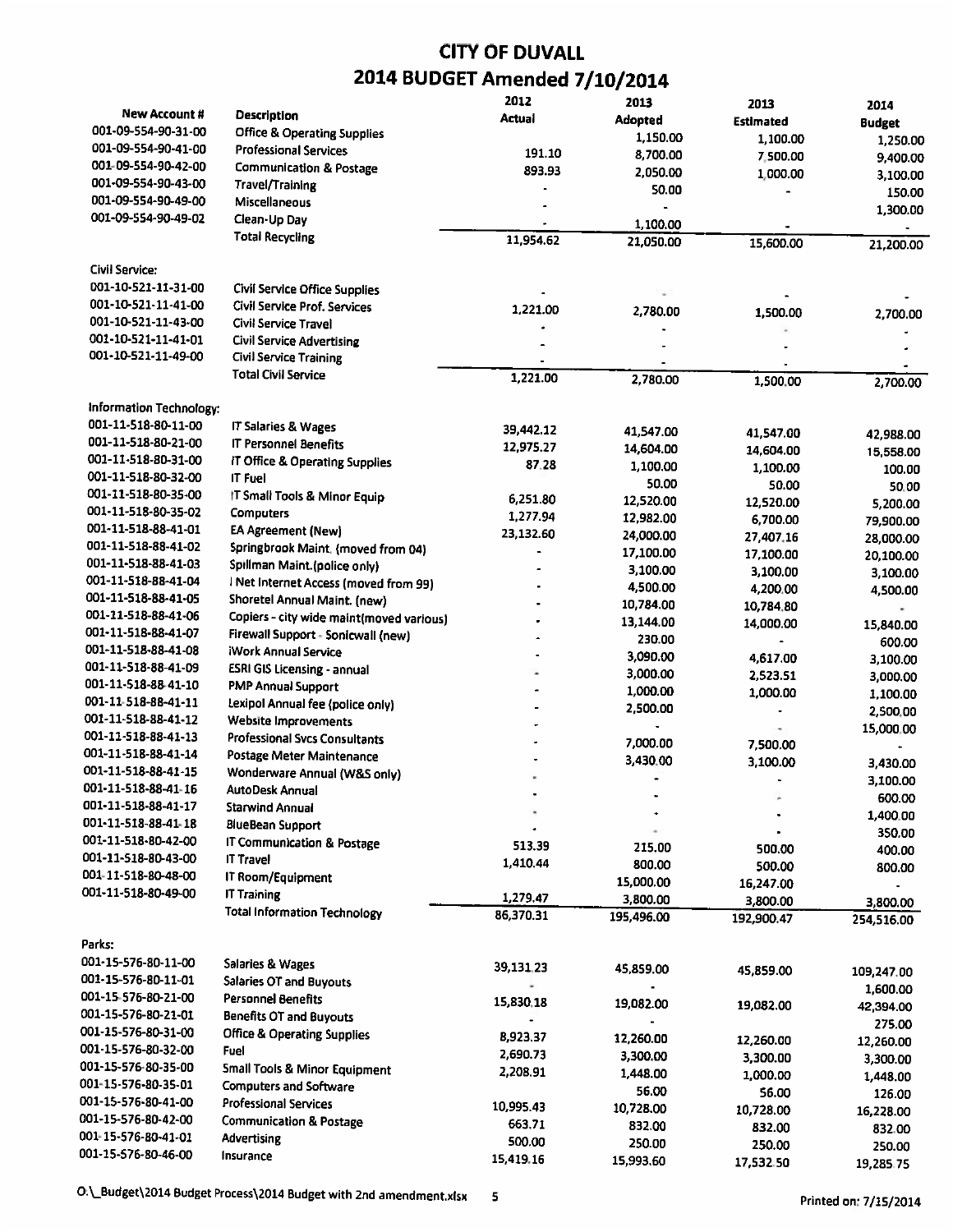# CITY OF DUVALL

## 2014 BUDGET Amended 7/10/2014

| New Account # | Description | 2012 Actual | 2013 Adopted | 2013 Estimated | 2014 Budget |
|---|---|---|---|---|---|
| 001-09-554-90-31-00 | Office & Operating Supplies | | 1,150.00 | 1,100.00 | 1,250.00 |
| 001-09-554-90-41-00 | Professional Services | 191.10 | 8,700.00 | 7,500.00 | 9,400.00 |
| 001-09-554-90-42-00 | Communication & Postage | 893.93 | 2,050.00 | 1,000.00 | 3,100.00 |
| 001-09-554-90-43-00 | Travel/Training | - | 50.00 | - | 150.00 |
| 001-09-554-90-49-00 | Miscellaneous | - | - | | 1,300.00 |
| 001-09-554-90-49-02 | Clean-Up Day | - | 1,100.00 | - | - |
| | Total Recycling | 11,954.62 | 21,050.00 | 15,600.00 | 21,200.00 |
| Civil Service: | | | | | |
| 001-10-521-11-31-00 | Civil Service Office Supplies | - | - | - | - |
| 001-10-521-11-41-00 | Civil Service Prof. Services | 1,221.00 | 2,780.00 | 1,500.00 | 2,700.00 |
| 001-10-521-11-43-00 | Civil Service Travel | - | - | - | - |
| 001-10-521-11-41-01 | Civil Service Advertising | - | - | - | - |
| 001-10-521-11-49-00 | Civil Service Training | - | - | - | - |
| | Total Civil Service | 1,221.00 | 2,780.00 | 1,500.00 | 2,700.00 |
| Information Technology: | | | | | |
| 001-11-518-80-11-00 | IT Salaries & Wages | 39,442.12 | 41,547.00 | 41,547.00 | 42,988.00 |
| 001-11-518-80-21-00 | IT Personnel Benefits | 12,975.27 | 14,604.00 | 14,604.00 | 15,558.00 |
| 001-11-518-80-31-00 | IT Office & Operating Supplies | 87.28 | 1,100.00 | 1,100.00 | 100.00 |
| 001-11-518-80-32-00 | IT Fuel | | 50.00 | 50.00 | 50.00 |
| 001-11-518-80-35-00 | IT Small Tools & Minor Equip | 6,251.80 | 12,520.00 | 12,520.00 | 5,200.00 |
| 001-11-518-80-35-02 | Computers | 1,277.94 | 12,982.00 | 6,700.00 | 79,900.00 |
| 001-11-518-88-41-01 | EA Agreement (New) | 23,132.60 | 24,000.00 | 27,407.16 | 28,000.00 |
| 001-11-518-88-41-02 | Springbrook Maint. (moved from 04) | - | 17,100.00 | 17,100.00 | 20,100.00 |
| 001-11-518-88-41-03 | Spillman Maint.(police only) | - | 3,100.00 | 3,100.00 | 3,100.00 |
| 001-11-518-88-41-04 | I Net Internet Access (moved from 99) | - | 4,500.00 | 4,200.00 | 4,500.00 |
| 001-11-518-88-41-05 | Shoretel Annual Maint. (new) | - | 10,784.00 | 10,784.80 | - |
| 001-11-518-88-41-06 | Copiers - city wide maint(moved various) | - | 13,144.00 | 14,000.00 | 15,840.00 |
| 001-11-518-88-41-07 | Firewall Support - Sonicwall (new) | - | 230.00 | - | 600.00 |
| 001-11-518-88-41-08 | iWork Annual Service | - | 3,090.00 | 4,617.00 | 3,100.00 |
| 001-11-518-88-41-09 | ESRI GIS Licensing - annual | - | 3,000.00 | 2,523.51 | 3,000.00 |
| 001-11-518-88-41-10 | PMP Annual Support | - | 1,000.00 | 1,000.00 | 1,100.00 |
| 001-11-518-88-41-11 | Lexipol Annual fee (police only) | - | 2,500.00 | - | 2,500.00 |
| 001-11-518-88-41-12 | Website Improvements | - | - | - | 15,000.00 |
| 001-11-518-88-41-13 | Professional Svcs Consultants | - | 7,000.00 | 7,500.00 | - |
| 001-11-518-88-41-14 | Postage Meter Maintenance | - | 3,430.00 | 3,100.00 | 3,430.00 |
| 001-11-518-88-41-15 | Wonderware Annual (W&S only) | - | - | - | 3,100.00 |
| 001-11-518-88-41-16 | AutoDesk Annual | - | - | - | 600.00 |
| 001-11-518-88-41-17 | Starwind Annual | - | - | - | 1,400.00 |
| 001-11-518-88-41-18 | BlueBean Support | - | - | - | 350.00 |
| 001-11-518-80-42-00 | IT Communication & Postage | 513.39 | 215.00 | 500.00 | 400.00 |
| 001-11-518-80-43-00 | IT Travel | 1,410.44 | 800.00 | 500.00 | 800.00 |
| 001-11-518-80-48-00 | IT Room/Equipment | | 15,000.00 | 16,247.00 | - |
| 001-11-518-80-49-00 | IT Training | 1,279.47 | 3,800.00 | 3,800.00 | 3,800.00 |
| | Total Information Technology | 86,370.31 | 195,496.00 | 192,900.47 | 254,516.00 |
| Parks: | | | | | |
| 001-15-576-80-11-00 | Salaries & Wages | 39,131.23 | 45,859.00 | 45,859.00 | 109,247.00 |
| 001-15-576-80-11-01 | Salaries OT and Buyouts | - | - | | 1,600.00 |
| 001-15-576-80-21-00 | Personnel Benefits | 15,830.18 | 19,082.00 | 19,082.00 | 42,394.00 |
| 001-15-576-80-21-01 | Benefits OT and Buyouts | - | - | | 275.00 |
| 001-15-576-80-31-00 | Office & Operating Supplies | 8,923.37 | 12,260.00 | 12,260.00 | 12,260.00 |
| 001-15-576-80-32-00 | Fuel | 2,690.73 | 3,300.00 | 3,300.00 | 3,300.00 |
| 001-15-576-80-35-00 | Small Tools & Minor Equipment | 2,208.91 | 1,448.00 | 1,000.00 | 1,448.00 |
| 001-15-576-80-35-01 | Computers and Software | | 56.00 | 56.00 | 126.00 |
| 001-15-576-80-41-00 | Professional Services | 10,995.43 | 10,728.00 | 10,728.00 | 16,228.00 |
| 001-15-576-80-42-00 | Communication & Postage | 663.71 | 832.00 | 832.00 | 832.00 |
| 001-15-576-80-41-01 | Advertising | 500.00 | 250.00 | 250.00 | 250.00 |
| 001-15-576-80-46-00 | Insurance | 15,419.16 | 15,993.60 | 17,532.50 | 19,285.75 |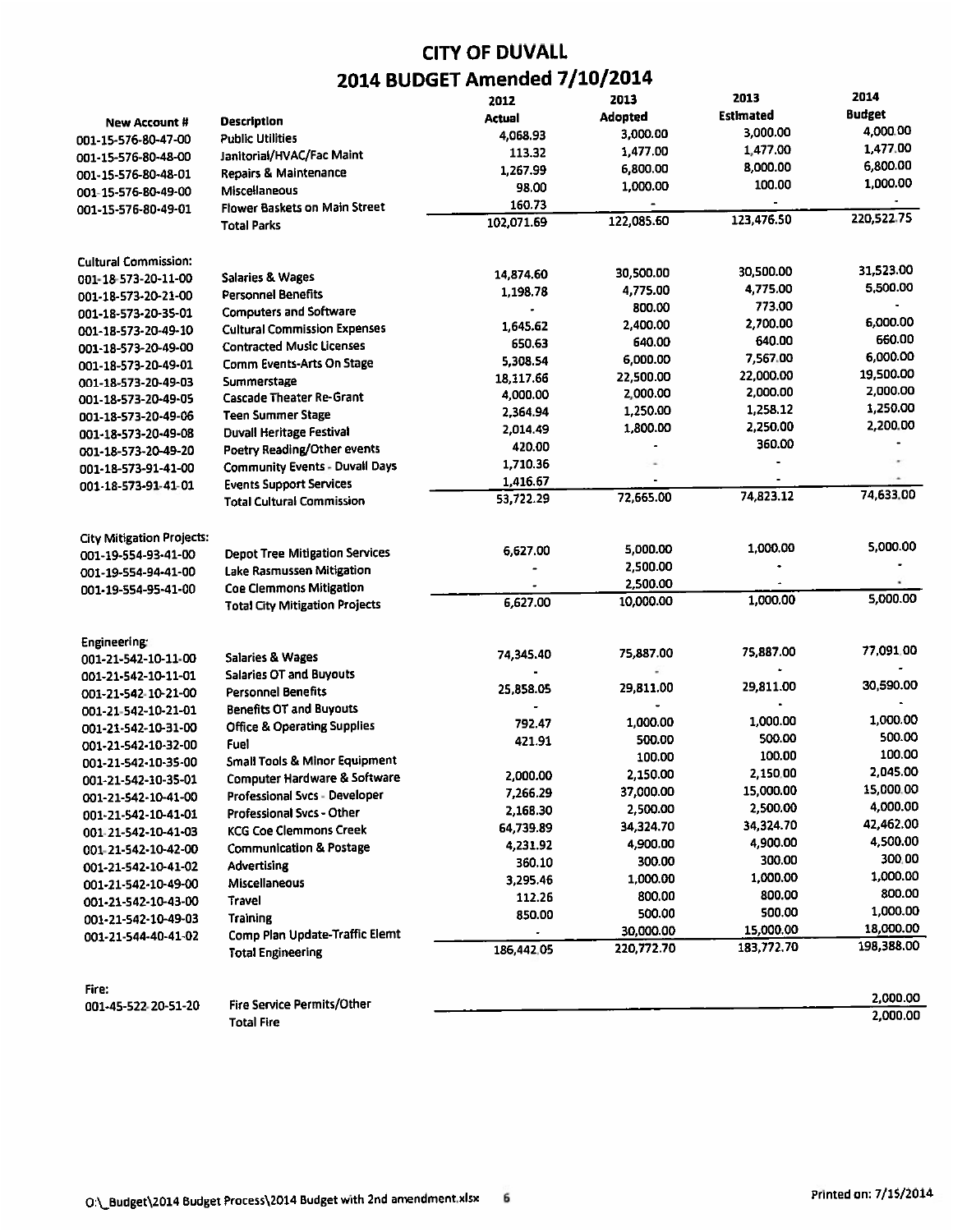# CITY OF DUVALL

## 2014 BUDGET Amended 7/10/2014

| New Account # | Description | 2012 Actual | 2013 Adopted | 2013 Estimated | 2014 Budget |
|---|---|---|---|---|---|
| 001-15-576-80-47-00 | Public Utilities | 4,068.93 | 3,000.00 | 3,000.00 | 4,000.00 |
| 001-15-576-80-48-00 | Janitorial/HVAC/Fac Maint | 113.32 | 1,477.00 | 1,477.00 | 1,477.00 |
| 001-15-576-80-48-01 | Repairs & Maintenance | 1,267.99 | 6,800.00 | 8,000.00 | 6,800.00 |
| 001-15-576-80-49-00 | Miscellaneous | 98.00 | 1,000.00 | 100.00 | 1,000.00 |
| 001-15-576-80-49-01 | Flower Baskets on Main Street | 160.73 | - | - | - |
| | Total Parks | 102,071.69 | 122,085.60 | 123,476.50 | 220,522.75 |
| | | | | | |
| Cultural Commission: | | | | | |
| 001-18-573-20-11-00 | Salaries & Wages | 14,874.60 | 30,500.00 | 30,500.00 | 31,523.00 |
| 001-18-573-20-21-00 | Personnel Benefits | 1,198.78 | 4,775.00 | 4,775.00 | 5,500.00 |
| 001-18-573-20-35-01 | Computers and Software | - | 800.00 | 773.00 | - |
| 001-18-573-20-49-10 | Cultural Commission Expenses | 1,645.62 | 2,400.00 | 2,700.00 | 6,000.00 |
| 001-18-573-20-49-00 | Contracted Music Licenses | 650.63 | 640.00 | 640.00 | 660.00 |
| 001-18-573-20-49-01 | Comm Events-Arts On Stage | 5,308.54 | 6,000.00 | 7,567.00 | 6,000.00 |
| 001-18-573-20-49-03 | Summerstage | 18,117.66 | 22,500.00 | 22,000.00 | 19,500.00 |
| 001-18-573-20-49-05 | Cascade Theater Re-Grant | 4,000.00 | 2,000.00 | 2,000.00 | 2,000.00 |
| 001-18-573-20-49-06 | Teen Summer Stage | 2,364.94 | 1,250.00 | 1,258.12 | 1,250.00 |
| 001-18-573-20-49-08 | Duvall Heritage Festival | 2,014.49 | 1,800.00 | 2,250.00 | 2,200.00 |
| 001-18-573-20-49-20 | Poetry Reading/Other events | 420.00 | - | 360.00 | - |
| 001-18-573-91-41-00 | Community Events - Duvall Days | 1,710.36 | - | | - |
| 001-18-573-91-41-01 | Events Support Services | 1,416.67 | - | - | - |
| | Total Cultural Commission | 53,722.29 | 72,665.00 | 74,823.12 | 74,633.00 |
| | | | | | |
| City Mitigation Projects: | | | | | |
| 001-19-554-93-41-00 | Depot Tree Mitigation Services | 6,627.00 | 5,000.00 | 1,000.00 | 5,000.00 |
| 001-19-554-94-41-00 | Lake Rasmussen Mitigation | - | 2,500.00 | - | - |
| 001-19-554-95-41-00 | Coe Clemmons Mitigation | - | 2,500.00 | - | - |
| | Total City Mitigation Projects | 6,627.00 | 10,000.00 | 1,000.00 | 5,000.00 |
| | | | | | |
| Engineering: | | | | | |
| 001-21-542-10-11-00 | Salaries & Wages | 74,345.40 | 75,887.00 | 75,887.00 | 77,091.00 |
| 001-21-542-10-11-01 | Salaries OT and Buyouts | - | - | - | - |
| 001-21-542-10-21-00 | Personnel Benefits | 25,858.05 | 29,811.00 | 29,811.00 | 30,590.00 |
| 001-21-542-10-21-01 | Benefits OT and Buyouts | - | - | - | - |
| 001-21-542-10-31-00 | Office & Operating Supplies | 792.47 | 1,000.00 | 1,000.00 | 1,000.00 |
| 001-21-542-10-32-00 | Fuel | 421.91 | 500.00 | 500.00 | 500.00 |
| 001-21-542-10-35-00 | Small Tools & Minor Equipment | | 100.00 | 100.00 | 100.00 |
| 001-21-542-10-35-01 | Computer Hardware & Software | 2,000.00 | 2,150.00 | 2,150.00 | 2,045.00 |
| 001-21-542-10-41-00 | Professional Svcs - Developer | 7,266.29 | 37,000.00 | 15,000.00 | 15,000.00 |
| 001-21-542-10-41-01 | Professional Svcs - Other | 2,168.30 | 2,500.00 | 2,500.00 | 4,000.00 |
| 001-21-542-10-41-03 | KCG Coe Clemmons Creek | 64,739.89 | 34,324.70 | 34,324.70 | 42,462.00 |
| 001-21-542-10-42-00 | Communication & Postage | 4,231.92 | 4,900.00 | 4,900.00 | 4,500.00 |
| 001-21-542-10-41-02 | Advertising | 360.10 | 300.00 | 300.00 | 300.00 |
| 001-21-542-10-49-00 | Miscellaneous | 3,295.46 | 1,000.00 | 1,000.00 | 1,000.00 |
| 001-21-542-10-43-00 | Travel | 112.26 | 800.00 | 800.00 | 800.00 |
| 001-21-542-10-49-03 | Training | 850.00 | 500.00 | 500.00 | 1,000.00 |
| 001-21-544-40-41-02 | Comp Plan Update-Traffic Elemt | - | 30,000.00 | 15,000.00 | 18,000.00 |
| | Total Engineering | 186,442.05 | 220,772.70 | 183,772.70 | 198,388.00 |
| | | | | | |
| Fire: | | | | | |
| 001-45-522-20-51-20 | Fire Service Permits/Other | | | | 2,000.00 |
| | Total Fire | | | | 2,000.00 |

O:\_Budget\2014 Budget Process\2014 Budget with 2nd amendment.xlsx    Printed on: 7/15/2014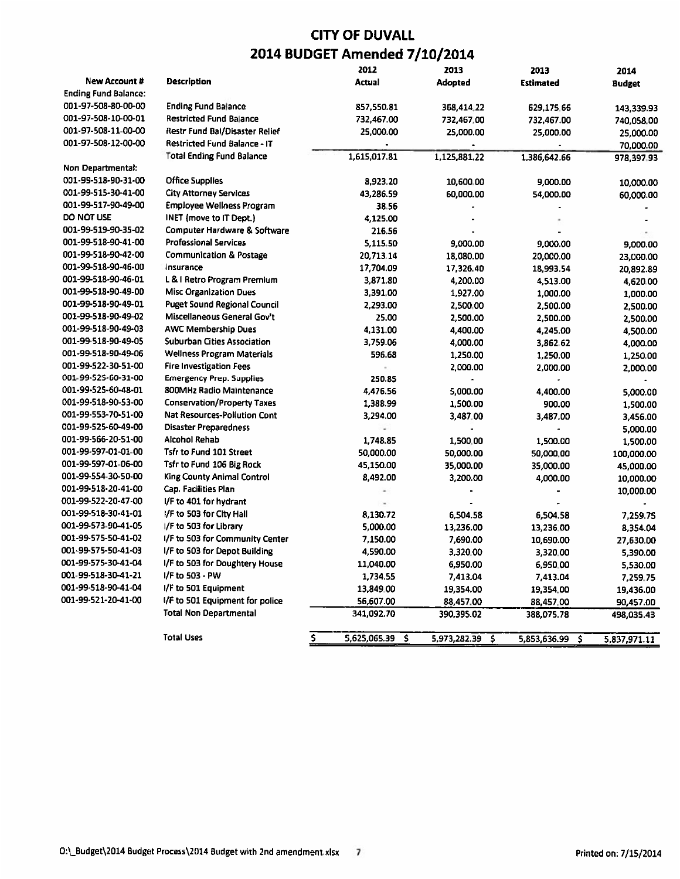# CITY OF DUVALL

## 2014 BUDGET Amended 7/10/2014

| New Account # | Description | 2012 Actual | 2013 Adopted | 2013 Estimated | 2014 Budget |
|---|---|---|---|---|---|
| Ending Fund Balance: | | | | | |
| 001-97-508-80-00-00 | Ending Fund Balance | 857,550.81 | 368,414.22 | 629,175.66 | 143,339.93 |
| 001-97-508-10-00-01 | Restricted Fund Balance | 732,467.00 | 732,467.00 | 732,467.00 | 740,058.00 |
| 001-97-508-11-00-00 | Restr Fund Bal/Disaster Relief | 25,000.00 | 25,000.00 | 25,000.00 | 25,000.00 |
| 001-97-508-12-00-00 | Restricted Fund Balance - IT | - | - | - | 70,000.00 |
| | Total Ending Fund Balance | 1,615,017.81 | 1,125,881.22 | 1,386,642.66 | 978,397.93 |
| Non Departmental: | | | | | |
| 001-99-518-90-31-00 | Office Supplies | 8,923.20 | 10,600.00 | 9,000.00 | 10,000.00 |
| 001-99-515-30-41-00 | City Attorney Services | 43,286.59 | 60,000.00 | 54,000.00 | 60,000.00 |
| 001-99-517-90-49-00 | Employee Wellness Program | 38.56 | - | - | - |
| DO NOT USE | INET (move to IT Dept.) | 4,125.00 | - | - | - |
| 001-99-519-90-35-02 | Computer Hardware & Software | 216.56 | - | - | - |
| 001-99-518-90-41-00 | Professional Services | 5,115.50 | 9,000.00 | 9,000.00 | 9,000.00 |
| 001-99-518-90-42-00 | Communication & Postage | 20,713.14 | 18,080.00 | 20,000.00 | 23,000.00 |
| 001-99-518-90-46-00 | Insurance | 17,704.09 | 17,326.40 | 18,993.54 | 20,892.89 |
| 001-99-518-90-46-01 | L & I Retro Program Premium | 3,871.80 | 4,200.00 | 4,513.00 | 4,620.00 |
| 001-99-518-90-49-00 | Misc Organization Dues | 3,391.00 | 1,927.00 | 1,000.00 | 1,000.00 |
| 001-99-518-90-49-01 | Puget Sound Regional Council | 2,293.00 | 2,500.00 | 2,500.00 | 2,500.00 |
| 001-99-518-90-49-02 | Miscellaneous General Gov't | 25.00 | 2,500.00 | 2,500.00 | 2,500.00 |
| 001-99-518-90-49-03 | AWC Membership Dues | 4,131.00 | 4,400.00 | 4,245.00 | 4,500.00 |
| 001-99-518-90-49-05 | Suburban Cities Association | 3,759.06 | 4,000.00 | 3,862.62 | 4,000.00 |
| 001-99-518-90-49-06 | Wellness Program Materials | 596.68 | 1,250.00 | 1,250.00 | 1,250.00 |
| 001-99-522-30-51-00 | Fire Investigation Fees | - | 2,000.00 | 2,000.00 | 2,000.00 |
| 001-99-525-60-31-00 | Emergency Prep. Supplies | 250.85 | - | - | - |
| 001-99-525-60-48-01 | 800MHz Radio Maintenance | 4,476.56 | 5,000.00 | 4,400.00 | 5,000.00 |
| 001-99-518-90-53-00 | Conservation/Property Taxes | 1,388.99 | 1,500.00 | 900.00 | 1,500.00 |
| 001-99-553-70-51-00 | Nat Resources-Pollution Cont | 3,294.00 | 3,487.00 | 3,487.00 | 3,456.00 |
| 001-99-525-60-49-00 | Disaster Preparedness | - | - | - | 5,000.00 |
| 001-99-566-20-51-00 | Alcohol Rehab | 1,748.85 | 1,500.00 | 1,500.00 | 1,500.00 |
| 001-99-597-01-01-00 | Tsfr to Fund 101 Street | 50,000.00 | 50,000.00 | 50,000.00 | 100,000.00 |
| 001-99-597-01-06-00 | Tsfr to Fund 106 Big Rock | 45,150.00 | 35,000.00 | 35,000.00 | 45,000.00 |
| 001-99-554-30-50-00 | King County Animal Control | 8,492.00 | 3,200.00 | 4,000.00 | 10,000.00 |
| 001-99-518-20-41-00 | Cap. Facilities Plan | - | - | - | 10,000.00 |
| 001-99-522-20-47-00 | I/F to 401 for hydrant | - | - | - | - |
| 001-99-518-30-41-01 | I/F to 503 for City Hall | 8,130.72 | 6,504.58 | 6,504.58 | 7,259.75 |
| 001-99-573-90-41-05 | I/F to 503 for Library | 5,000.00 | 13,236.00 | 13,236.00 | 8,354.04 |
| 001-99-575-50-41-02 | I/F to 503 for Community Center | 7,150.00 | 7,690.00 | 10,690.00 | 27,630.00 |
| 001-99-575-50-41-03 | I/F to 503 for Depot Building | 4,590.00 | 3,320.00 | 3,320.00 | 5,390.00 |
| 001-99-575-30-41-04 | I/F to 503 for Doughtery House | 11,040.00 | 6,950.00 | 6,950.00 | 5,530.00 |
| 001-99-518-30-41-21 | I/F to 503 - PW | 1,734.55 | 7,413.04 | 7,413.04 | 7,259.75 |
| 001-99-518-90-41-04 | I/F to 501 Equipment | 13,849.00 | 19,354.00 | 19,354.00 | 19,436.00 |
| 001-99-521-20-41-00 | I/F to 501 Equipment for police | 56,607.00 | 88,457.00 | 88,457.00 | 90,457.00 |
| | Total Non Departmental | 341,092.70 | 390,395.02 | 388,075.78 | 498,035.43 |
| | Total Uses | $ 5,625,065.39 | $ 5,973,282.39 | $ 5,853,636.99 | $ 5,837,971.11 |

O:\_Budget\2014 Budget Process\2014 Budget with 2nd amendment.xlsx 7 Printed on: 7/15/2014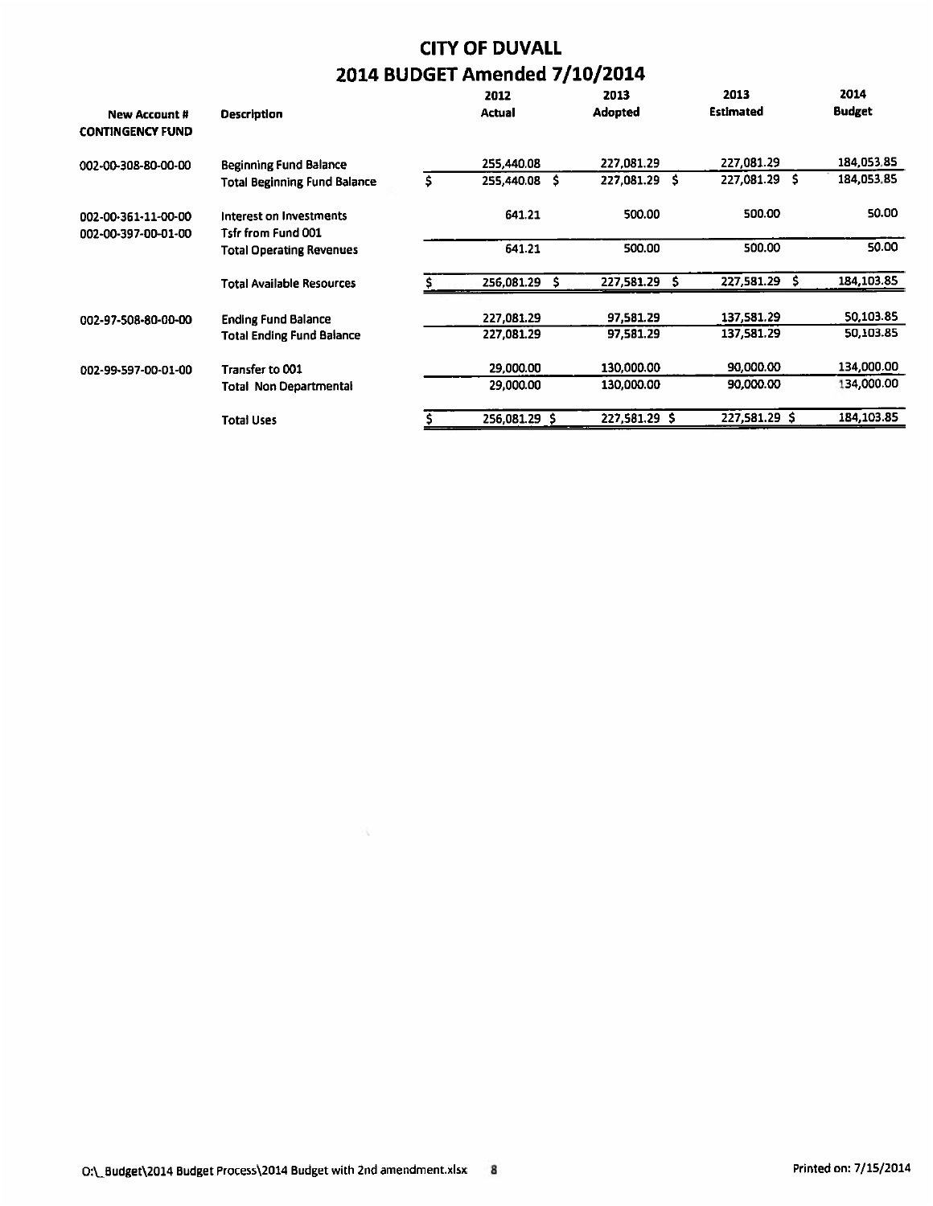# CITY OF DUVALL

## 2014 BUDGET Amended 7/10/2014

| New Account # | Description | 2012 Actual | 2013 Adopted | 2013 Estimated | 2014 Budget |
|---|---|---|---|---|---|
| **CONTINGENCY FUND** | | | | | |
| 002-00-308-80-00-00 | Beginning Fund Balance | 255,440.08 | 227,081.29 | 227,081.29 | 184,053.85 |
| | Total Beginning Fund Balance | $ 255,440.08 | $ 227,081.29 | $ 227,081.29 | $ 184,053.85 |
| 002-00-361-11-00-00 | Interest on Investments | 641.21 | 500.00 | 500.00 | 50.00 |
| 002-00-397-00-01-00 | Tsfr from Fund 001 | | | | |
| | Total Operating Revenues | 641.21 | 500.00 | 500.00 | 50.00 |
| | Total Available Resources | $ 256,081.29 | $ 227,581.29 | $ 227,581.29 | $ 184,103.85 |
| 002-97-508-80-00-00 | Ending Fund Balance | 227,081.29 | 97,581.29 | 137,581.29 | 50,103.85 |
| | Total Ending Fund Balance | 227,081.29 | 97,581.29 | 137,581.29 | 50,103.85 |
| 002-99-597-00-01-00 | Transfer to 001 | 29,000.00 | 130,000.00 | 90,000.00 | 134,000.00 |
| | Total Non Departmental | 29,000.00 | 130,000.00 | 90,000.00 | 134,000.00 |
| | Total Uses | $ 256,081.29 | $ 227,581.29 | $ 227,581.29 | $ 184,103.85 |

O:\_Budget\2014 Budget Process\2014 Budget with 2nd amendment.xlsx Printed on: 7/15/2014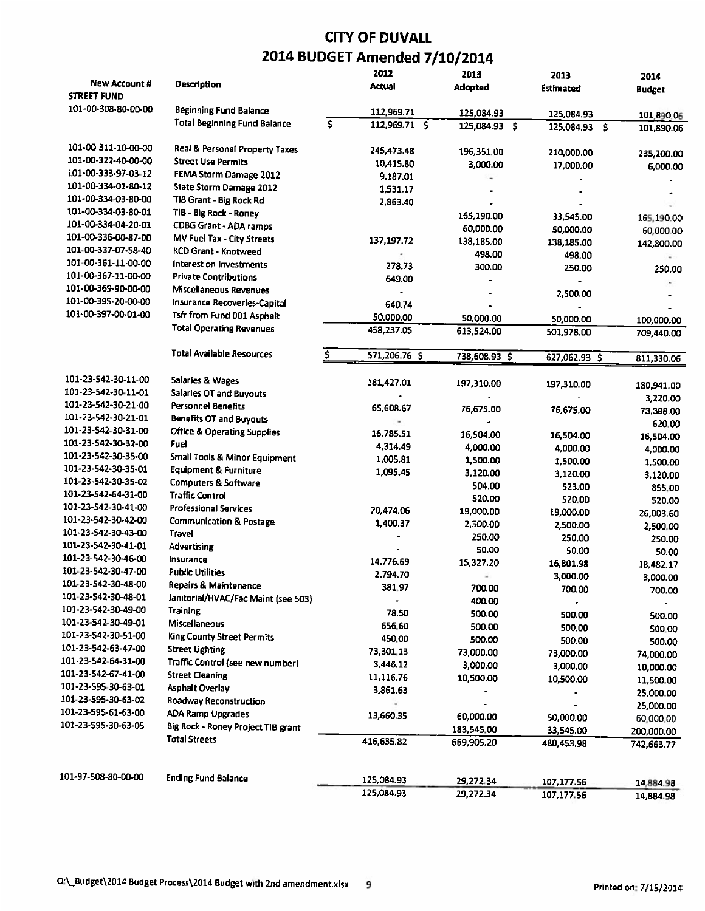# CITY OF DUVALL

## 2014 BUDGET Amended 7/10/2014

| New Account # | Description | 2012 Actual | 2013 Adopted | 2013 Estimated | 2014 Budget |
|---|---|---|---|---|---|
| **STREET FUND** | | | | | |
| 101-00-308-80-00-00 | Beginning Fund Balance | 112,969.71 | 125,084.93 | 125,084.93 | 101,890.06 |
| | Total Beginning Fund Balance | $ 112,969.71 | $ 125,084.93 | $ 125,084.93 | $ 101,890.06 |
| 101-00-311-10-00-00 | Real & Personal Property Taxes | 245,473.48 | 196,351.00 | 210,000.00 | 235,200.00 |
| 101-00-322-40-00-00 | Street Use Permits | 10,415.80 | 3,000.00 | 17,000.00 | 6,000.00 |
| 101-00-333-97-03-12 | FEMA Storm Damage 2012 | 9,187.01 | - | - | - |
| 101-00-334-01-80-12 | State Storm Damage 2012 | 1,531.17 | - | - | - |
| 101-00-334-03-80-00 | TIB Grant - Big Rock Rd | 2,863.40 | - | - | - |
| 101-00-334-03-80-01 | TIB - Big Rock - Roney | | 165,190.00 | 33,545.00 | 165,190.00 |
| 101-00-334-04-20-01 | CDBG Grant - ADA ramps | | 60,000.00 | 50,000.00 | 60,000.00 |
| 101-00-336-00-87-00 | MV Fuel Tax - City Streets | 137,197.72 | 138,185.00 | 138,185.00 | 142,800.00 |
| 101-00-337-07-58-40 | KCD Grant - Knotweed | - | 498.00 | 498.00 | - |
| 101-00-361-11-00-00 | Interest on Investments | 278.73 | 300.00 | 250.00 | 250.00 |
| 101-00-367-11-00-00 | Private Contributions | 649.00 | - | - | |
| 101-00-369-90-00-00 | Miscellaneous Revenues | - | - | 2,500.00 | - |
| 101-00-395-20-00-00 | Insurance Recoveries-Capital | 640.74 | - | - | - |
| 101-00-397-00-01-00 | Tsfr from Fund 001 Asphalt | 50,000.00 | 50,000.00 | 50,000.00 | 100,000.00 |
| | Total Operating Revenues | 458,237.05 | 613,524.00 | 501,978.00 | 709,440.00 |
| | Total Available Resources | $ 571,206.76 | $ 738,608.93 | $ 627,062.93 | $ 811,330.06 |
| 101-23-542-30-11-00 | Salaries & Wages | 181,427.01 | 197,310.00 | 197,310.00 | 180,941.00 |
| 101-23-542-30-11-01 | Salaries OT and Buyouts | - | - | - | 3,220.00 |
| 101-23-542-30-21-00 | Personnel Benefits | 65,608.67 | 76,675.00 | 76,675.00 | 73,398.00 |
| 101-23-542-30-21-01 | Benefits OT and Buyouts | - | - | | 620.00 |
| 101-23-542-30-31-00 | Office & Operating Supplies | 16,785.51 | 16,504.00 | 16,504.00 | 16,504.00 |
| 101-23-542-30-32-00 | Fuel | 4,314.49 | 4,000.00 | 4,000.00 | 4,000.00 |
| 101-23-542-30-35-00 | Small Tools & Minor Equipment | 1,005.81 | 1,500.00 | 1,500.00 | 1,500.00 |
| 101-23-542-30-35-01 | Equipment & Furniture | 1,095.45 | 3,120.00 | 3,120.00 | 3,120.00 |
| 101-23-542-30-35-02 | Computers & Software | | 504.00 | 523.00 | 855.00 |
| 101-23-542-64-31-00 | Traffic Control | | 520.00 | 520.00 | 520.00 |
| 101-23-542-30-41-00 | Professional Services | 20,474.06 | 19,000.00 | 19,000.00 | 26,003.60 |
| 101-23-542-30-42-00 | Communication & Postage | 1,400.37 | 2,500.00 | 2,500.00 | 2,500.00 |
| 101-23-542-30-43-00 | Travel | - | 250.00 | 250.00 | 250.00 |
| 101-23-542-30-41-01 | Advertising | - | 50.00 | 50.00 | 50.00 |
| 101-23-542-30-46-00 | Insurance | 14,776.69 | 15,327.20 | 16,801.98 | 18,482.17 |
| 101-23-542-30-47-00 | Public Utilities | 2,794.70 | - | 3,000.00 | 3,000.00 |
| 101-23-542-30-48-00 | Repairs & Maintenance | 381.97 | 700.00 | 700.00 | 700.00 |
| 101-23-542-30-48-01 | Janitorial/HVAC/Fac Maint (see 503) | - | 400.00 | - | - |
| 101-23-542-30-49-00 | Training | 78.50 | 500.00 | 500.00 | 500.00 |
| 101-23-542-30-49-01 | Miscellaneous | 656.60 | 500.00 | 500.00 | 500.00 |
| 101-23-542-30-51-00 | King County Street Permits | 450.00 | 500.00 | 500.00 | 500.00 |
| 101-23-542-63-47-00 | Street Lighting | 73,301.13 | 73,000.00 | 73,000.00 | 74,000.00 |
| 101-23-542-64-31-00 | Traffic Control (see new number) | 3,446.12 | 3,000.00 | 3,000.00 | 10,000.00 |
| 101-23-542-67-41-00 | Street Cleaning | 11,116.76 | 10,500.00 | 10,500.00 | 11,500.00 |
| 101-23-595-30-63-01 | Asphalt Overlay | 3,861.63 | - | - | 25,000.00 |
| 101-23-595-30-63-02 | Roadway Reconstruction | - | - | - | 25,000.00 |
| 101-23-595-61-63-00 | ADA Ramp Upgrades | 13,660.35 | 60,000.00 | 50,000.00 | 60,000.00 |
| 101-23-595-30-63-05 | Big Rock - Roney Project TIB grant | | 183,545.00 | 33,545.00 | 200,000.00 |
| | Total Streets | 416,635.82 | 669,905.20 | 480,453.98 | 742,663.77 |
| 101-97-508-80-00-00 | Ending Fund Balance | 125,084.93 | 29,272.34 | 107,177.56 | 14,884.98 |
| | | 125,084.93 | 29,272.34 | 107,177.56 | 14,884.98 |

O:\_Budget\2014 Budget Process\2014 Budget with 2nd amendment.xlsx 9 Printed on: 7/15/2014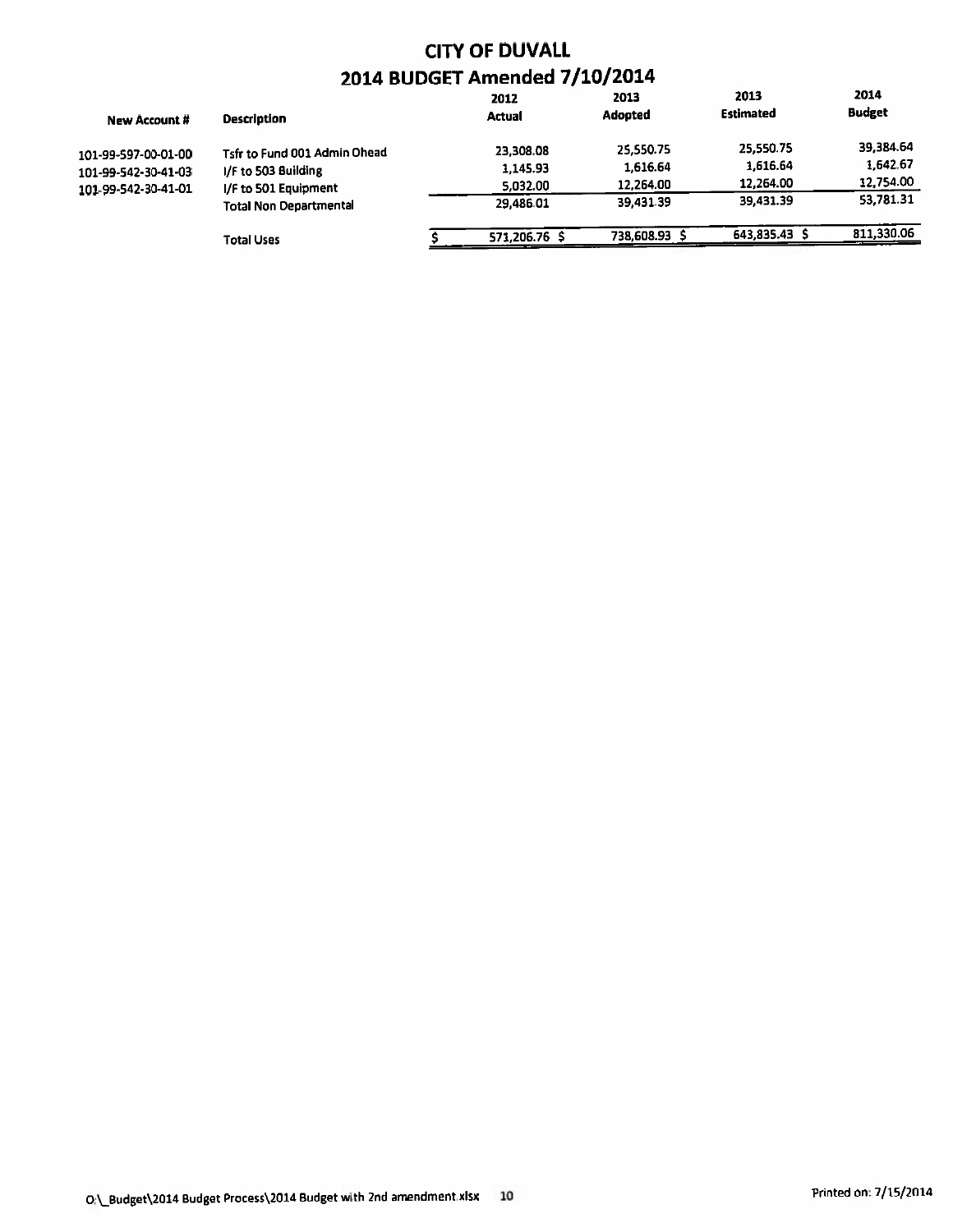# CITY OF DUVALL

## 2014 BUDGET Amended 7/10/2014

| New Account # | Description | 2012 Actual | 2013 Adopted | 2013 Estimated | 2014 Budget |
|---|---|---|---|---|---|
| 101-99-597-00-01-00 | Tsfr to Fund 001 Admin Ohead | 23,308.08 | 25,550.75 | 25,550.75 | 39,384.64 |
| 101-99-542-30-41-03 | I/F to 503 Building | 1,145.93 | 1,616.64 | 1,616.64 | 1,642.67 |
| 101-99-542-30-41-01 | I/F to 501 Equipment | 5,032.00 | 12,264.00 | 12,264.00 | 12,754.00 |
| | Total Non Departmental | 29,486.01 | 39,431.39 | 39,431.39 | 53,781.31 |
| | Total Uses | $ 571,206.76 | $ 738,608.93 | $ 643,835.43 | $ 811,330.06 |

O:\_Budget\2014 Budget Process\2014 Budget with 2nd amendment.xlsx 10 Printed on: 7/15/2014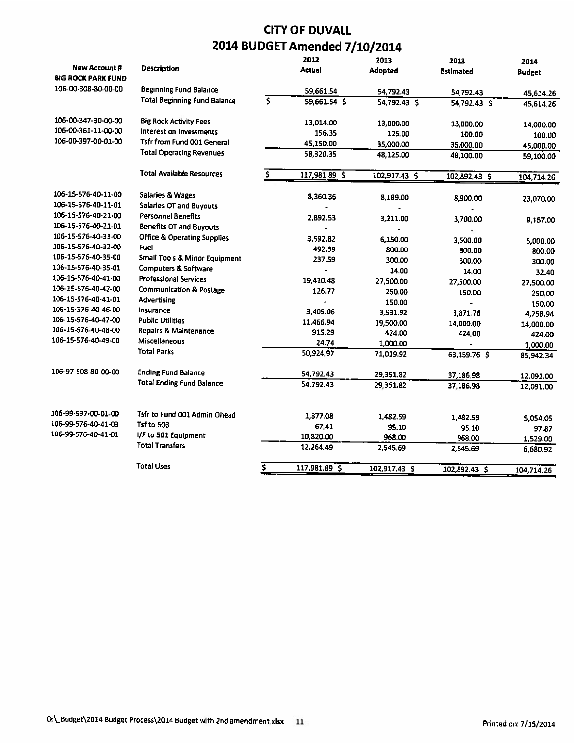# CITY OF DUVALL

## 2014 BUDGET Amended 7/10/2014

| New Account # | Description | 2012 Actual | 2013 Adopted | 2013 Estimated | 2014 Budget |
|---|---|---|---|---|---|
| **BIG ROCK PARK FUND** | | | | | |
| 106-00-308-80-00-00 | Beginning Fund Balance | 59,661.54 | 54,792.43 | 54,792.43 | 45,614.26 |
| | Total Beginning Fund Balance | $ 59,661.54 | $ 54,792.43 | $ 54,792.43 | $ 45,614.26 |
| 106-00-347-30-00-00 | Big Rock Activity Fees | 13,014.00 | 13,000.00 | 13,000.00 | 14,000.00 |
| 106-00-361-11-00-00 | Interest on Investments | 156.35 | 125.00 | 100.00 | 100.00 |
| 106-00-397-00-01-00 | Tsfr from Fund 001 General | 45,150.00 | 35,000.00 | 35,000.00 | 45,000.00 |
| | Total Operating Revenues | 58,320.35 | 48,125.00 | 48,100.00 | 59,100.00 |
| | Total Available Resources | $ 117,981.89 | $ 102,917.43 | $ 102,892.43 | $ 104,714.26 |
| 106-15-576-40-11-00 | Salaries & Wages | 8,360.36 | 8,189.00 | 8,900.00 | 23,070.00 |
| 106-15-576-40-11-01 | Salaries OT and Buyouts | - | - | - | |
| 106-15-576-40-21-00 | Personnel Benefits | 2,892.53 | 3,211.00 | 3,700.00 | 9,157.00 |
| 106-15-576-40-21-01 | Benefits OT and Buyouts | - | - | - | |
| 106-15-576-40-31-00 | Office & Operating Supplies | 3,592.82 | 6,150.00 | 3,500.00 | 5,000.00 |
| 106-15-576-40-32-00 | Fuel | 492.39 | 800.00 | 800.00 | 800.00 |
| 106-15-576-40-35-00 | Small Tools & Minor Equipment | 237.59 | 300.00 | 300.00 | 300.00 |
| 106-15-576-40-35-01 | Computers & Software | - | 14.00 | 14.00 | 32.40 |
| 106-15-576-40-41-00 | Professional Services | 19,410.48 | 27,500.00 | 27,500.00 | 27,500.00 |
| 106-15-576-40-42-00 | Communication & Postage | 126.77 | 250.00 | 150.00 | 250.00 |
| 106-15-576-40-41-01 | Advertising | - | 150.00 | - | 150.00 |
| 106-15-576-40-46-00 | Insurance | 3,405.06 | 3,531.92 | 3,871.76 | 4,258.94 |
| 106-15-576-40-47-00 | Public Utilities | 11,466.94 | 19,500.00 | 14,000.00 | 14,000.00 |
| 106-15-576-40-48-00 | Repairs & Maintenance | 915.29 | 424.00 | 424.00 | 424.00 |
| 106-15-576-40-49-00 | Miscellaneous | 24.74 | 1,000.00 | - | 1,000.00 |
| | Total Parks | 50,924.97 | 71,019.92 | 63,159.76 $ | 85,942.34 |
| 106-97-508-80-00-00 | Ending Fund Balance | 54,792.43 | 29,351.82 | 37,186.98 | 12,091.00 |
| | Total Ending Fund Balance | 54,792.43 | 29,351.82 | 37,186.98 | 12,091.00 |
| 106-99-597-00-01-00 | Tsfr to Fund 001 Admin Ohead | 1,377.08 | 1,482.59 | 1,482.59 | 5,054.05 |
| 106-99-576-40-41-03 | Tsf to 503 | 67.41 | 95.10 | 95.10 | 97.87 |
| 106-99-576-40-41-01 | I/F to 501 Equipment | 10,820.00 | 968.00 | 968.00 | 1,529.00 |
| | Total Transfers | 12,264.49 | 2,545.69 | 2,545.69 | 6,680.92 |
| | Total Uses | $ 117,981.89 | $ 102,917.43 | $ 102,892.43 | $ 104,714.26 |

O:\_Budget\2014 Budget Process\2014 Budget with 2nd amendment.xlsx 11 Printed on: 7/15/2014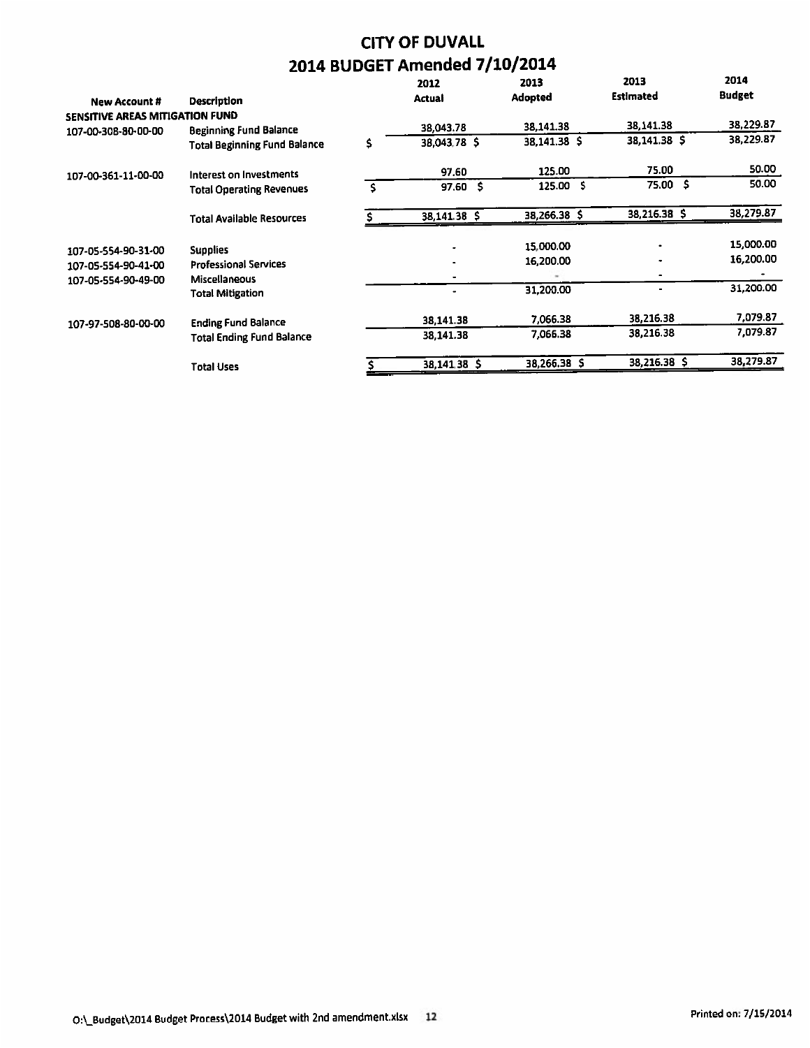# CITY OF DUVALL

## 2014 BUDGET Amended 7/10/2014

| New Account # | Description | 2012 Actual | 2013 Adopted | 2013 Estimated | 2014 Budget |
|---|---|---|---|---|---|
| **SENSITIVE AREAS MITIGATION FUND** | | | | | |
| 107-00-308-80-00-00 | Beginning Fund Balance | 38,043.78 | 38,141.38 | 38,141.38 | 38,229.87 |
| | Total Beginning Fund Balance | $ 38,043.78 | $ 38,141.38 | $ 38,141.38 | $ 38,229.87 |
| 107-00-361-11-00-00 | Interest on Investments | 97.60 | 125.00 | 75.00 | 50.00 |
| | Total Operating Revenues | $ 97.60 | $ 125.00 | $ 75.00 | $ 50.00 |
| | Total Available Resources | $ 38,141.38 | $ 38,266.38 | $ 38,216.38 | $ 38,279.87 |
| 107-05-554-90-31-00 | Supplies | - | 15,000.00 | - | 15,000.00 |
| 107-05-554-90-41-00 | Professional Services | - | 16,200.00 | - | 16,200.00 |
| 107-05-554-90-49-00 | Miscellaneous | - | - | - | - |
| | Total Mitigation | - | 31,200.00 | - | 31,200.00 |
| 107-97-508-80-00-00 | Ending Fund Balance | 38,141.38 | 7,066.38 | 38,216.38 | 7,079.87 |
| | Total Ending Fund Balance | 38,141.38 | 7,066.38 | 38,216.38 | 7,079.87 |
| | Total Uses | $ 38,141.38 | $ 38,266.38 | $ 38,216.38 | $ 38,279.87 |

O:\_Budget\2014 Budget Process\2014 Budget with 2nd amendment.xlsx 12 Printed on: 7/15/2014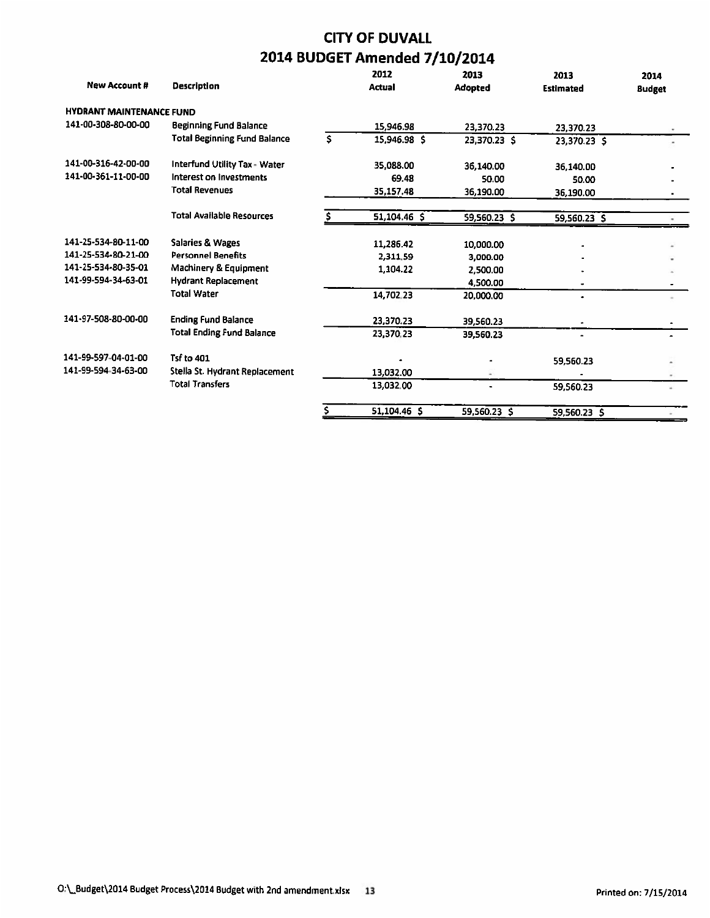# CITY OF DUVALL

## 2014 BUDGET Amended 7/10/2014

| New Account # | Description | 2012 Actual | 2013 Adopted | 2013 Estimated | 2014 Budget |
|---|---|---|---|---|---|
| **HYDRANT MAINTENANCE FUND** | | | | | |
| 141-00-308-80-00-00 | Beginning Fund Balance | 15,946.98 | 23,370.23 | 23,370.23 | - |
| | Total Beginning Fund Balance | $ 15,946.98 | $ 23,370.23 | $ 23,370.23 | $ - |
| 141-00-316-42-00-00 | Interfund Utility Tax - Water | 35,088.00 | 36,140.00 | 36,140.00 | - |
| 141-00-361-11-00-00 | Interest on Investments | 69.48 | 50.00 | 50.00 | - |
| | Total Revenues | 35,157.48 | 36,190.00 | 36,190.00 | - |
| | Total Available Resources | $ 51,104.46 | $ 59,560.23 | $ 59,560.23 | $ - |
| 141-25-534-80-11-00 | Salaries & Wages | 11,286.42 | 10,000.00 | - | - |
| 141-25-534-80-21-00 | Personnel Benefits | 2,311.59 | 3,000.00 | - | - |
| 141-25-534-80-35-01 | Machinery & Equipment | 1,104.22 | 2,500.00 | - | - |
| 141-99-594-34-63-01 | Hydrant Replacement | | 4,500.00 | - | - |
| | Total Water | 14,702.23 | 20,000.00 | - | - |
| 141-97-508-80-00-00 | Ending Fund Balance | 23,370.23 | 39,560.23 | - | - |
| | Total Ending Fund Balance | 23,370.23 | 39,560.23 | - | - |
| 141-99-597-04-01-00 | Tsf to 401 | - | - | 59,560.23 | - |
| 141-99-594-34-63-00 | Stella St. Hydrant Replacement | 13,032.00 | - | - | - |
| | Total Transfers | 13,032.00 | - | 59,560.23 | - |
| | | $ 51,104.46 | $ 59,560.23 | $ 59,560.23 | $ - |

O:\_Budget\2014 Budget Process\2014 Budget with 2nd amendment.xlsx

Printed on: 7/15/2014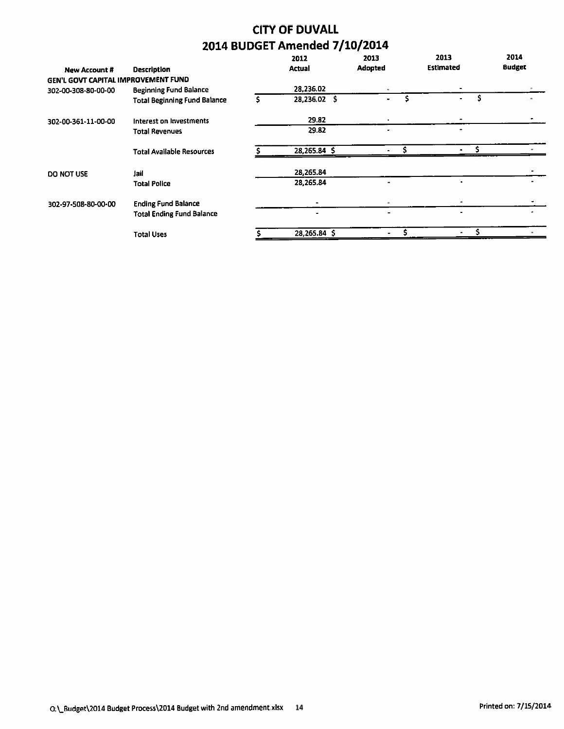# CITY OF DUVALL

## 2014 BUDGET Amended 7/10/2014

| New Account # | Description | 2012 Actual | 2013 Adopted | 2013 Estimated | 2014 Budget |
|---|---|---|---|---|---|
| **GEN'L GOVT CAPITAL IMPROVEMENT FUND** | | | | | |
| 302-00-308-80-00-00 | Beginning Fund Balance | 28,236.02 | - | - | - |
| | Total Beginning Fund Balance | $ 28,236.02 | $ - | $ - | $ - |
| 302-00-361-11-00-00 | Interest on Investments | 29.82 | - | - | - |
| | Total Revenues | 29.82 | - | - | |
| | Total Available Resources | $ 28,265.84 | $ - | $ - | $ - |
| DO NOT USE | Jail | 28,265.84 | | | - |
| | Total Police | 28,265.84 | - | - | - |
| 302-97-508-80-00-00 | Ending Fund Balance | - | - | - | - |
| | Total Ending Fund Balance | - | - | - | - |
| | Total Uses | $ 28,265.84 | $ - | $ - | $ - |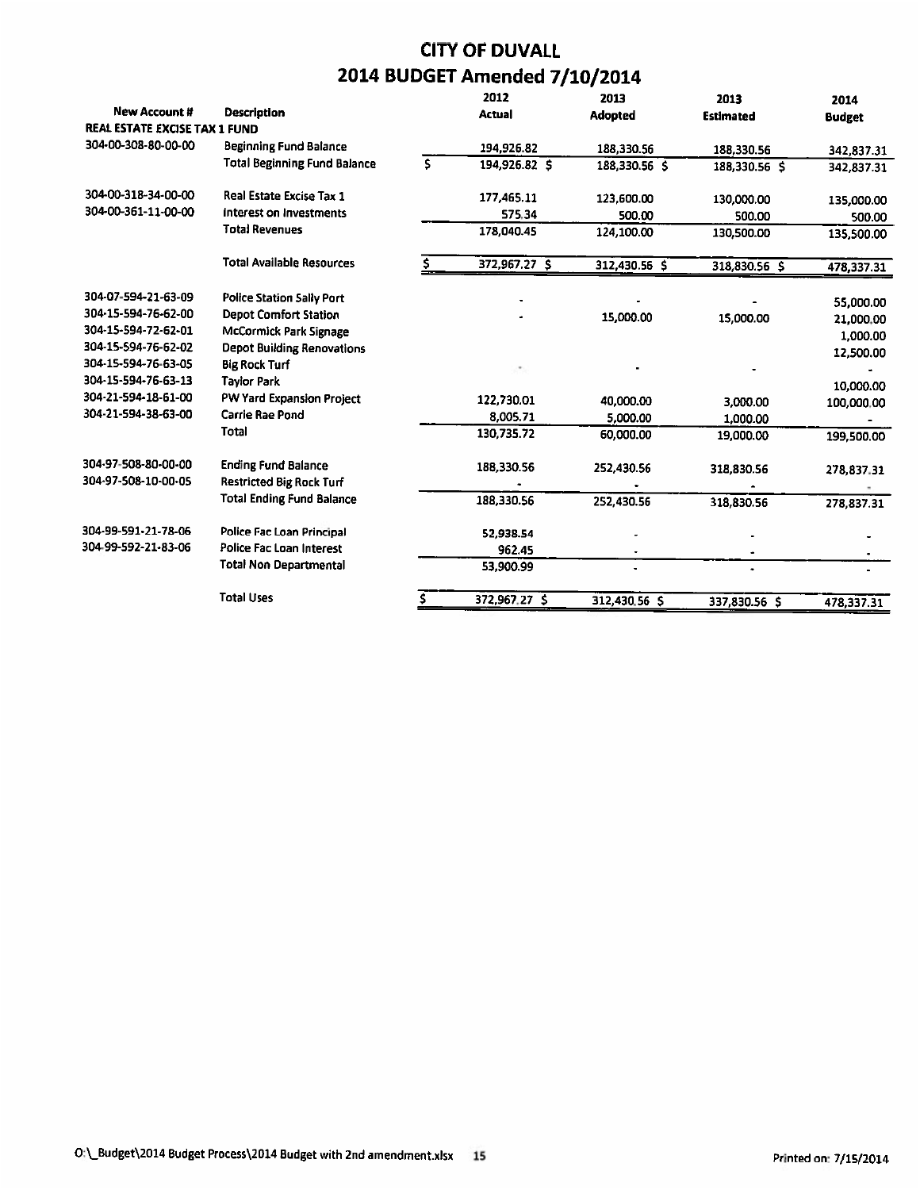# CITY OF DUVALL

## 2014 BUDGET Amended 7/10/2014

| New Account # | Description | 2012 Actual | 2013 Adopted | 2013 Estimated | 2014 Budget |
|---|---|---|---|---|---|
| **REAL ESTATE EXCISE TAX 1 FUND** | | | | | |
| 304-00-308-80-00-00 | Beginning Fund Balance | 194,926.82 | 188,330.56 | 188,330.56 | 342,837.31 |
| | Total Beginning Fund Balance | $ 194,926.82 | $ 188,330.56 | $ 188,330.56 | $ 342,837.31 |
| 304-00-318-34-00-00 | Real Estate Excise Tax 1 | 177,465.11 | 123,600.00 | 130,000.00 | 135,000.00 |
| 304-00-361-11-00-00 | Interest on Investments | 575.34 | 500.00 | 500.00 | 500.00 |
| | Total Revenues | 178,040.45 | 124,100.00 | 130,500.00 | 135,500.00 |
| | Total Available Resources | $ 372,967.27 | $ 312,430.56 | $ 318,830.56 | $ 478,337.31 |
| 304-07-594-21-63-09 | Police Station Sally Port | - | - | - | 55,000.00 |
| 304-15-594-76-62-00 | Depot Comfort Station | - | 15,000.00 | 15,000.00 | 21,000.00 |
| 304-15-594-72-62-01 | McCormick Park Signage | | | | 1,000.00 |
| 304-15-594-76-62-02 | Depot Building Renovations | | | | 12,500.00 |
| 304-15-594-76-63-05 | Big Rock Turf | - | - | - | - |
| 304-15-594-76-63-13 | Taylor Park | | | | 10,000.00 |
| 304-21-594-18-61-00 | PW Yard Expansion Project | 122,730.01 | 40,000.00 | 3,000.00 | 100,000.00 |
| 304-21-594-38-63-00 | Carrie Rae Pond | 8,005.71 | 5,000.00 | 1,000.00 | - |
| | Total | 130,735.72 | 60,000.00 | 19,000.00 | 199,500.00 |
| 304-97-508-80-00-00 | Ending Fund Balance | 188,330.56 | 252,430.56 | 318,830.56 | 278,837.31 |
| 304-97-508-10-00-05 | Restricted Big Rock Turf | - | - | - | - |
| | Total Ending Fund Balance | 188,330.56 | 252,430.56 | 318,830.56 | 278,837.31 |
| 304-99-591-21-78-06 | Police Fac Loan Principal | 52,938.54 | - | - | - |
| 304-99-592-21-83-06 | Police Fac Loan Interest | 962.45 | - | - | - |
| | Total Non Departmental | 53,900.99 | - | - | - |
| | Total Uses | $ 372,967.27 | $ 312,430.56 | $ 337,830.56 | $ 478,337.31 |

O:\_Budget\2014 Budget Process\2014 Budget with 2nd amendment.xlsx    Printed on: 7/15/2014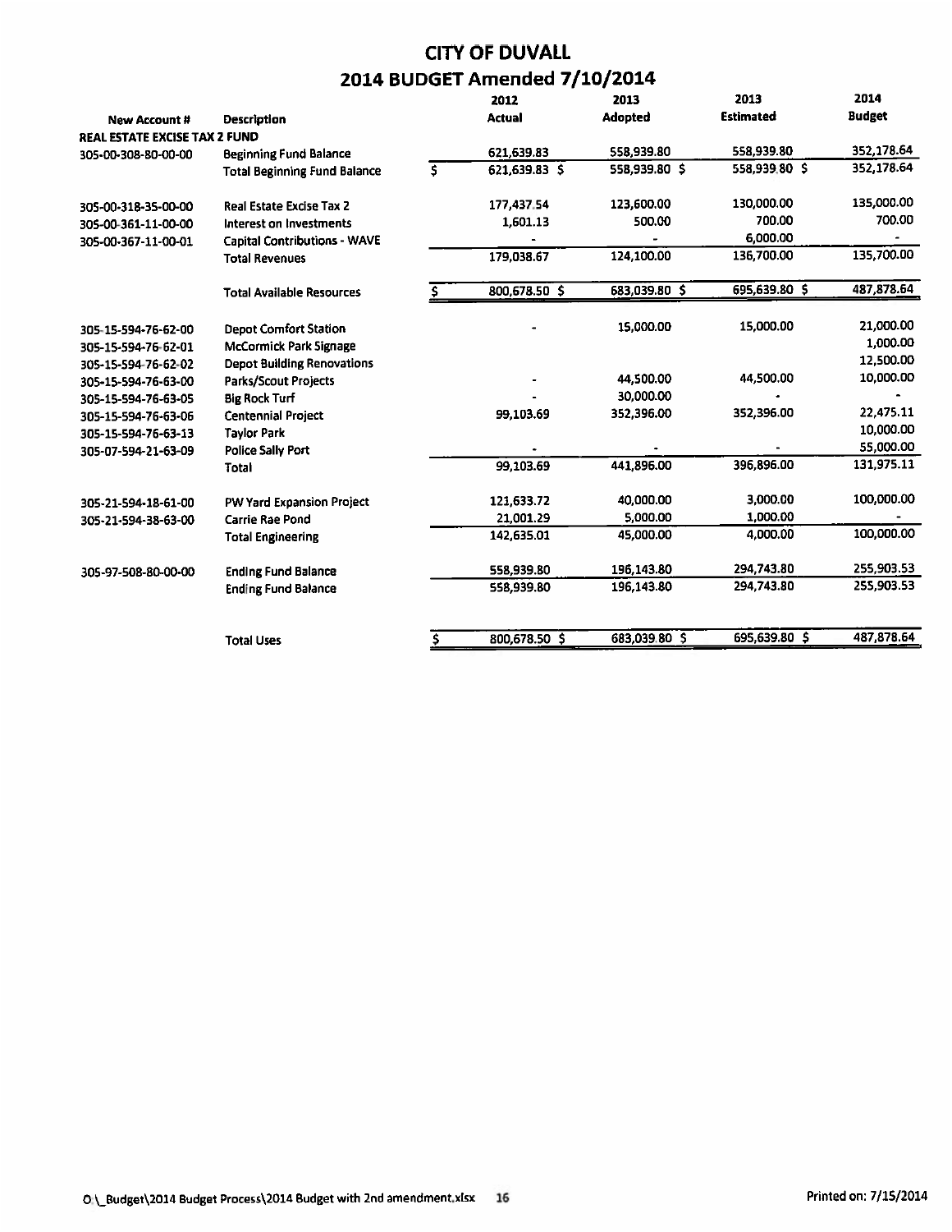# CITY OF DUVALL

## 2014 BUDGET Amended 7/10/2014

| New Account # | Description | 2012 Actual | 2013 Adopted | 2013 Estimated | 2014 Budget |
|---|---|---|---|---|---|
| **REAL ESTATE EXCISE TAX 2 FUND** | | | | | |
| 305-00-308-80-00-00 | Beginning Fund Balance | 621,639.83 | 558,939.80 | 558,939.80 | 352,178.64 |
| | Total Beginning Fund Balance | $ 621,639.83 | $ 558,939.80 | $ 558,939.80 | $ 352,178.64 |
| 305-00-318-35-00-00 | Real Estate Excise Tax 2 | 177,437.54 | 123,600.00 | 130,000.00 | 135,000.00 |
| 305-00-361-11-00-00 | Interest on Investments | 1,601.13 | 500.00 | 700.00 | 700.00 |
| 305-00-367-11-00-01 | Capital Contributions - WAVE | - | - | 6,000.00 | - |
| | Total Revenues | 179,038.67 | 124,100.00 | 136,700.00 | 135,700.00 |
| | Total Available Resources | $ 800,678.50 | $ 683,039.80 | $ 695,639.80 | $ 487,878.64 |
| 305-15-594-76-62-00 | Depot Comfort Station | - | 15,000.00 | 15,000.00 | 21,000.00 |
| 305-15-594-76-62-01 | McCormick Park Signage | | | | 1,000.00 |
| 305-15-594-76-62-02 | Depot Building Renovations | | | | 12,500.00 |
| 305-15-594-76-63-00 | Parks/Scout Projects | - | 44,500.00 | 44,500.00 | 10,000.00 |
| 305-15-594-76-63-05 | Big Rock Turf | - | 30,000.00 | - | - |
| 305-15-594-76-63-06 | Centennial Project | 99,103.69 | 352,396.00 | 352,396.00 | 22,475.11 |
| 305-15-594-76-63-13 | Taylor Park | | | | 10,000.00 |
| 305-07-594-21-63-09 | Police Sally Port | - | - | - | 55,000.00 |
| | Total | 99,103.69 | 441,896.00 | 396,896.00 | 131,975.11 |
| 305-21-594-18-61-00 | PW Yard Expansion Project | 121,633.72 | 40,000.00 | 3,000.00 | 100,000.00 |
| 305-21-594-38-63-00 | Carrie Rae Pond | 21,001.29 | 5,000.00 | 1,000.00 | - |
| | Total Engineering | 142,635.01 | 45,000.00 | 4,000.00 | 100,000.00 |
| 305-97-508-80-00-00 | Ending Fund Balance | 558,939.80 | 196,143.80 | 294,743.80 | 255,903.53 |
| | Ending Fund Balance | 558,939.80 | 196,143.80 | 294,743.80 | 255,903.53 |
| | Total Uses | $ 800,678.50 | $ 683,039.80 | $ 695,639.80 | $ 487,878.64 |

O:\_Budget\2014 Budget Process\2014 Budget with 2nd amendment.xlsx    Printed on: 7/15/2014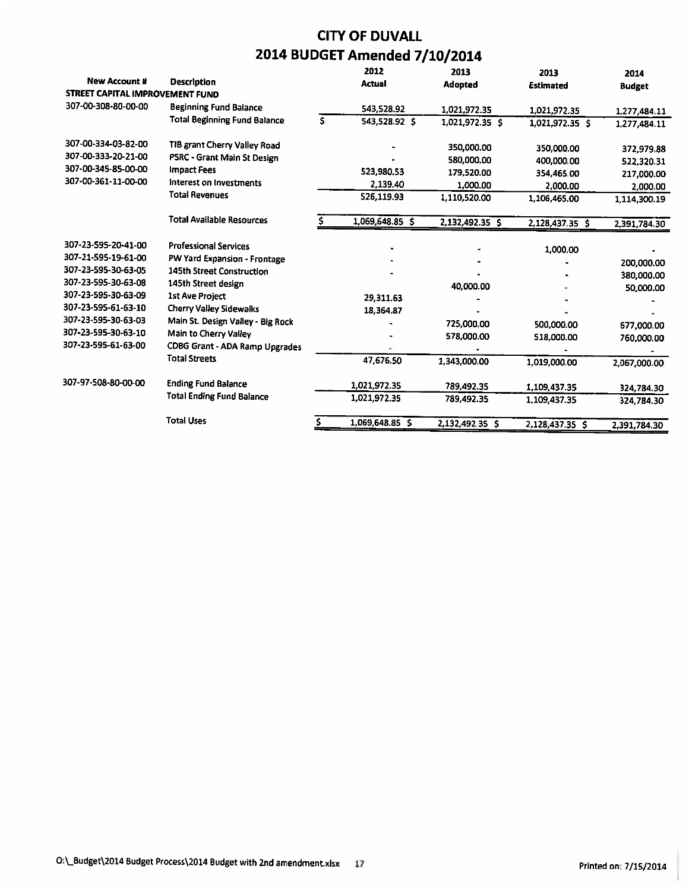# CITY OF DUVALL

## 2014 BUDGET Amended 7/10/2014

| New Account # | Description | 2012 Actual | 2013 Adopted | 2013 Estimated | 2014 Budget |
|---|---|---|---|---|---|
| **STREET CAPITAL IMPROVEMENT FUND** | | | | | |
| 307-00-308-80-00-00 | Beginning Fund Balance | 543,528.92 | 1,021,972.35 | 1,021,972.35 | 1,277,484.11 |
| | Total Beginning Fund Balance | $ 543,528.92 | $ 1,021,972.35 | $ 1,021,972.35 | $ 1,277,484.11 |
| 307-00-334-03-82-00 | TIB grant Cherry Valley Road | - | 350,000.00 | 350,000.00 | 372,979.88 |
| 307-00-333-20-21-00 | PSRC - Grant Main St Design | - | 580,000.00 | 400,000.00 | 522,320.31 |
| 307-00-345-85-00-00 | Impact Fees | 523,980.53 | 179,520.00 | 354,465.00 | 217,000.00 |
| 307-00-361-11-00-00 | Interest on Investments | 2,139.40 | 1,000.00 | 2,000.00 | 2,000.00 |
| | Total Revenues | 526,119.93 | 1,110,520.00 | 1,106,465.00 | 1,114,300.19 |
| | Total Available Resources | $ 1,069,648.85 | $ 2,132,492.35 | $ 2,128,437.35 | $ 2,391,784.30 |
| 307-23-595-20-41-00 | Professional Services | - | - | 1,000.00 | - |
| 307-21-595-19-61-00 | PW Yard Expansion - Frontage | - | - | - | 200,000.00 |
| 307-23-595-30-63-05 | 145th Street Construction | - | - | - | 380,000.00 |
| 307-23-595-30-63-08 | 145th Street design | | 40,000.00 | - | 50,000.00 |
| 307-23-595-30-63-09 | 1st Ave Project | 29,311.63 | - | - | - |
| 307-23-595-61-63-10 | Cherry Valley Sidewalks | 18,364.87 | - | - | - |
| 307-23-595-30-63-03 | Main St. Design Valley - Big Rock | - | 725,000.00 | 500,000.00 | 677,000.00 |
| 307-23-595-30-63-10 | Main to Cherry Valley | - | 578,000.00 | 518,000.00 | 760,000.00 |
| 307-23-595-61-63-00 | CDBG Grant - ADA Ramp Upgrades | - | - | - | - |
| | Total Streets | 47,676.50 | 1,343,000.00 | 1,019,000.00 | 2,067,000.00 |
| 307-97-508-80-00-00 | Ending Fund Balance | 1,021,972.35 | 789,492.35 | 1,109,437.35 | 324,784.30 |
| | Total Ending Fund Balance | 1,021,972.35 | 789,492.35 | 1,109,437.35 | 324,784.30 |
| | Total Uses | $ 1,069,648.85 | $ 2,132,492.35 | $ 2,128,437.35 | $ 2,391,784.30 |

O:\_Budget\2014 Budget Process\2014 Budget with 2nd amendment.xlsx 17 Printed on: 7/15/2014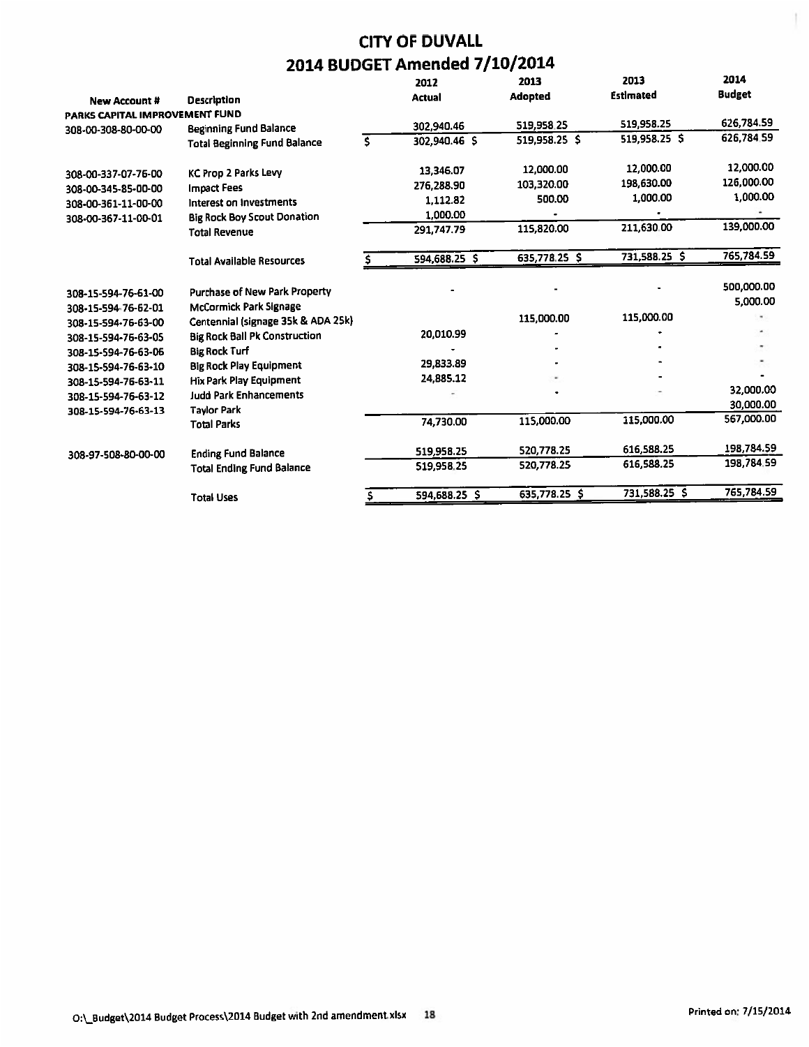# CITY OF DUVALL

## 2014 BUDGET Amended 7/10/2014

| New Account # | Description | 2012 Actual | 2013 Adopted | 2013 Estimated | 2014 Budget |
|---|---|---|---|---|---|
| PARKS CAPITAL IMPROVEMENT FUND | | | | | |
| 308-00-308-80-00-00 | Beginning Fund Balance | 302,940.46 | 519,958.25 | 519,958.25 | 626,784.59 |
| | Total Beginning Fund Balance | $ 302,940.46 | $ 519,958.25 | $ 519,958.25 | $ 626,784.59 |
| 308-00-337-07-76-00 | KC Prop 2 Parks Levy | 13,346.07 | 12,000.00 | 12,000.00 | 12,000.00 |
| 308-00-345-85-00-00 | Impact Fees | 276,288.90 | 103,320.00 | 198,630.00 | 126,000.00 |
| 308-00-361-11-00-00 | Interest on Investments | 1,112.82 | 500.00 | 1,000.00 | 1,000.00 |
| 308-00-367-11-00-01 | Big Rock Boy Scout Donation | 1,000.00 | - | - | - |
| | Total Revenue | 291,747.79 | 115,820.00 | 211,630.00 | 139,000.00 |
| | Total Available Resources | $ 594,688.25 | $ 635,778.25 | $ 731,588.25 | $ 765,784.59 |
| 308-15-594-76-61-00 | Purchase of New Park Property | - | - | - | 500,000.00 |
| 308-15-594-76-62-01 | McCormick Park Signage | | | | 5,000.00 |
| 308-15-594-76-63-00 | Centennial (signage 35k & ADA 25k) | | 115,000.00 | 115,000.00 | - |
| 308-15-594-76-63-05 | Big Rock Ball Pk Construction | 20,010.99 | - | - | - |
| 308-15-594-76-63-06 | Big Rock Turf | - | - | - | - |
| 308-15-594-76-63-10 | Big Rock Play Equipment | 29,833.89 | - | - | - |
| 308-15-594-76-63-11 | Hix Park Play Equipment | 24,885.12 | - | - | - |
| 308-15-594-76-63-12 | Judd Park Enhancements | - | - | - | 32,000.00 |
| 308-15-594-76-63-13 | Taylor Park | | | | 30,000.00 |
| | Total Parks | 74,730.00 | 115,000.00 | 115,000.00 | 567,000.00 |
| 308-97-508-80-00-00 | Ending Fund Balance | 519,958.25 | 520,778.25 | 616,588.25 | 198,784.59 |
| | Total Ending Fund Balance | 519,958.25 | 520,778.25 | 616,588.25 | 198,784.59 |
| | Total Uses | $ 594,688.25 | $ 635,778.25 | $ 731,588.25 | $ 765,784.59 |

O:\_Budget\2014 Budget Process\2014 Budget with 2nd amendment.xlsx    Printed on: 7/15/2014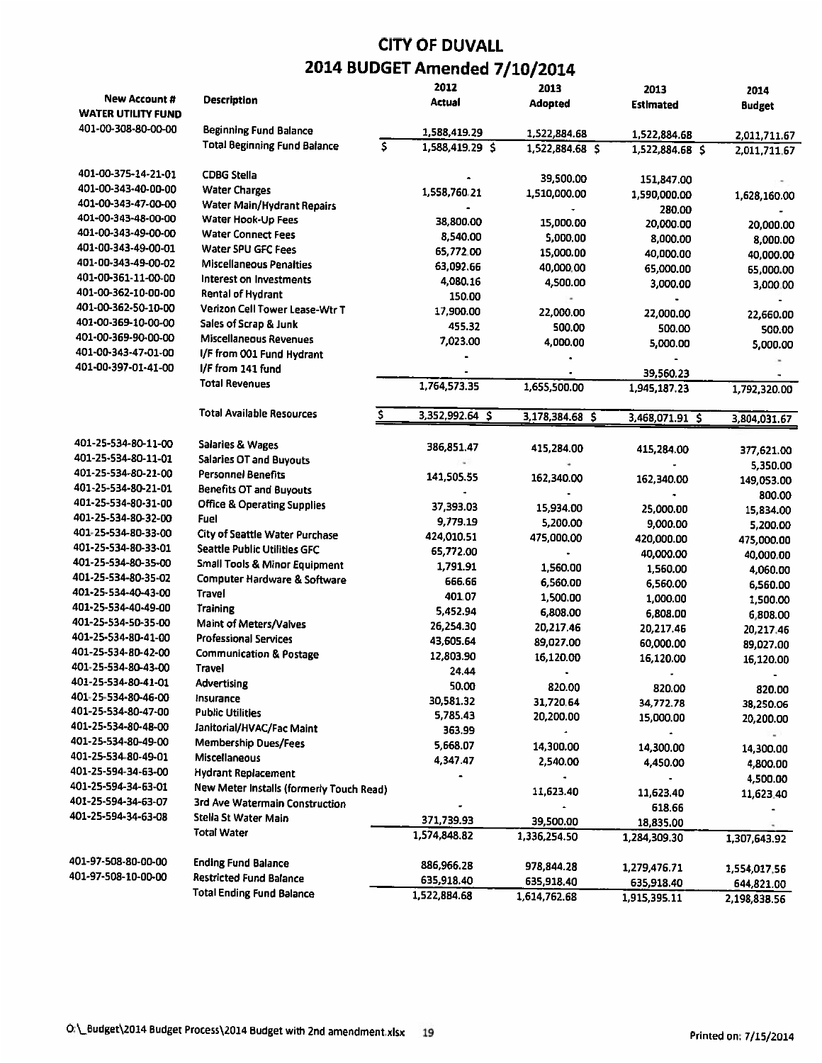# CITY OF DUVALL

## 2014 BUDGET Amended 7/10/2014

| New Account # | Description | 2012 Actual | 2013 Adopted | 2013 Estimated | 2014 Budget |
|---|---|---|---|---|---|
| **WATER UTILITY FUND** | | | | | |
| 401-00-308-80-00-00 | Beginning Fund Balance | 1,588,419.29 | 1,522,884.68 | 1,522,884.68 | 2,011,711.67 |
| | Total Beginning Fund Balance | $ 1,588,419.29 | $ 1,522,884.68 | $ 1,522,884.68 | $ 2,011,711.67 |
| 401-00-375-14-21-01 | CDBG Stella | - | 39,500.00 | 151,847.00 | - |
| 401-00-343-40-00-00 | Water Charges | 1,558,760.21 | 1,510,000.00 | 1,590,000.00 | 1,628,160.00 |
| 401-00-343-47-00-00 | Water Main/Hydrant Repairs | - | - | 280.00 | - |
| 401-00-343-48-00-00 | Water Hook-Up Fees | 38,800.00 | 15,000.00 | 20,000.00 | 20,000.00 |
| 401-00-343-49-00-00 | Water Connect Fees | 8,540.00 | 5,000.00 | 8,000.00 | 8,000.00 |
| 401-00-343-49-00-01 | Water SPU GFC Fees | 65,772.00 | 15,000.00 | 40,000.00 | 40,000.00 |
| 401-00-343-49-00-02 | Miscellaneous Penalties | 63,092.66 | 40,000.00 | 65,000.00 | 65,000.00 |
| 401-00-361-11-00-00 | Interest on Investments | 4,080.16 | 4,500.00 | 3,000.00 | 3,000.00 |
| 401-00-362-10-00-00 | Rental of Hydrant | 150.00 | - | - | - |
| 401-00-362-50-10-00 | Verizon Cell Tower Lease-Wtr T | 17,900.00 | 22,000.00 | 22,000.00 | 22,660.00 |
| 401-00-369-10-00-00 | Sales of Scrap & Junk | 455.32 | 500.00 | 500.00 | 500.00 |
| 401-00-369-90-00-00 | Miscellaneous Revenues | 7,023.00 | 4,000.00 | 5,000.00 | 5,000.00 |
| 401-00-343-47-01-00 | I/F from 001 Fund Hydrant | - | - | - | - |
| 401-00-397-01-41-00 | I/F from 141 fund | - | - | 39,560.23 | - |
| | Total Revenues | 1,764,573.35 | 1,655,500.00 | 1,945,187.23 | 1,792,320.00 |
| | Total Available Resources | $ 3,352,992.64 | $ 3,178,384.68 | $ 3,468,071.91 | $ 3,804,031.67 |
| 401-25-534-80-11-00 | Salaries & Wages | 386,851.47 | 415,284.00 | 415,284.00 | 377,621.00 |
| 401-25-534-80-11-01 | Salaries OT and Buyouts | - | - | - | 5,350.00 |
| 401-25-534-80-21-00 | Personnel Benefits | 141,505.55 | 162,340.00 | 162,340.00 | 149,053.00 |
| 401-25-534-80-21-01 | Benefits OT and Buyouts | - | - | - | 800.00 |
| 401-25-534-80-31-00 | Office & Operating Supplies | 37,393.03 | 15,934.00 | 25,000.00 | 15,834.00 |
| 401-25-534-80-32-00 | Fuel | 9,779.19 | 5,200.00 | 9,000.00 | 5,200.00 |
| 401-25-534-80-33-00 | City of Seattle Water Purchase | 424,010.51 | 475,000.00 | 420,000.00 | 475,000.00 |
| 401-25-534-80-33-01 | Seattle Public Utilities GFC | 65,772.00 | - | 40,000.00 | 40,000.00 |
| 401-25-534-80-35-00 | Small Tools & Minor Equipment | 1,791.91 | 1,560.00 | 1,560.00 | 4,060.00 |
| 401-25-534-80-35-02 | Computer Hardware & Software | 666.66 | 6,560.00 | 6,560.00 | 6,560.00 |
| 401-25-534-40-43-00 | Travel | 401.07 | 1,500.00 | 1,000.00 | 1,500.00 |
| 401-25-534-40-49-00 | Training | 5,452.94 | 6,808.00 | 6,808.00 | 6,808.00 |
| 401-25-534-50-35-00 | Maint of Meters/Valves | 26,254.30 | 20,217.46 | 20,217.46 | 20,217.46 |
| 401-25-534-80-41-00 | Professional Services | 43,605.64 | 89,027.00 | 60,000.00 | 89,027.00 |
| 401-25-534-80-42-00 | Communication & Postage | 12,803.90 | 16,120.00 | 16,120.00 | 16,120.00 |
| 401-25-534-80-43-00 | Travel | 24.44 | - | - | - |
| 401-25-534-80-41-01 | Advertising | 50.00 | 820.00 | 820.00 | 820.00 |
| 401-25-534-80-46-00 | Insurance | 30,581.32 | 31,720.64 | 34,772.78 | 38,250.06 |
| 401-25-534-80-47-00 | Public Utilities | 5,785.43 | 20,200.00 | 15,000.00 | 20,200.00 |
| 401-25-534-80-48-00 | Janitorial/HVAC/Fac Maint | 363.99 | - | - | - |
| 401-25-534-80-49-00 | Membership Dues/Fees | 5,668.07 | 14,300.00 | 14,300.00 | 14,300.00 |
| 401-25-534-80-49-01 | Miscellaneous | 4,347.47 | 2,540.00 | 4,450.00 | 4,800.00 |
| 401-25-594-34-63-00 | Hydrant Replacement | - | - | - | 4,500.00 |
| 401-25-594-34-63-01 | New Meter Installs (formerly Touch Read) | | 11,623.40 | 11,623.40 | 11,623.40 |
| 401-25-594-34-63-07 | 3rd Ave Watermain Construction | - | - | 618.66 | - |
| 401-25-594-34-63-08 | Stella St Water Main | 371,739.93 | 39,500.00 | 18,835.00 | - |
| | Total Water | 1,574,848.82 | 1,336,254.50 | 1,284,309.30 | 1,307,643.92 |
| 401-97-508-80-00-00 | Ending Fund Balance | 886,966.28 | 978,844.28 | 1,279,476.71 | 1,554,017.56 |
| 401-97-508-10-00-00 | Restricted Fund Balance | 635,918.40 | 635,918.40 | 635,918.40 | 644,821.00 |
| | Total Ending Fund Balance | 1,522,884.68 | 1,614,762.68 | 1,915,395.11 | 2,198,838.56 |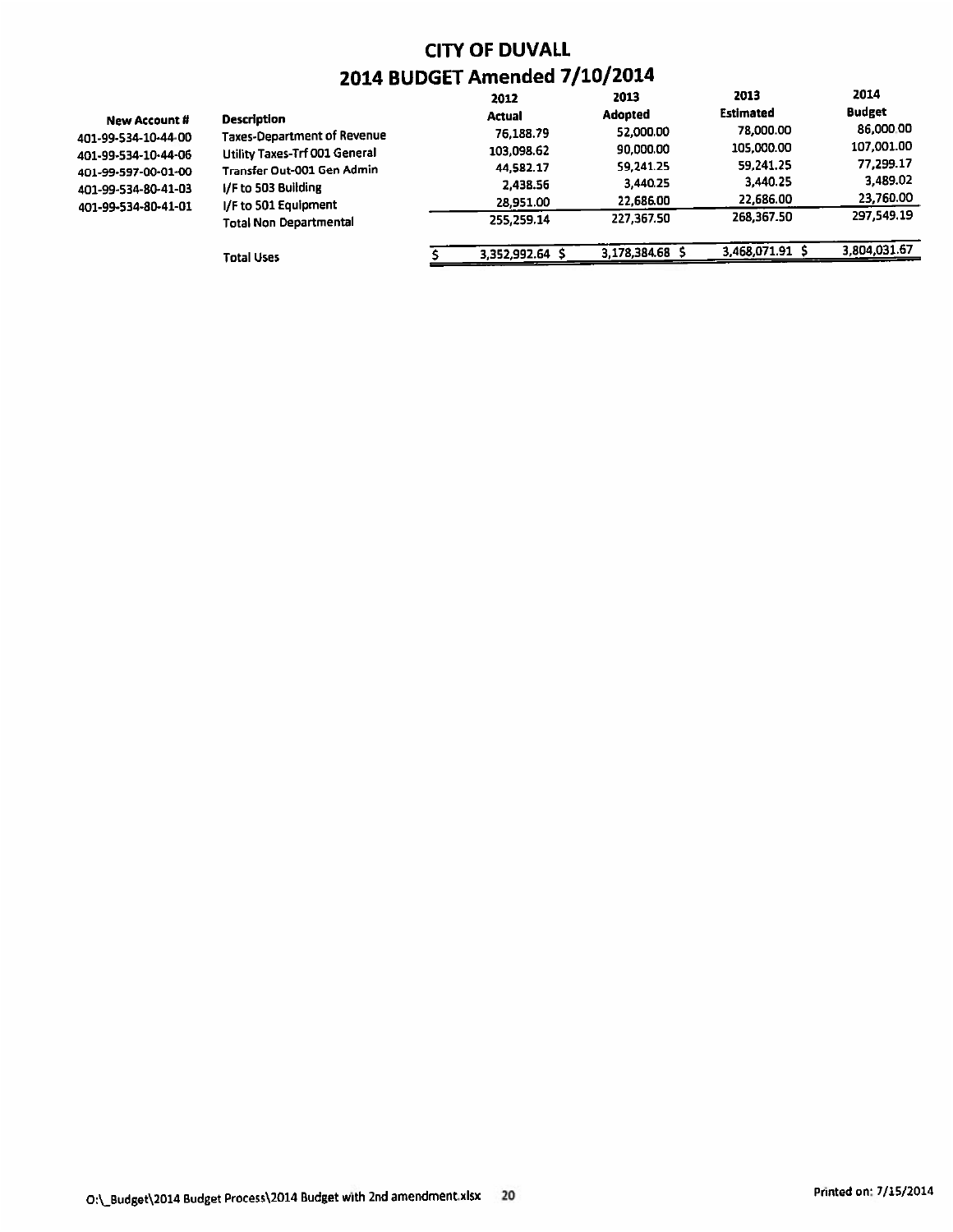# CITY OF DUVALL

## 2014 BUDGET Amended 7/10/2014

| New Account # | Description | 2012 Actual | 2013 Adopted | 2013 Estimated | 2014 Budget |
|---|---|---|---|---|---|
| 401-99-534-10-44-00 | Taxes-Department of Revenue | 76,188.79 | 52,000.00 | 78,000.00 | 86,000.00 |
| 401-99-534-10-44-06 | Utility Taxes-Trf 001 General | 103,098.62 | 90,000.00 | 105,000.00 | 107,001.00 |
| 401-99-597-00-01-00 | Transfer Out-001 Gen Admin | 44,582.17 | 59,241.25 | 59,241.25 | 77,299.17 |
| 401-99-534-80-41-03 | I/F to 503 Building | 2,438.56 | 3,440.25 | 3,440.25 | 3,489.02 |
| 401-99-534-80-41-01 | I/F to 501 Equipment | 28,951.00 | 22,686.00 | 22,686.00 | 23,760.00 |
| | Total Non Departmental | 255,259.14 | 227,367.50 | 268,367.50 | 297,549.19 |
| | Total Uses | $ 3,352,992.64 | $ 3,178,384.68 | $ 3,468,071.91 | $ 3,804,031.67 |

O:\_Budget\2014 Budget Process\2014 Budget with 2nd amendment.xlsx 20 Printed on: 7/15/2014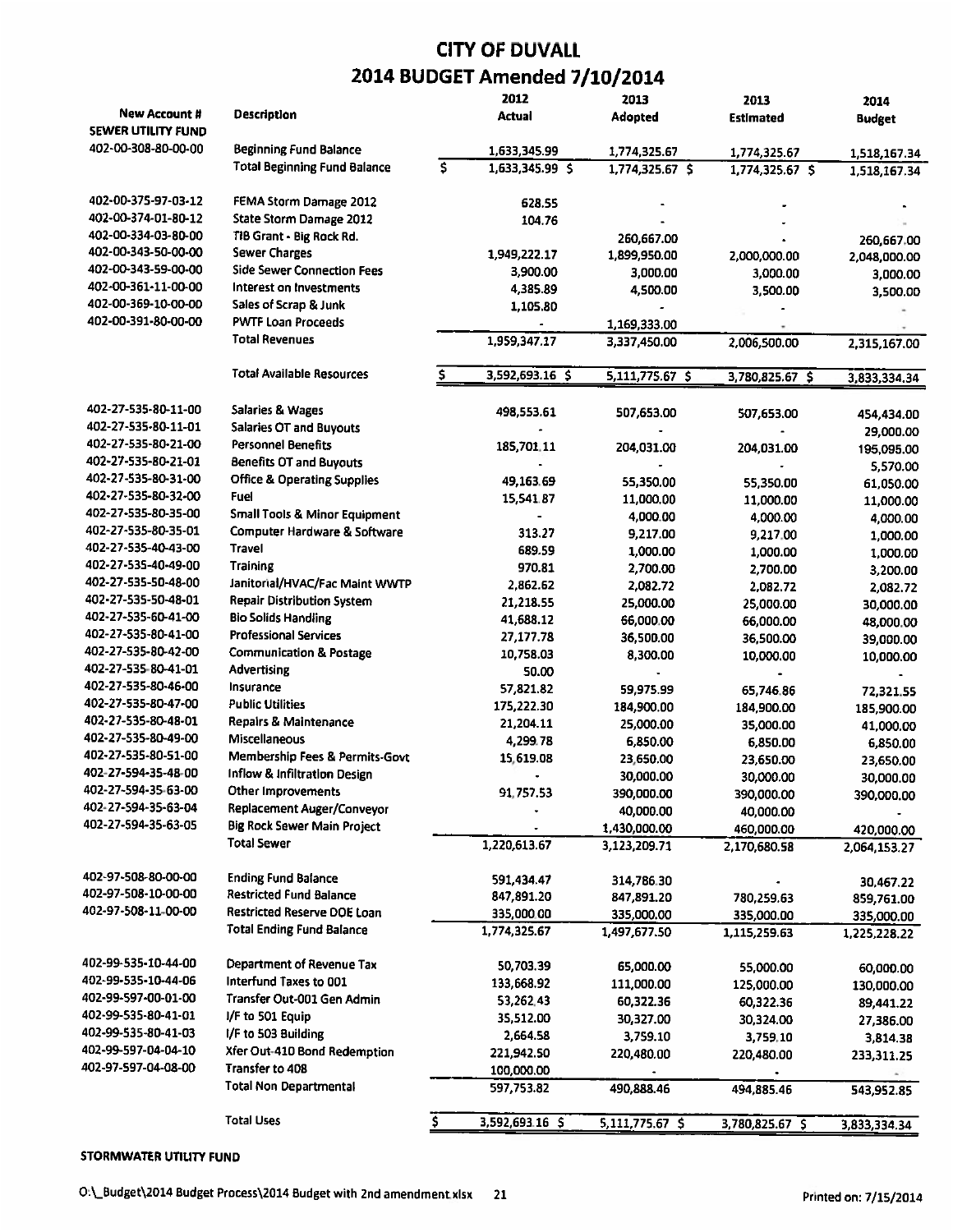# CITY OF DUVALL

## 2014 BUDGET Amended 7/10/2014

| New Account # | Description | 2012 Actual | 2013 Adopted | 2013 Estimated | 2014 Budget |
|---|---|---|---|---|---|
| **SEWER UTILITY FUND** | | | | | |
| 402-00-308-80-00-00 | Beginning Fund Balance | 1,633,345.99 | 1,774,325.67 | 1,774,325.67 | 1,518,167.34 |
| | Total Beginning Fund Balance | $ 1,633,345.99 | $ 1,774,325.67 | $ 1,774,325.67 | $ 1,518,167.34 |
| 402-00-375-97-03-12 | FEMA Storm Damage 2012 | 628.55 | - | - | - |
| 402-00-374-01-80-12 | State Storm Damage 2012 | 104.76 | - | - | - |
| 402-00-334-03-80-00 | TIB Grant - Big Rock Rd. | | 260,667.00 | - | 260,667.00 |
| 402-00-343-50-00-00 | Sewer Charges | 1,949,222.17 | 1,899,950.00 | 2,000,000.00 | 2,048,000.00 |
| 402-00-343-59-00-00 | Side Sewer Connection Fees | 3,900.00 | 3,000.00 | 3,000.00 | 3,000.00 |
| 402-00-361-11-00-00 | Interest on Investments | 4,385.89 | 4,500.00 | 3,500.00 | 3,500.00 |
| 402-00-369-10-00-00 | Sales of Scrap & Junk | 1,105.80 | - | - | - |
| 402-00-391-80-00-00 | PWTF Loan Proceeds | - | 1,169,333.00 | - | - |
| | Total Revenues | 1,959,347.17 | 3,337,450.00 | 2,006,500.00 | 2,315,167.00 |
| | Total Available Resources | $ 3,592,693.16 | $ 5,111,775.67 | $ 3,780,825.67 | $ 3,833,334.34 |
| 402-27-535-80-11-00 | Salaries & Wages | 498,553.61 | 507,653.00 | 507,653.00 | 454,434.00 |
| 402-27-535-80-11-01 | Salaries OT and Buyouts | - | - | - | 29,000.00 |
| 402-27-535-80-21-00 | Personnel Benefits | 185,701.11 | 204,031.00 | 204,031.00 | 195,095.00 |
| 402-27-535-80-21-01 | Benefits OT and Buyouts | - | - | - | 5,570.00 |
| 402-27-535-80-31-00 | Office & Operating Supplies | 49,163.69 | 55,350.00 | 55,350.00 | 61,050.00 |
| 402-27-535-80-32-00 | Fuel | 15,541.87 | 11,000.00 | 11,000.00 | 11,000.00 |
| 402-27-535-80-35-00 | Small Tools & Minor Equipment | - | 4,000.00 | 4,000.00 | 4,000.00 |
| 402-27-535-80-35-01 | Computer Hardware & Software | 313.27 | 9,217.00 | 9,217.00 | 1,000.00 |
| 402-27-535-40-43-00 | Travel | 689.59 | 1,000.00 | 1,000.00 | 1,000.00 |
| 402-27-535-40-49-00 | Training | 970.81 | 2,700.00 | 2,700.00 | 3,200.00 |
| 402-27-535-50-48-00 | Janitorial/HVAC/Fac Maint WWTP | 2,862.62 | 2,082.72 | 2,082.72 | 2,082.72 |
| 402-27-535-50-48-01 | Repair Distribution System | 21,218.55 | 25,000.00 | 25,000.00 | 30,000.00 |
| 402-27-535-60-41-00 | Bio Solids Handling | 41,688.12 | 66,000.00 | 66,000.00 | 48,000.00 |
| 402-27-535-80-41-00 | Professional Services | 27,177.78 | 36,500.00 | 36,500.00 | 39,000.00 |
| 402-27-535-80-42-00 | Communication & Postage | 10,758.03 | 8,300.00 | 10,000.00 | 10,000.00 |
| 402-27-535-80-41-01 | Advertising | 50.00 | - | - | - |
| 402-27-535-80-46-00 | Insurance | 57,821.82 | 59,975.99 | 65,746.86 | 72,321.55 |
| 402-27-535-80-47-00 | Public Utilities | 175,222.30 | 184,900.00 | 184,900.00 | 185,900.00 |
| 402-27-535-80-48-01 | Repairs & Maintenance | 21,204.11 | 25,000.00 | 35,000.00 | 41,000.00 |
| 402-27-535-80-49-00 | Miscellaneous | 4,299.78 | 6,850.00 | 6,850.00 | 6,850.00 |
| 402-27-535-80-51-00 | Membership Fees & Permits-Govt | 15,619.08 | 23,650.00 | 23,650.00 | 23,650.00 |
| 402-27-594-35-48-00 | Inflow & Infiltration Design | - | 30,000.00 | 30,000.00 | 30,000.00 |
| 402-27-594-35-63-00 | Other Improvements | 91,757.53 | 390,000.00 | 390,000.00 | 390,000.00 |
| 402-27-594-35-63-04 | Replacement Auger/Conveyor | - | 40,000.00 | 40,000.00 | - |
| 402-27-594-35-63-05 | Big Rock Sewer Main Project | - | 1,430,000.00 | 460,000.00 | 420,000.00 |
| | Total Sewer | 1,220,613.67 | 3,123,209.71 | 2,170,680.58 | 2,064,153.27 |
| 402-97-508-80-00-00 | Ending Fund Balance | 591,434.47 | 314,786.30 | - | 30,467.22 |
| 402-97-508-10-00-00 | Restricted Fund Balance | 847,891.20 | 847,891.20 | 780,259.63 | 859,761.00 |
| 402-97-508-11-00-00 | Restricted Reserve DOE Loan | 335,000.00 | 335,000.00 | 335,000.00 | 335,000.00 |
| | Total Ending Fund Balance | 1,774,325.67 | 1,497,677.50 | 1,115,259.63 | 1,225,228.22 |
| 402-99-535-10-44-00 | Department of Revenue Tax | 50,703.39 | 65,000.00 | 55,000.00 | 60,000.00 |
| 402-99-535-10-44-06 | Interfund Taxes to 001 | 133,668.92 | 111,000.00 | 125,000.00 | 130,000.00 |
| 402-99-597-00-01-00 | Transfer Out-001 Gen Admin | 53,262.43 | 60,322.36 | 60,322.36 | 89,441.22 |
| 402-99-535-80-41-01 | I/F to 501 Equip | 35,512.00 | 30,327.00 | 30,324.00 | 27,386.00 |
| 402-99-535-80-41-03 | I/F to 503 Building | 2,664.58 | 3,759.10 | 3,759.10 | 3,814.38 |
| 402-99-597-04-04-10 | Xfer Out-410 Bond Redemption | 221,942.50 | 220,480.00 | 220,480.00 | 233,311.25 |
| 402-97-597-04-08-00 | Transfer to 408 | 100,000.00 | - | - | - |
| | Total Non Departmental | 597,753.82 | 490,888.46 | 494,885.46 | 543,952.85 |
| | Total Uses | $ 3,592,693.16 | $ 5,111,775.67 | $ 3,780,825.67 | $ 3,833,334.34 |

**STORMWATER UTILITY FUND**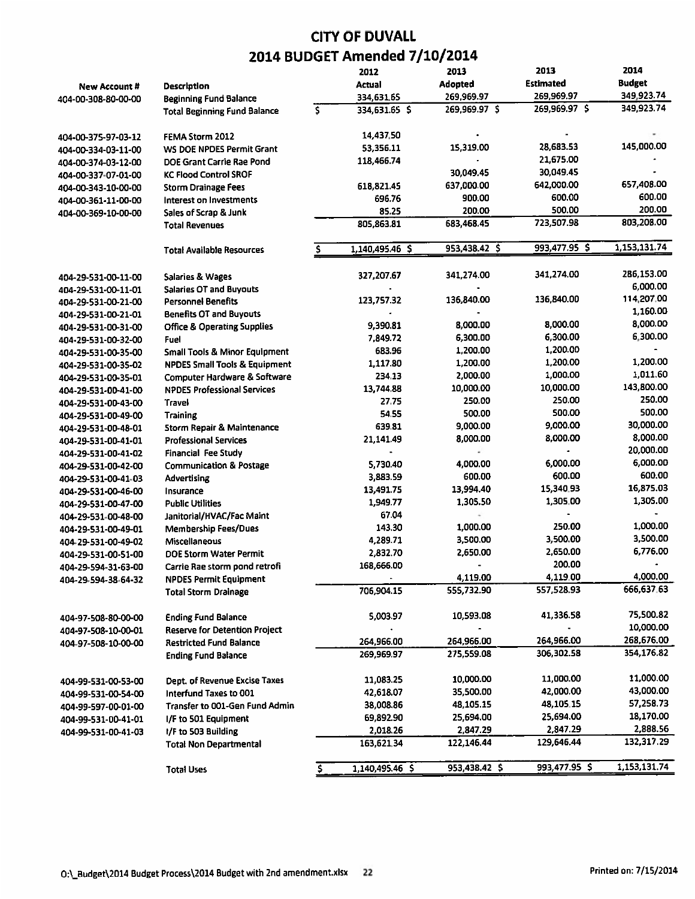# CITY OF DUVALL

## 2014 BUDGET Amended 7/10/2014

| New Account # | Description | 2012 Actual | 2013 Adopted | 2013 Estimated | 2014 Budget |
|---|---|---|---|---|---|
| 404-00-308-80-00-00 | Beginning Fund Balance | 334,631.65 | 269,969.97 | 269,969.97 | 349,923.74 |
| | Total Beginning Fund Balance | $ 334,631.65 | $ 269,969.97 | $ 269,969.97 | $ 349,923.74 |
| | | | | | |
| 404-00-375-97-03-12 | FEMA Storm 2012 | 14,437.50 | - | - | - |
| 404-00-334-03-11-00 | WS DOE NPDES Permit Grant | 53,356.11 | 15,319.00 | 28,683.53 | 145,000.00 |
| 404-00-374-03-12-00 | DOE Grant Carrie Rae Pond | 118,466.74 | - | 21,675.00 | - |
| 404-00-337-07-01-00 | KC Flood Control SROF | | 30,049.45 | 30,049.45 | - |
| 404-00-343-10-00-00 | Storm Drainage Fees | 618,821.45 | 637,000.00 | 642,000.00 | 657,408.00 |
| 404-00-361-11-00-00 | Interest on Investments | 696.76 | 900.00 | 600.00 | 600.00 |
| 404-00-369-10-00-00 | Sales of Scrap & Junk | 85.25 | 200.00 | 500.00 | 200.00 |
| | Total Revenues | 805,863.81 | 683,468.45 | 723,507.98 | 803,208.00 |
| | | | | | |
| | Total Available Resources | $ 1,140,495.46 | $ 953,438.42 | $ 993,477.95 | $ 1,153,131.74 |
| | | | | | |
| 404-29-531-00-11-00 | Salaries & Wages | 327,207.67 | 341,274.00 | 341,274.00 | 286,153.00 |
| 404-29-531-00-11-01 | Salaries OT and Buyouts | | - | | 6,000.00 |
| 404-29-531-00-21-00 | Personnel Benefits | 123,757.32 | 136,840.00 | 136,840.00 | 114,207.00 |
| 404-29-531-00-21-01 | Benefits OT and Buyouts | - | - | | 1,160.00 |
| 404-29-531-00-31-00 | Office & Operating Supplies | 9,390.81 | 8,000.00 | 8,000.00 | 8,000.00 |
| 404-29-531-00-32-00 | Fuel | 7,849.72 | 6,300.00 | 6,300.00 | 6,300.00 |
| 404-29-531-00-35-00 | Small Tools & Minor Equipment | 683.96 | 1,200.00 | 1,200.00 | - |
| 404-29-531-00-35-02 | NPDES Small Tools & Equipment | 1,117.80 | 1,200.00 | 1,200.00 | 1,200.00 |
| 404-29-531-00-35-01 | Computer Hardware & Software | 234.13 | 2,000.00 | 1,000.00 | 1,011.60 |
| 404-29-531-00-41-00 | NPDES Professional Services | 13,744.88 | 10,000.00 | 10,000.00 | 143,800.00 |
| 404-29-531-00-43-00 | Travel | 27.75 | 250.00 | 250.00 | 250.00 |
| 404-29-531-00-49-00 | Training | 54.55 | 500.00 | 500.00 | 500.00 |
| 404-29-531-00-48-01 | Storm Repair & Maintenance | 639.81 | 9,000.00 | 9,000.00 | 30,000.00 |
| 404-29-531-00-41-01 | Professional Services | 21,141.49 | 8,000.00 | 8,000.00 | 8,000.00 |
| 404-29-531-00-41-02 | Financial Fee Study | - | - | - | 20,000.00 |
| 404-29-531-00-42-00 | Communication & Postage | 5,730.40 | 4,000.00 | 6,000.00 | 6,000.00 |
| 404-29-531-00-41-03 | Advertising | 3,883.59 | 600.00 | 600.00 | 600.00 |
| 404-29-531-00-46-00 | Insurance | 13,491.75 | 13,994.40 | 15,340.93 | 16,875.03 |
| 404-29-531-00-47-00 | Public Utilities | 1,949.77 | 1,305.50 | 1,305.00 | 1,305.00 |
| 404-29-531-00-48-00 | Janitorial/HVAC/Fac Maint | 67.04 | - | - | - |
| 404-29-531-00-49-01 | Membership Fees/Dues | 143.30 | 1,000.00 | 250.00 | 1,000.00 |
| 404-29-531-00-49-02 | Miscellaneous | 4,289.71 | 3,500.00 | 3,500.00 | 3,500.00 |
| 404-29-531-00-51-00 | DOE Storm Water Permit | 2,832.70 | 2,650.00 | 2,650.00 | 6,776.00 |
| 404-29-594-31-63-00 | Carrie Rae storm pond retrofi | 168,666.00 | - | 200.00 | - |
| 404-29-594-38-64-32 | NPDES Permit Equipment | - | 4,119.00 | 4,119.00 | 4,000.00 |
| | Total Storm Drainage | 706,904.15 | 555,732.90 | 557,528.93 | 666,637.63 |
| | | | | | |
| 404-97-508-80-00-00 | Ending Fund Balance | 5,003.97 | 10,593.08 | 41,336.58 | 75,500.82 |
| 404-97-508-10-00-01 | Reserve for Detention Project | - | - | - | 10,000.00 |
| 404-97-508-10-00-00 | Restricted Fund Balance | 264,966.00 | 264,966.00 | 264,966.00 | 268,676.00 |
| | Ending Fund Balance | 269,969.97 | 275,559.08 | 306,302.58 | 354,176.82 |
| | | | | | |
| 404-99-531-00-53-00 | Dept. of Revenue Excise Taxes | 11,083.25 | 10,000.00 | 11,000.00 | 11,000.00 |
| 404-99-531-00-54-00 | Interfund Taxes to 001 | 42,618.07 | 35,500.00 | 42,000.00 | 43,000.00 |
| 404-99-597-00-01-00 | Transfer to 001-Gen Fund Admin | 38,008.86 | 48,105.15 | 48,105.15 | 57,258.73 |
| 404-99-531-00-41-01 | I/F to 501 Equipment | 69,892.90 | 25,694.00 | 25,694.00 | 18,170.00 |
| 404-99-531-00-41-03 | I/F to 503 Building | 2,018.26 | 2,847.29 | 2,847.29 | 2,888.56 |
| | Total Non Departmental | 163,621.34 | 122,146.44 | 129,646.44 | 132,317.29 |
| | | | | | |
| | Total Uses | $ 1,140,495.46 | $ 953,438.42 | $ 993,477.95 | $ 1,153,131.74 |

O:\_Budget\2014 Budget Process\2014 Budget with 2nd amendment.xlsx 22 Printed on: 7/15/2014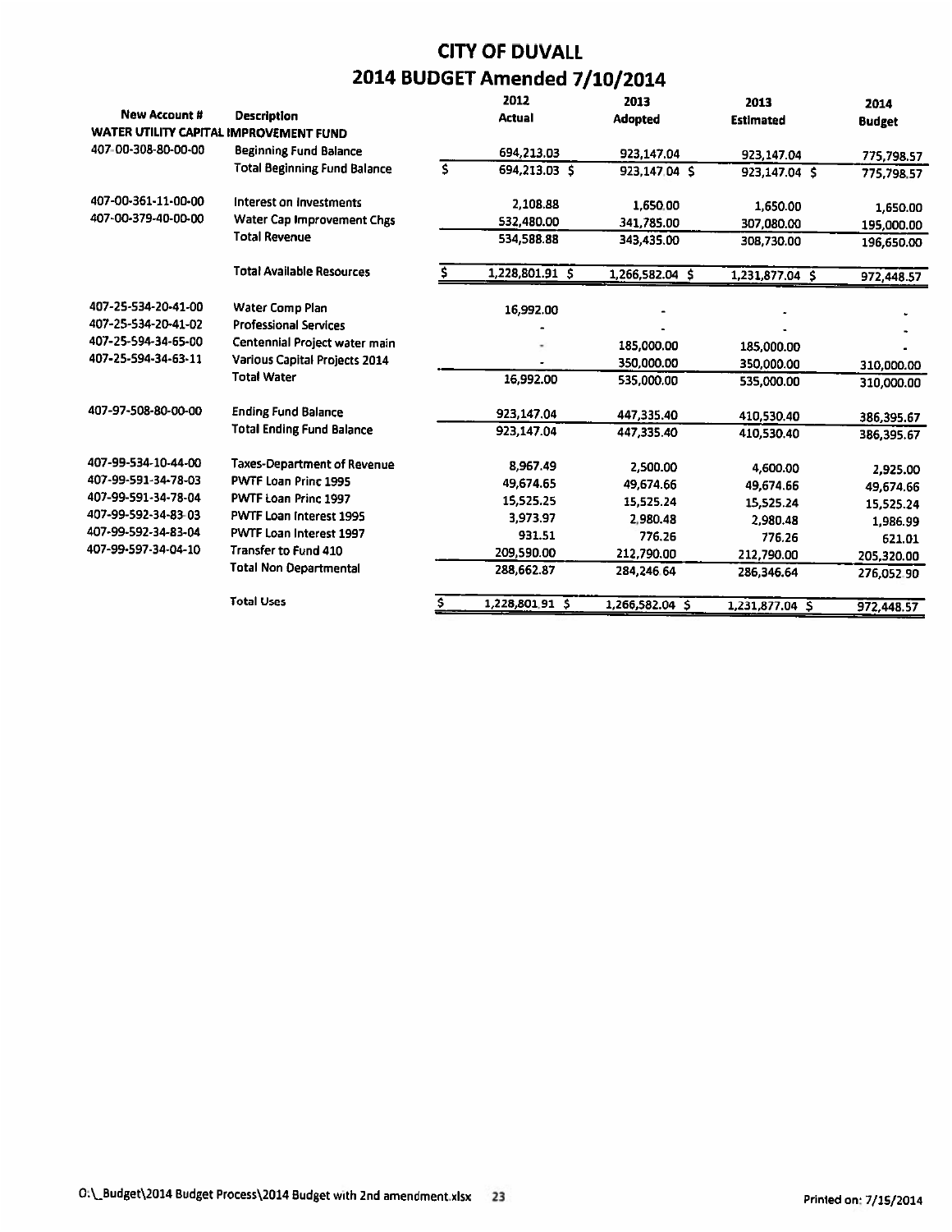# CITY OF DUVALL

## 2014 BUDGET Amended 7/10/2014

| New Account # | Description | 2012 Actual | 2013 Adopted | 2013 Estimated | 2014 Budget |
|---|---|---|---|---|---|
| **WATER UTILITY CAPITAL IMPROVEMENT FUND** | | | | | |
| 407-00-308-80-00-00 | Beginning Fund Balance | 694,213.03 | 923,147.04 | 923,147.04 | 775,798.57 |
| | Total Beginning Fund Balance | $ 694,213.03 | $ 923,147.04 | $ 923,147.04 | $ 775,798.57 |
| 407-00-361-11-00-00 | Interest on Investments | 2,108.88 | 1,650.00 | 1,650.00 | 1,650.00 |
| 407-00-379-40-00-00 | Water Cap Improvement Chgs | 532,480.00 | 341,785.00 | 307,080.00 | 195,000.00 |
| | Total Revenue | 534,588.88 | 343,435.00 | 308,730.00 | 196,650.00 |
| | Total Available Resources | $ 1,228,801.91 | $ 1,266,582.04 | $ 1,231,877.04 | $ 972,448.57 |
| 407-25-534-20-41-00 | Water Comp Plan | 16,992.00 | - | - | - |
| 407-25-534-20-41-02 | Professional Services | - | - | - | - |
| 407-25-594-34-65-00 | Centennial Project water main | - | 185,000.00 | 185,000.00 | - |
| 407-25-594-34-63-11 | Various Capital Projects 2014 | - | 350,000.00 | 350,000.00 | 310,000.00 |
| | Total Water | 16,992.00 | 535,000.00 | 535,000.00 | 310,000.00 |
| 407-97-508-80-00-00 | Ending Fund Balance | 923,147.04 | 447,335.40 | 410,530.40 | 386,395.67 |
| | Total Ending Fund Balance | 923,147.04 | 447,335.40 | 410,530.40 | 386,395.67 |
| 407-99-534-10-44-00 | Taxes-Department of Revenue | 8,967.49 | 2,500.00 | 4,600.00 | 2,925.00 |
| 407-99-591-34-78-03 | PWTF Loan Princ 1995 | 49,674.65 | 49,674.66 | 49,674.66 | 49,674.66 |
| 407-99-591-34-78-04 | PWTF Loan Princ 1997 | 15,525.25 | 15,525.24 | 15,525.24 | 15,525.24 |
| 407-99-592-34-83-03 | PWTF Loan Interest 1995 | 3,973.97 | 2,980.48 | 2,980.48 | 1,986.99 |
| 407-99-592-34-83-04 | PWTF Loan Interest 1997 | 931.51 | 776.26 | 776.26 | 621.01 |
| 407-99-597-34-04-10 | Transfer to Fund 410 | 209,590.00 | 212,790.00 | 212,790.00 | 205,320.00 |
| | Total Non Departmental | 288,662.87 | 284,246.64 | 286,346.64 | 276,052.90 |
| | Total Uses | $ 1,228,801.91 | $ 1,266,582.04 | $ 1,231,877.04 | $ 972,448.57 |

O:\_Budget\2014 Budget Process\2014 Budget with 2nd amendment.xlsx

Printed on: 7/15/2014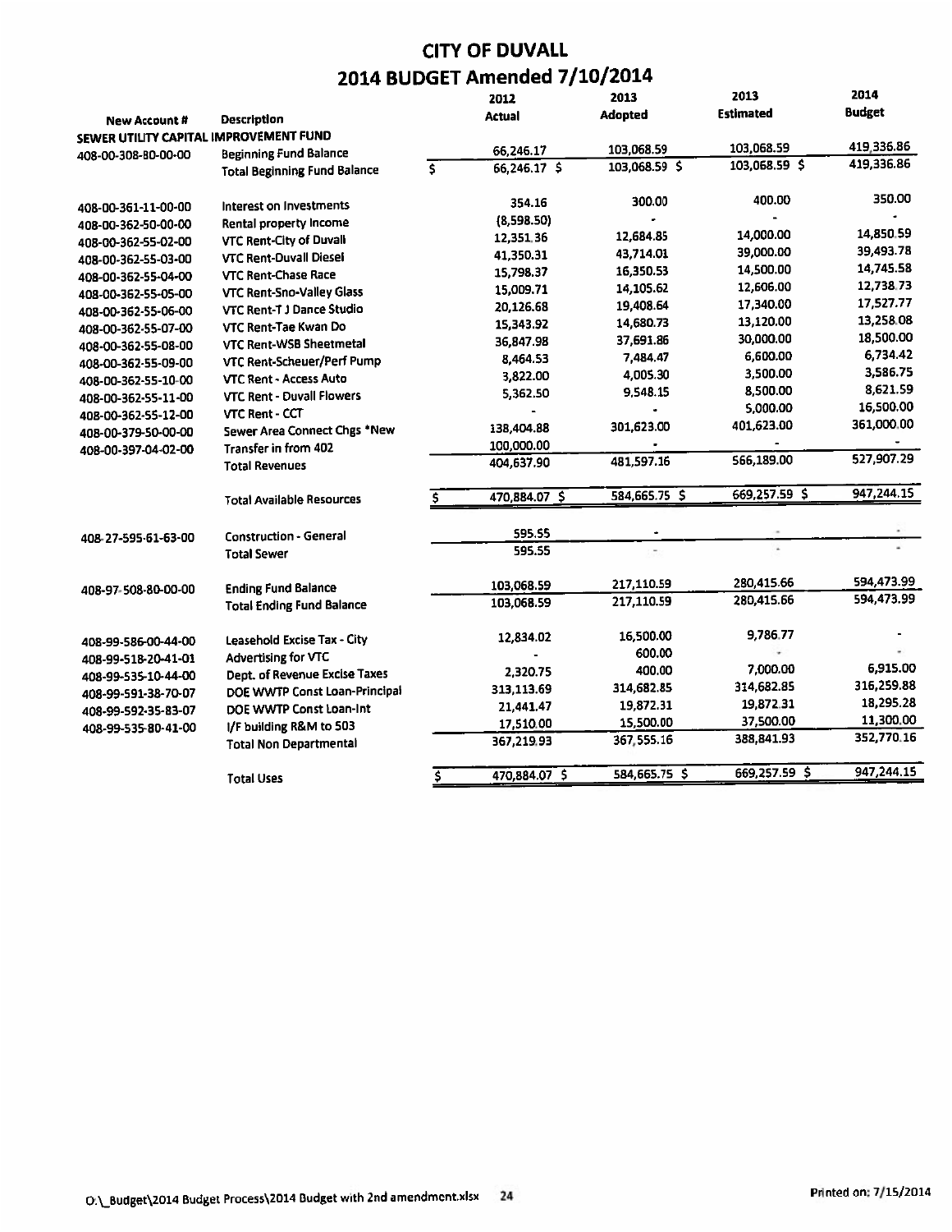# CITY OF DUVALL

## 2014 BUDGET Amended 7/10/2014

| New Account # | Description | 2012 Actual | 2013 Adopted | 2013 Estimated | 2014 Budget |
|---|---|---|---|---|---|
| SEWER UTILITY CAPITAL IMPROVEMENT FUND | | | | | |
| 408-00-308-80-00-00 | Beginning Fund Balance | 66,246.17 | 103,068.59 | 103,068.59 | 419,336.86 |
| | Total Beginning Fund Balance | $ 66,246.17 | $ 103,068.59 | $ 103,068.59 | $ 419,336.86 |
| 408-00-361-11-00-00 | Interest on Investments | 354.16 | 300.00 | 400.00 | 350.00 |
| 408-00-362-50-00-00 | Rental property Income | (8,598.50) | - | - | - |
| 408-00-362-55-02-00 | VTC Rent-City of Duvall | 12,351.36 | 12,684.85 | 14,000.00 | 14,850.59 |
| 408-00-362-55-03-00 | VTC Rent-Duvall Diesel | 41,350.31 | 43,714.01 | 39,000.00 | 39,493.78 |
| 408-00-362-55-04-00 | VTC Rent-Chase Race | 15,798.37 | 16,350.53 | 14,500.00 | 14,745.58 |
| 408-00-362-55-05-00 | VTC Rent-Sno-Valley Glass | 15,009.71 | 14,105.62 | 12,606.00 | 12,738.73 |
| 408-00-362-55-06-00 | VTC Rent-T J Dance Studio | 20,126.68 | 19,408.64 | 17,340.00 | 17,527.77 |
| 408-00-362-55-07-00 | VTC Rent-Tae Kwan Do | 15,343.92 | 14,680.73 | 13,120.00 | 13,258.08 |
| 408-00-362-55-08-00 | VTC Rent-WSB Sheetmetal | 36,847.98 | 37,691.86 | 30,000.00 | 18,500.00 |
| 408-00-362-55-09-00 | VTC Rent-Scheuer/Perf Pump | 8,464.53 | 7,484.47 | 6,600.00 | 6,734.42 |
| 408-00-362-55-10-00 | VTC Rent - Access Auto | 3,822.00 | 4,005.30 | 3,500.00 | 3,586.75 |
| 408-00-362-55-11-00 | VTC Rent - Duvall Flowers | 5,362.50 | 9,548.15 | 8,500.00 | 8,621.59 |
| 408-00-362-55-12-00 | VTC Rent - CCT | - | - | 5,000.00 | 16,500.00 |
| 408-00-379-50-00-00 | Sewer Area Connect Chgs *New | 138,404.88 | 301,623.00 | 401,623.00 | 361,000.00 |
| 408-00-397-04-02-00 | Transfer in from 402 | 100,000.00 | - | - | - |
| | Total Revenues | 404,637.90 | 481,597.16 | 566,189.00 | 527,907.29 |
| | Total Available Resources | $ 470,884.07 | $ 584,665.75 | $ 669,257.59 | $ 947,244.15 |
| 408-27-595-61-63-00 | Construction - General | 595.55 | - | - | - |
| | Total Sewer | 595.55 | - | - | - |
| 408-97-508-80-00-00 | Ending Fund Balance | 103,068.59 | 217,110.59 | 280,415.66 | 594,473.99 |
| | Total Ending Fund Balance | 103,068.59 | 217,110.59 | 280,415.66 | 594,473.99 |
| 408-99-586-00-44-00 | Leasehold Excise Tax - City | 12,834.02 | 16,500.00 | 9,786.77 | - |
| 408-99-518-20-41-01 | Advertising for VTC | - | 600.00 | - | - |
| 408-99-535-10-44-00 | Dept. of Revenue Excise Taxes | 2,320.75 | 400.00 | 7,000.00 | 6,915.00 |
| 408-99-591-38-70-07 | DOE WWTP Const Loan-Principal | 313,113.69 | 314,682.85 | 314,682.85 | 316,259.88 |
| 408-99-592-35-83-07 | DOE WWTP Const Loan-Int | 21,441.47 | 19,872.31 | 19,872.31 | 18,295.28 |
| 408-99-535-80-41-00 | I/F building R&M to 503 | 17,510.00 | 15,500.00 | 37,500.00 | 11,300.00 |
| | Total Non Departmental | 367,219.93 | 367,555.16 | 388,841.93 | 352,770.16 |
| | Total Uses | $ 470,884.07 | $ 584,665.75 | $ 669,257.59 | $ 947,244.15 |

O:\_Budget\2014 Budget Process\2014 Budget with 2nd amendment.xlsx 24 Printed on: 7/15/2014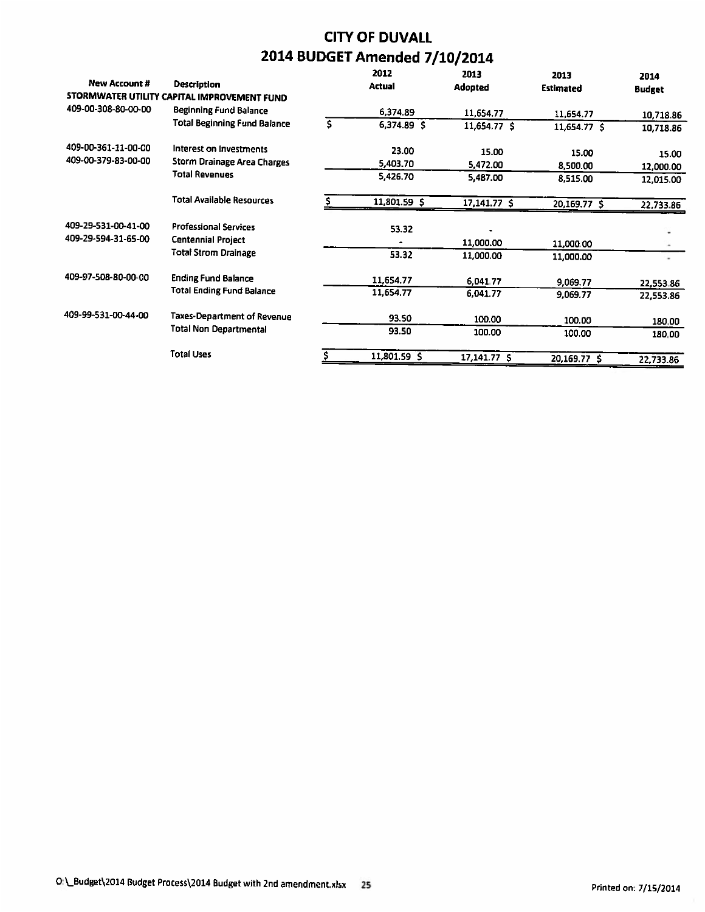# CITY OF DUVALL
## 2014 BUDGET Amended 7/10/2014

| New Account # | Description | 2012 Actual | 2013 Adopted | 2013 Estimated | 2014 Budget |
|---|---|---|---|---|---|
| STORMWATER UTILITY CAPITAL IMPROVEMENT FUND | | | | | |
| 409-00-308-80-00-00 | Beginning Fund Balance | 6,374.89 | 11,654.77 | 11,654.77 | 10,718.86 |
| | Total Beginning Fund Balance | $ 6,374.89 | $ 11,654.77 | $ 11,654.77 | $ 10,718.86 |
| 409-00-361-11-00-00 | Interest on Investments | 23.00 | 15.00 | 15.00 | 15.00 |
| 409-00-379-83-00-00 | Storm Drainage Area Charges | 5,403.70 | 5,472.00 | 8,500.00 | 12,000.00 |
| | Total Revenues | 5,426.70 | 5,487.00 | 8,515.00 | 12,015.00 |
| | Total Available Resources | $ 11,801.59 | $ 17,141.77 | $ 20,169.77 | $ 22,733.86 |
| 409-29-531-00-41-00 | Professional Services | 53.32 | - | | - |
| 409-29-594-31-65-00 | Centennial Project | - | 11,000.00 | 11,000.00 | - |
| | Total Strom Drainage | 53.32 | 11,000.00 | 11,000.00 | - |
| 409-97-508-80-00-00 | Ending Fund Balance | 11,654.77 | 6,041.77 | 9,069.77 | 22,553.86 |
| | Total Ending Fund Balance | 11,654.77 | 6,041.77 | 9,069.77 | 22,553.86 |
| 409-99-531-00-44-00 | Taxes-Department of Revenue | 93.50 | 100.00 | 100.00 | 180.00 |
| | Total Non Departmental | 93.50 | 100.00 | 100.00 | 180.00 |
| | Total Uses | $ 11,801.59 | $ 17,141.77 | $ 20,169.77 | $ 22,733.86 |

O:\_Budget\2014 Budget Process\2014 Budget with 2nd amendment.xlsx

Printed on: 7/15/2014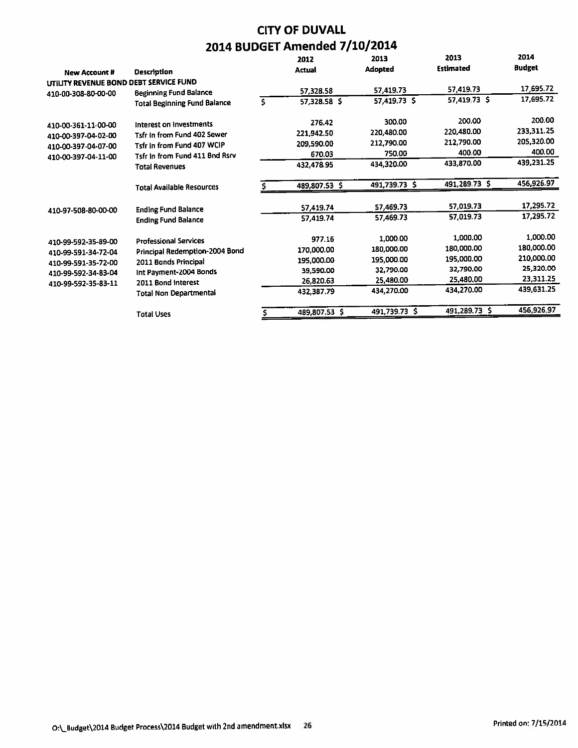# CITY OF DUVALL

## 2014 BUDGET Amended 7/10/2014

| New Account # | Description | 2012 Actual | 2013 Adopted | 2013 Estimated | 2014 Budget |
|---|---|---|---|---|---|
| UTILITY REVENUE BOND DEBT SERVICE FUND | | | | | |
| 410-00-308-80-00-00 | Beginning Fund Balance | 57,328.58 | 57,419.73 | 57,419.73 | 17,695.72 |
| | Total Beginning Fund Balance | $ 57,328.58 | $ 57,419.73 | $ 57,419.73 | $ 17,695.72 |
| 410-00-361-11-00-00 | Interest on Investments | 276.42 | 300.00 | 200.00 | 200.00 |
| 410-00-397-04-02-00 | Tsfr In from Fund 402 Sewer | 221,942.50 | 220,480.00 | 220,480.00 | 233,311.25 |
| 410-00-397-04-07-00 | Tsfr In from Fund 407 WCIP | 209,590.00 | 212,790.00 | 212,790.00 | 205,320.00 |
| 410-00-397-04-11-00 | Tsfr In from Fund 411 Bnd Rsrv | 670.03 | 750.00 | 400.00 | 400.00 |
| | Total Revenues | 432,478.95 | 434,320.00 | 433,870.00 | 439,231.25 |
| | Total Available Resources | $ 489,807.53 | $ 491,739.73 | $ 491,289.73 | $ 456,926.97 |
| 410-97-508-80-00-00 | Ending Fund Balance | 57,419.74 | 57,469.73 | 57,019.73 | 17,295.72 |
| | Ending Fund Balance | 57,419.74 | 57,469.73 | 57,019.73 | 17,295.72 |
| 410-99-592-35-89-00 | Professional Services | 977.16 | 1,000.00 | 1,000.00 | 1,000.00 |
| 410-99-591-34-72-04 | Principal Redemption-2004 Bond | 170,000.00 | 180,000.00 | 180,000.00 | 180,000.00 |
| 410-99-591-35-72-00 | 2011 Bonds Principal | 195,000.00 | 195,000.00 | 195,000.00 | 210,000.00 |
| 410-99-592-34-83-04 | Int Payment-2004 Bonds | 39,590.00 | 32,790.00 | 32,790.00 | 25,320.00 |
| 410-99-592-35-83-11 | 2011 Bond Interest | 26,820.63 | 25,480.00 | 25,480.00 | 23,311.25 |
| | Total Non Departmental | 432,387.79 | 434,270.00 | 434,270.00 | 439,631.25 |
| | Total Uses | $ 489,807.53 | $ 491,739.73 | $ 491,289.73 | $ 456,926.97 |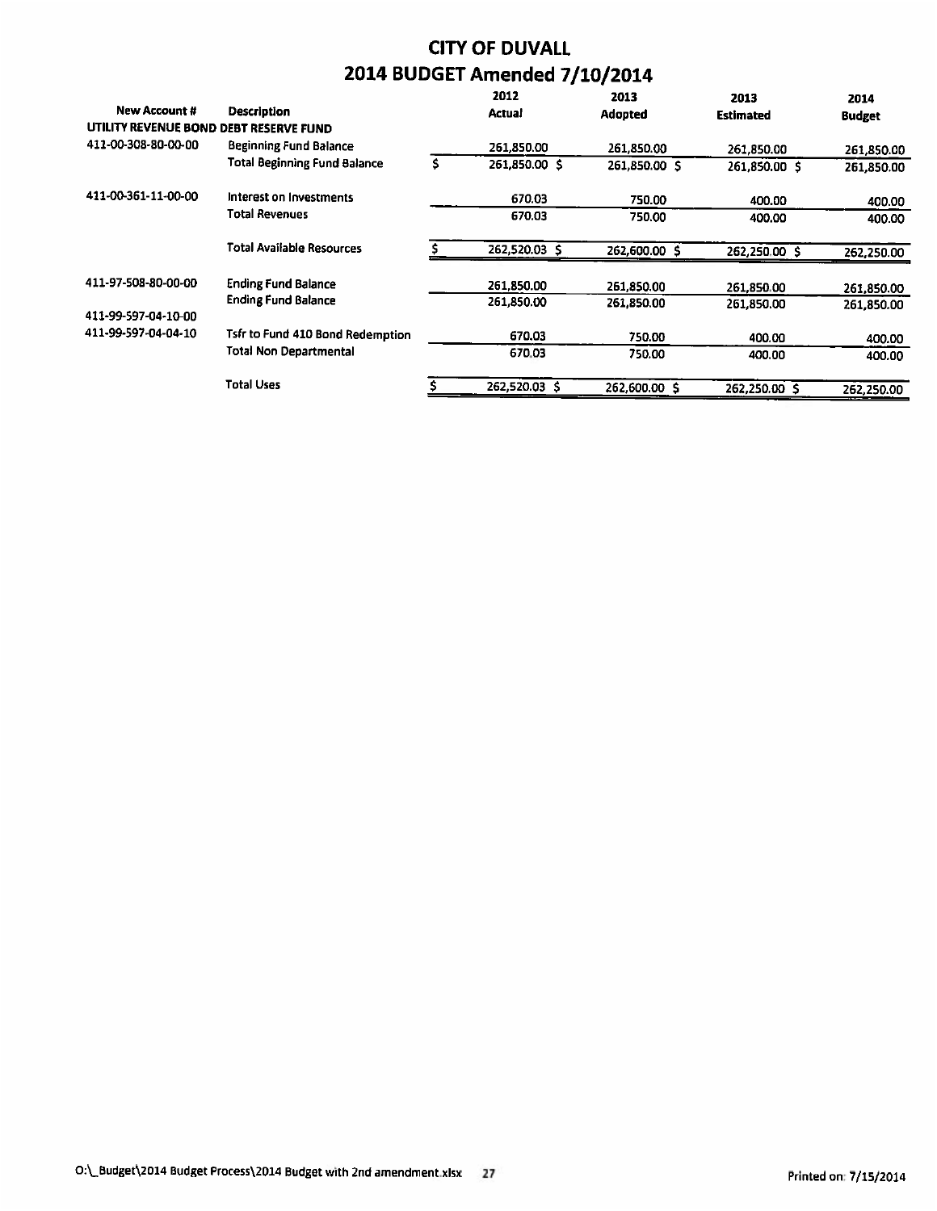# CITY OF DUVALL

## 2014 BUDGET Amended 7/10/2014

| New Account # | Description | 2012 Actual | 2013 Adopted | 2013 Estimated | 2014 Budget |
|---|---|---|---|---|---|
| **UTILITY REVENUE BOND DEBT RESERVE FUND** | | | | | |
| 411-00-308-80-00-00 | Beginning Fund Balance | 261,850.00 | 261,850.00 | 261,850.00 | 261,850.00 |
| | Total Beginning Fund Balance | $ 261,850.00 | $ 261,850.00 | $ 261,850.00 | $ 261,850.00 |
| 411-00-361-11-00-00 | Interest on Investments | 670.03 | 750.00 | 400.00 | 400.00 |
| | Total Revenues | 670.03 | 750.00 | 400.00 | 400.00 |
| | Total Available Resources | $ 262,520.03 | $ 262,600.00 | $ 262,250.00 | $ 262,250.00 |
| 411-97-508-80-00-00 | Ending Fund Balance | 261,850.00 | 261,850.00 | 261,850.00 | 261,850.00 |
| | Ending Fund Balance | 261,850.00 | 261,850.00 | 261,850.00 | 261,850.00 |
| 411-99-597-04-10-00 | | | | | |
| 411-99-597-04-04-10 | Tsfr to Fund 410 Bond Redemption | 670.03 | 750.00 | 400.00 | 400.00 |
| | Total Non Departmental | 670.03 | 750.00 | 400.00 | 400.00 |
| | Total Uses | $ 262,520.03 | $ 262,600.00 | $ 262,250.00 | $ 262,250.00 |

O:\_Budget\2014 Budget Process\2014 Budget with 2nd amendment.xlsx 27 Printed on: 7/15/2014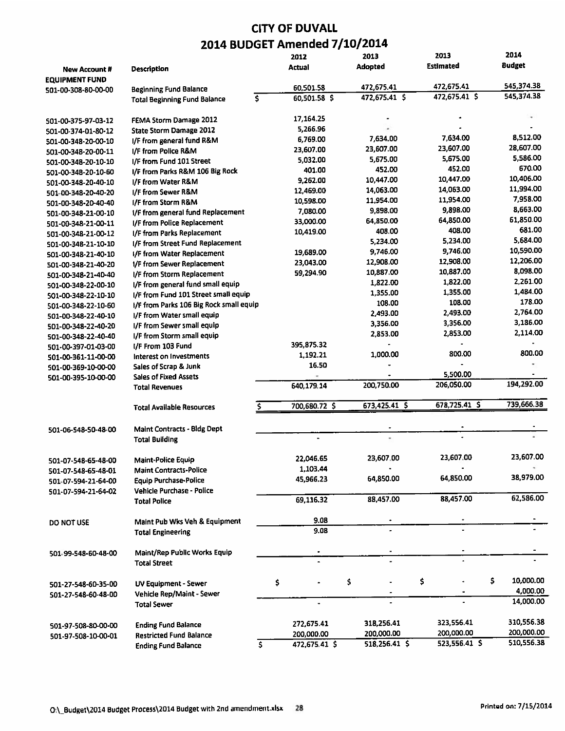# CITY OF DUVALL
## 2014 BUDGET Amended 7/10/2014

| New Account # | Description | 2012 Actual | 2013 Adopted | 2013 Estimated | 2014 Budget |
|---|---|---|---|---|---|
| **EQUIPMENT FUND** | | | | | |
| 501-00-308-80-00-00 | Beginning Fund Balance | 60,501.58 | 472,675.41 | 472,675.41 | 545,374.38 |
| | Total Beginning Fund Balance | $ 60,501.58 | $ 472,675.41 | $ 472,675.41 | $ 545,374.38 |
| 501-00-375-97-03-12 | FEMA Storm Damage 2012 | 17,164.25 | - | - | - |
| 501-00-374-01-80-12 | State Storm Damage 2012 | 5,266.96 | - | - | - |
| 501-00-348-20-00-10 | I/F from general fund R&M | 6,769.00 | 7,634.00 | 7,634.00 | 8,512.00 |
| 501-00-348-20-00-11 | I/F from Police R&M | 23,607.00 | 23,607.00 | 23,607.00 | 28,607.00 |
| 501-00-348-20-10-10 | I/F from Fund 101 Street | 5,032.00 | 5,675.00 | 5,675.00 | 5,586.00 |
| 501-00-348-20-10-60 | I/F from Parks R&M 106 Big Rock | 401.00 | 452.00 | 452.00 | 670.00 |
| 501-00-348-20-40-10 | I/F from Water R&M | 9,262.00 | 10,447.00 | 10,447.00 | 10,406.00 |
| 501-00-348-20-40-20 | I/F from Sewer R&M | 12,469.00 | 14,063.00 | 14,063.00 | 11,994.00 |
| 501-00-348-20-40-40 | I/F from Storm R&M | 10,598.00 | 11,954.00 | 11,954.00 | 7,958.00 |
| 501-00-348-21-00-10 | I/F from general fund Replacement | 7,080.00 | 9,898.00 | 9,898.00 | 8,663.00 |
| 501-00-348-21-00-11 | I/F from Police Replacement | 33,000.00 | 64,850.00 | 64,850.00 | 61,850.00 |
| 501-00-348-21-00-12 | I/F from Parks Replacement | 10,419.00 | 408.00 | 408.00 | 681.00 |
| 501-00-348-21-10-10 | I/F from Street Fund Replacement | | 5,234.00 | 5,234.00 | 5,684.00 |
| 501-00-348-21-40-10 | I/F from Water Replacement | 19,689.00 | 9,746.00 | 9,746.00 | 10,590.00 |
| 501-00-348-21-40-20 | I/F from Sewer Replacement | 23,043.00 | 12,908.00 | 12,908.00 | 12,206.00 |
| 501-00-348-21-40-40 | I/F from Storm Replacement | 59,294.90 | 10,887.00 | 10,887.00 | 8,098.00 |
| 501-00-348-22-00-10 | I/F from general fund small equip | | 1,822.00 | 1,822.00 | 2,261.00 |
| 501-00-348-22-10-10 | I/F from Fund 101 Street small equip | | 1,355.00 | 1,355.00 | 1,484.00 |
| 501-00-348-22-10-60 | I/F from Parks 106 Big Rock small equip | | 108.00 | 108.00 | 178.00 |
| 501-00-348-22-40-10 | I/F from Water small equip | | 2,493.00 | 2,493.00 | 2,764.00 |
| 501-00-348-22-40-20 | I/F from Sewer small equip | | 3,356.00 | 3,356.00 | 3,186.00 |
| 501-00-348-22-40-40 | I/F from Storm small equip | | 2,853.00 | 2,853.00 | 2,114.00 |
| 501-00-397-01-03-00 | I/F From 103 Fund | 395,875.32 | - | - | - |
| 501-00-361-11-00-00 | Interest on Investments | 1,192.21 | 1,000.00 | 800.00 | 800.00 |
| 501-00-369-10-00-00 | Sales of Scrap & Junk | 16.50 | - | - | - |
| 501-00-395-10-00-00 | Sales of Fixed Assets | - | - | 5,500.00 | - |
| | Total Revenues | 640,179.14 | 200,750.00 | 206,050.00 | 194,292.00 |
| | Total Available Resources | $ 700,680.72 | $ 673,425.41 | $ 678,725.41 | $ 739,666.38 |
| 501-06-548-50-48-00 | Maint Contracts - Bldg Dept | | - | - | - |
| | Total Building | - | - | - | - |
| 501-07-548-65-48-00 | Maint-Police Equip | 22,046.65 | 23,607.00 | 23,607.00 | 23,607.00 |
| 501-07-548-65-48-01 | Maint Contracts-Police | 1,103.44 | - | - | - |
| 501-07-594-21-64-00 | Equip Purchase-Police | 45,966.23 | 64,850.00 | 64,850.00 | 38,979.00 |
| 501-07-594-21-64-02 | Vehicle Purchase - Police | | | | |
| | Total Police | 69,116.32 | 88,457.00 | 88,457.00 | 62,586.00 |
| DO NOT USE | Maint Pub Wks Veh & Equipment | 9.08 | - | - | - |
| | Total Engineering | 9.08 | - | - | - |
| 501-99-548-60-48-00 | Maint/Rep Public Works Equip | - | - | - | - |
| | Total Street | - | - | - | - |
| 501-27-548-60-35-00 | UV Equipment - Sewer | $ - | $ - | $ - | $ 10,000.00 |
| 501-27-548-60-48-00 | Vehicle Rep/Maint - Sewer | | - | - | 4,000.00 |
| | Total Sewer | - | - | - | 14,000.00 |
| 501-97-508-80-00-00 | Ending Fund Balance | 272,675.41 | 318,256.41 | 323,556.41 | 310,556.38 |
| 501-97-508-10-00-01 | Restricted Fund Balance | 200,000.00 | 200,000.00 | 200,000.00 | 200,000.00 |
| | Ending Fund Balance | $ 472,675.41 | $ 518,256.41 | $ 523,556.41 | $ 510,556.38 |

O:\_Budget\2014 Budget Process\2014 Budget with 2nd amendment.xlsx 28 Printed on: 7/15/2014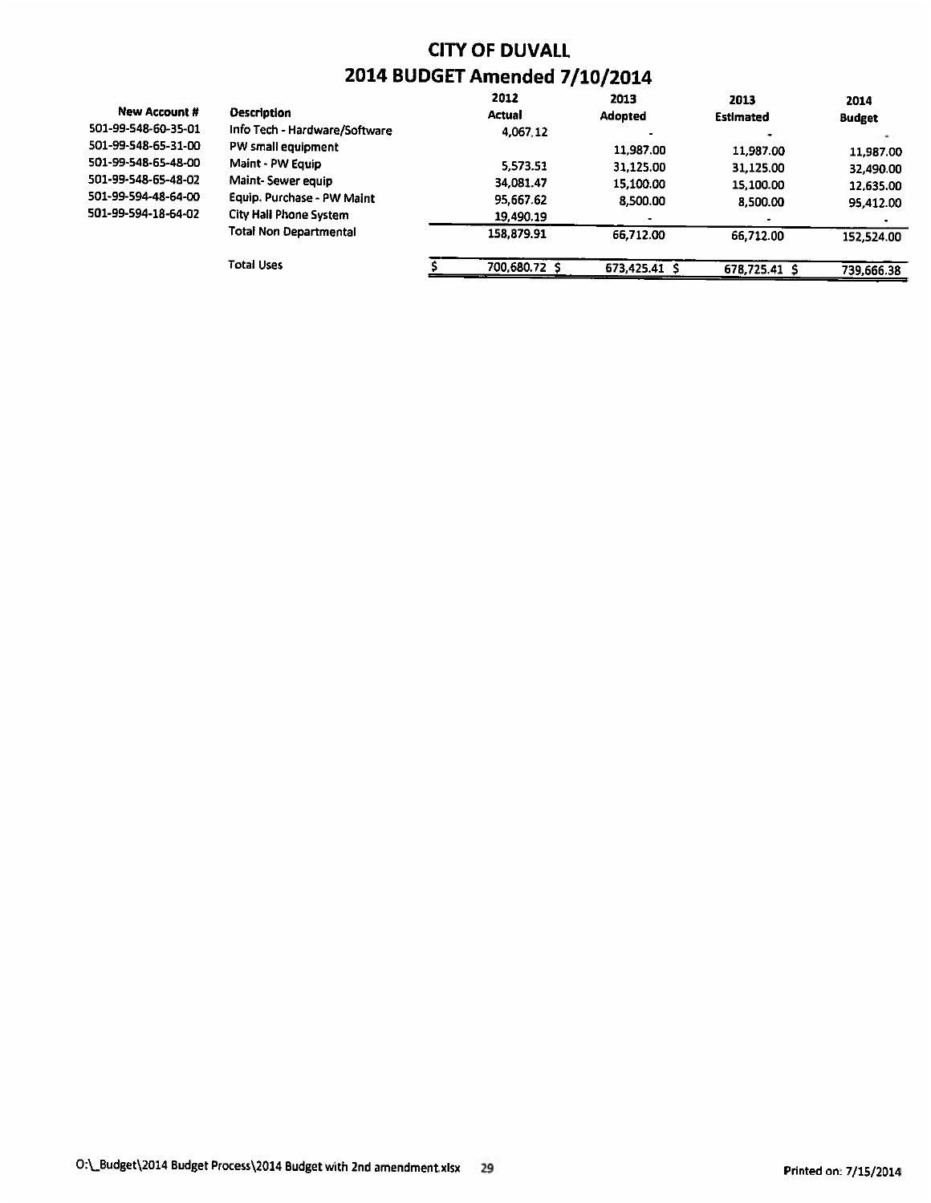# CITY OF DUVALL

## 2014 BUDGET Amended 7/10/2014

| New Account # | Description | 2012 Actual | 2013 Adopted | 2013 Estimated | 2014 Budget |
|---|---|---|---|---|---|
| 501-99-548-60-35-01 | Info Tech - Hardware/Software | 4,067.12 | - | - | - |
| 501-99-548-65-31-00 | PW small equipment | | 11,987.00 | 11,987.00 | 11,987.00 |
| 501-99-548-65-48-00 | Maint - PW Equip | 5,573.51 | 31,125.00 | 31,125.00 | 32,490.00 |
| 501-99-548-65-48-02 | Maint- Sewer equip | 34,081.47 | 15,100.00 | 15,100.00 | 12,635.00 |
| 501-99-594-48-64-00 | Equip. Purchase - PW Maint | 95,667.62 | 8,500.00 | 8,500.00 | 95,412.00 |
| 501-99-594-18-64-02 | City Hall Phone System | 19,490.19 | - | - | - |
| | Total Non Departmental | 158,879.91 | 66,712.00 | 66,712.00 | 152,524.00 |
| | Total Uses | $ 700,680.72 | $ 673,425.41 | $ 678,725.41 | $ 739,666.38 |

O:\_Budget\2014 Budget Process\2014 Budget with 2nd amendment.xlsx 29 Printed on: 7/15/2014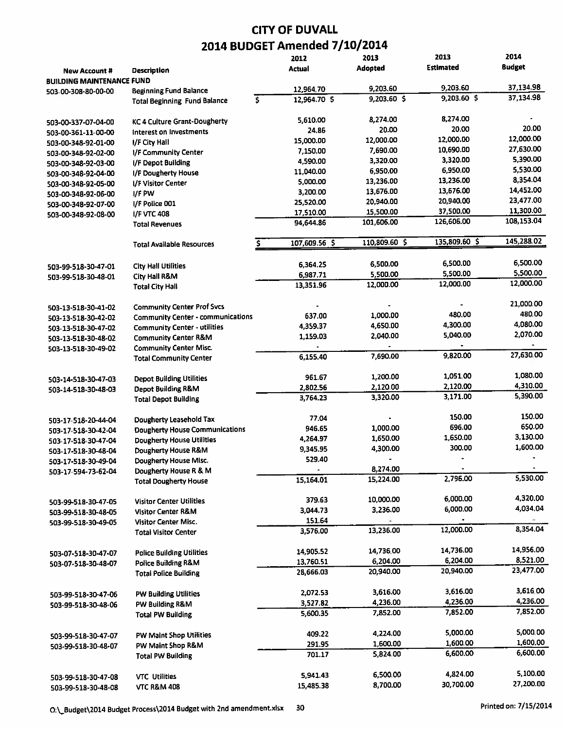# CITY OF DUVALL

## 2014 BUDGET Amended 7/10/2014

| New Account # | Description | 2012 Actual | 2013 Adopted | 2013 Estimated | 2014 Budget |
|---|---|---|---|---|---|
| **BUILDING MAINTENANCE FUND** | | | | | |
| 503-00-308-80-00-00 | Beginning Fund Balance | 12,964.70 | 9,203.60 | 9,203.60 | 37,134.98 |
| | Total Beginning Fund Balance | $ 12,964.70 | $ 9,203.60 | $ 9,203.60 | $ 37,134.98 |
| | | | | | |
| 503-00-337-07-04-00 | KC 4 Culture Grant-Dougherty | 5,610.00 | 8,274.00 | 8,274.00 | - |
| 503-00-361-11-00-00 | Interest on Investments | 24.86 | 20.00 | 20.00 | 20.00 |
| 503-00-348-92-01-00 | I/F City Hall | 15,000.00 | 12,000.00 | 12,000.00 | 12,000.00 |
| 503-00-348-92-02-00 | I/F Community Center | 7,150.00 | 7,690.00 | 10,690.00 | 27,630.00 |
| 503-00-348-92-03-00 | I/F Depot Building | 4,590.00 | 3,320.00 | 3,320.00 | 5,390.00 |
| 503-00-348-92-04-00 | I/F Dougherty House | 11,040.00 | 6,950.00 | 6,950.00 | 5,530.00 |
| 503-00-348-92-05-00 | I/F Visitor Center | 5,000.00 | 13,236.00 | 13,236.00 | 8,354.04 |
| 503-00-348-92-06-00 | I/F PW | 3,200.00 | 13,676.00 | 13,676.00 | 14,452.00 |
| 503-00-348-92-07-00 | I/F Police 001 | 25,520.00 | 20,940.00 | 20,940.00 | 23,477.00 |
| 503-00-348-92-08-00 | I/F VTC 408 | 17,510.00 | 15,500.00 | 37,500.00 | 11,300.00 |
| | Total Revenues | 94,644.86 | 101,606.00 | 126,606.00 | 108,153.04 |
| | | | | | |
| | Total Available Resources | $ 107,609.56 | $ 110,809.60 | $ 135,809.60 | $ 145,288.02 |
| | | | | | |
| 503-99-518-30-47-01 | City Hall Utilities | 6,364.25 | 6,500.00 | 6,500.00 | 6,500.00 |
| 503-99-518-30-48-01 | City Hall R&M | 6,987.71 | 5,500.00 | 5,500.00 | 5,500.00 |
| | Total City Hall | 13,351.96 | 12,000.00 | 12,000.00 | 12,000.00 |
| | | | | | |
| 503-13-518-30-41-02 | Community Center Prof Svcs | - | - | - | 21,000.00 |
| 503-13-518-30-42-02 | Community Center - communications | 637.00 | 1,000.00 | 480.00 | 480.00 |
| 503-13-518-30-47-02 | Community Center - utilities | 4,359.37 | 4,650.00 | 4,300.00 | 4,080.00 |
| 503-13-518-30-48-02 | Community Center R&M | 1,159.03 | 2,040.00 | 5,040.00 | 2,070.00 |
| 503-13-518-30-49-02 | Community Center Misc. | - | - | - | - |
| | Total Community Center | 6,155.40 | 7,690.00 | 9,820.00 | 27,630.00 |
| | | | | | |
| 503-14-518-30-47-03 | Depot Building Utilities | 961.67 | 1,200.00 | 1,051.00 | 1,080.00 |
| 503-14-518-30-48-03 | Depot Building R&M | 2,802.56 | 2,120.00 | 2,120.00 | 4,310.00 |
| | Total Depot Building | 3,764.23 | 3,320.00 | 3,171.00 | 5,390.00 |
| | | | | | |
| 503-17-518-20-44-04 | Dougherty Leasehold Tax | 77.04 | - | 150.00 | 150.00 |
| 503-17-518-30-42-04 | Dougherty House Communications | 946.65 | 1,000.00 | 696.00 | 650.00 |
| 503-17-518-30-47-04 | Dougherty House Utilities | 4,264.97 | 1,650.00 | 1,650.00 | 3,130.00 |
| 503-17-518-30-48-04 | Dougherty House R&M | 9,345.95 | 4,300.00 | 300.00 | 1,600.00 |
| 503-17-518-30-49-04 | Dougherty House Misc. | 529.40 | - | - | - |
| 503-17-594-73-62-04 | Dougherty House R & M | - | 8,274.00 | - | - |
| | Total Dougherty House | 15,164.01 | 15,224.00 | 2,796.00 | 5,530.00 |
| | | | | | |
| 503-99-518-30-47-05 | Visitor Center Utilities | 379.63 | 10,000.00 | 6,000.00 | 4,320.00 |
| 503-99-518-30-48-05 | Visitor Center R&M | 3,044.73 | 3,236.00 | 6,000.00 | 4,034.04 |
| 503-99-518-30-49-05 | Visitor Center Misc. | 151.64 | - | - | - |
| | Total Visitor Center | 3,576.00 | 13,236.00 | 12,000.00 | 8,354.04 |
| | | | | | |
| 503-07-518-30-47-07 | Police Building Utilities | 14,905.52 | 14,736.00 | 14,736.00 | 14,956.00 |
| 503-07-518-30-48-07 | Police Building R&M | 13,760.51 | 6,204.00 | 6,204.00 | 8,521.00 |
| | Total Police Building | 28,666.03 | 20,940.00 | 20,940.00 | 23,477.00 |
| | | | | | |
| 503-99-518-30-47-06 | PW Building Utilities | 2,072.53 | 3,616.00 | 3,616.00 | 3,616.00 |
| 503-99-518-30-48-06 | PW Building R&M | 3,527.82 | 4,236.00 | 4,236.00 | 4,236.00 |
| | Total PW Building | 5,600.35 | 7,852.00 | 7,852.00 | 7,852.00 |
| | | | | | |
| 503-99-518-30-47-07 | PW Maint Shop Utilities | 409.22 | 4,224.00 | 5,000.00 | 5,000.00 |
| 503-99-518-30-48-07 | PW Maint Shop R&M | 291.95 | 1,600.00 | 1,600.00 | 1,600.00 |
| | Total PW Building | 701.17 | 5,824.00 | 6,600.00 | 6,600.00 |
| | | | | | |
| 503-99-518-30-47-08 | VTC Utilities | 5,941.43 | 6,500.00 | 4,824.00 | 5,100.00 |
| 503-99-518-30-48-08 | VTC R&M 408 | 15,485.38 | 8,700.00 | 30,700.00 | 27,200.00 |

O:\_Budget\2014 Budget Process\2014 Budget with 2nd amendment.xlsx Printed on: 7/15/2014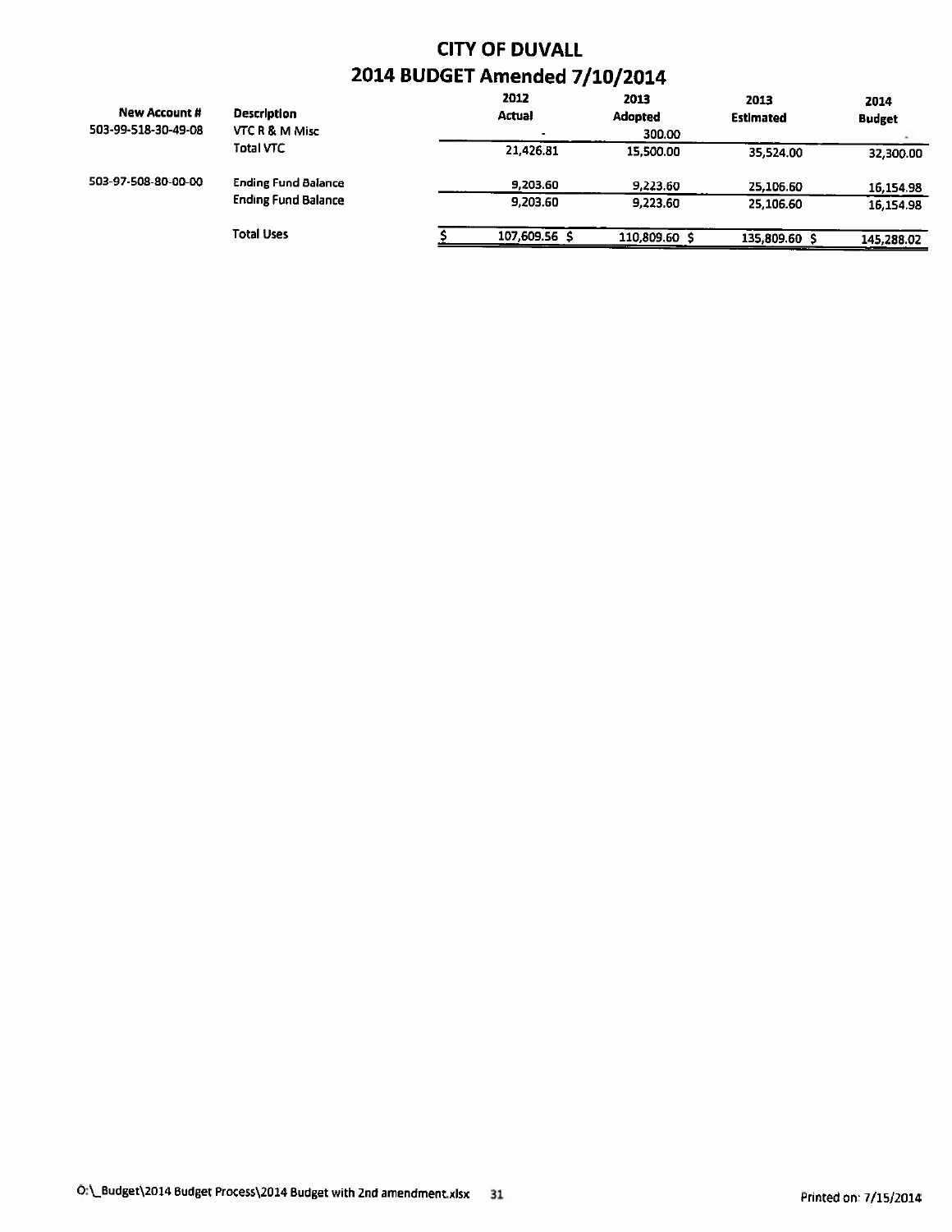# CITY OF DUVALL

## 2014 BUDGET Amended 7/10/2014

| New Account # | Description | 2012 Actual | 2013 Adopted | 2013 Estimated | 2014 Budget |
|---|---|---|---|---|---|
| 503-99-518-30-49-08 | VTC R & M Misc | - | 300.00 | | - |
| | Total VTC | 21,426.81 | 15,500.00 | 35,524.00 | 32,300.00 |
| 503-97-508-80-00-00 | Ending Fund Balance | 9,203.60 | 9,223.60 | 25,106.60 | 16,154.98 |
| | Ending Fund Balance | 9,203.60 | 9,223.60 | 25,106.60 | 16,154.98 |
| | Total Uses | $ 107,609.56 | $ 110,809.60 | $ 135,809.60 | $ 145,288.02 |

O:\_Budget\2014 Budget Process\2014 Budget with 2nd amendment.xlsx

Printed on: 7/15/2014